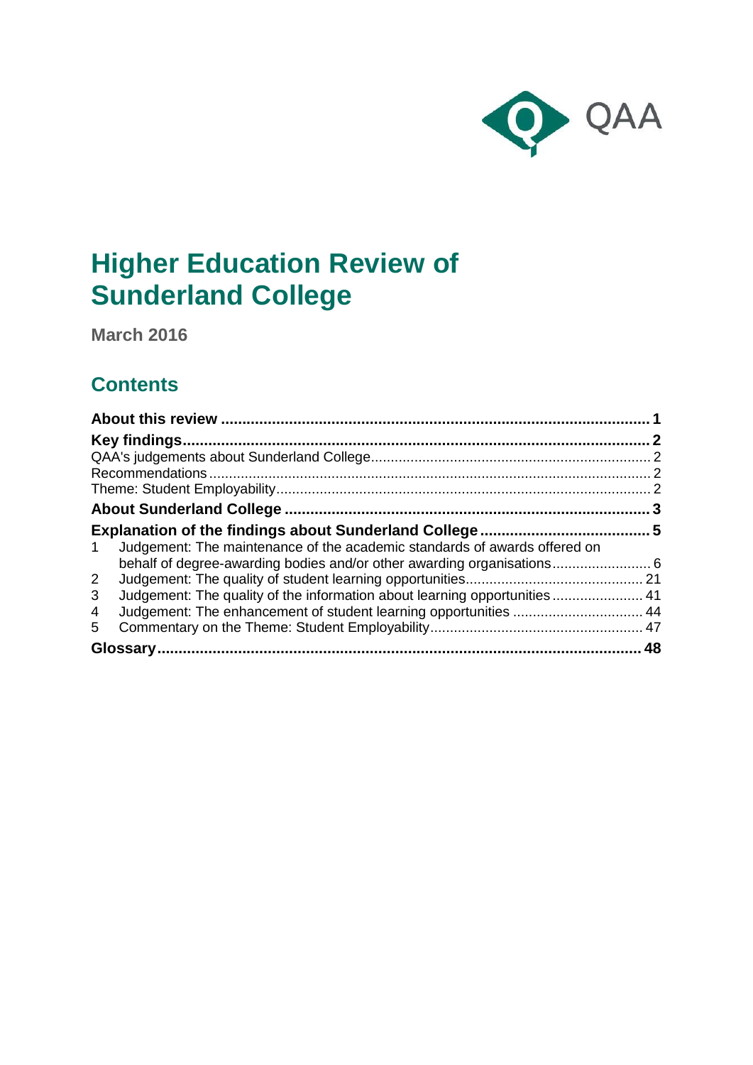# Higher Education Review of Sunderland College

**March 2016**

## Contents

**About this review** .................................................................................................. **1**

**Key findings** .......................................................................................................... **2**

QAA's judgements about Sunderland College ................................................................ 2

Recommendations ........................................................................................................ 2

Theme: Student Employability ...................................................................................... 2

**About Sunderland College** ..................................................................................... **3**

**Explanation of the findings about Sunderland College** ........................................ **5**

1 Judgement: The maintenance of the academic standards of awards offered on behalf of degree-awarding bodies and/or other awarding organisations ......................... 6

2 Judgement: The quality of student learning opportunities ............................................ 21

3 Judgement: The quality of the information about learning opportunities ...................... 41

4 Judgement: The enhancement of student learning opportunities ................................ 44

5 Commentary on the Theme: Student Employability ..................................................... 47

**Glossary** ................................................................................................................ **48**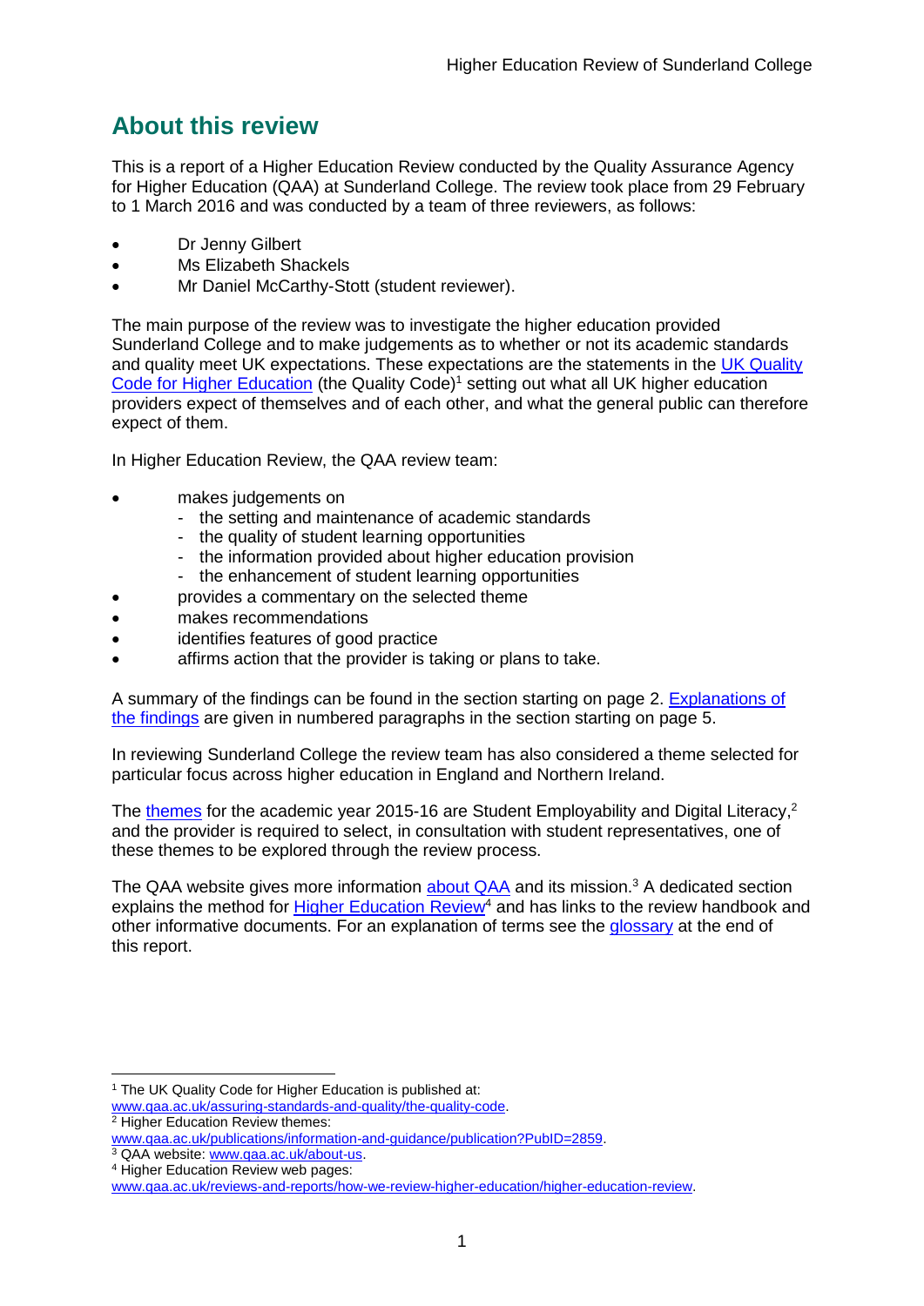## About this review

This is a report of a Higher Education Review conducted by the Quality Assurance Agency for Higher Education (QAA) at Sunderland College. The review took place from 29 February to 1 March 2016 and was conducted by a team of three reviewers, as follows:

- Dr Jenny Gilbert
- Ms Elizabeth Shackels
- Mr Daniel McCarthy-Stott (student reviewer).

The main purpose of the review was to investigate the higher education provided Sunderland College and to make judgements as to whether or not its academic standards and quality meet UK expectations. These expectations are the statements in the UK Quality Code for Higher Education (the Quality Code)[1] setting out what all UK higher education providers expect of themselves and of each other, and what the general public can therefore expect of them.

In Higher Education Review, the QAA review team:

- makes judgements on
  - the setting and maintenance of academic standards
  - the quality of student learning opportunities
  - the information provided about higher education provision
  - the enhancement of student learning opportunities
- provides a commentary on the selected theme
- makes recommendations
- identifies features of good practice
- affirms action that the provider is taking or plans to take.

A summary of the findings can be found in the section starting on page 2. Explanations of the findings are given in numbered paragraphs in the section starting on page 5.

In reviewing Sunderland College the review team has also considered a theme selected for particular focus across higher education in England and Northern Ireland.

The themes for the academic year 2015-16 are Student Employability and Digital Literacy,[2] and the provider is required to select, in consultation with student representatives, one of these themes to be explored through the review process.

The QAA website gives more information about QAA and its mission.[3] A dedicated section explains the method for Higher Education Review[4] and has links to the review handbook and other informative documents. For an explanation of terms see the glossary at the end of this report.

---

[1] The UK Quality Code for Higher Education is published at: www.qaa.ac.uk/assuring-standards-and-quality/the-quality-code.

[2] Higher Education Review themes: www.qaa.ac.uk/publications/information-and-guidance/publication?PubID=2859.

[3] QAA website: www.qaa.ac.uk/about-us.

[4] Higher Education Review web pages: www.qaa.ac.uk/reviews-and-reports/how-we-review-higher-education/higher-education-review.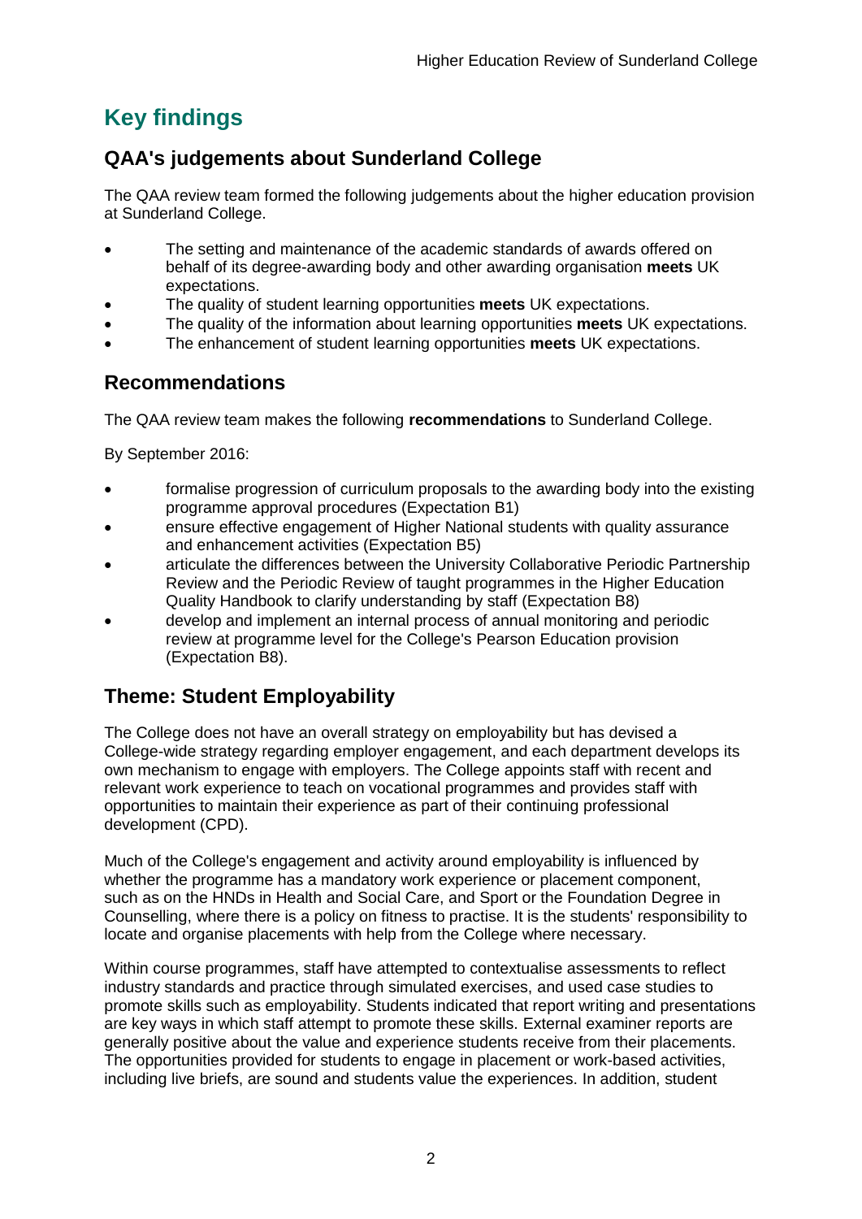## Key findings

### QAA's judgements about Sunderland College

The QAA review team formed the following judgements about the higher education provision at Sunderland College.

- The setting and maintenance of the academic standards of awards offered on behalf of its degree-awarding body and other awarding organisation **meets** UK expectations.
- The quality of student learning opportunities **meets** UK expectations.
- The quality of the information about learning opportunities **meets** UK expectations.
- The enhancement of student learning opportunities **meets** UK expectations.

### Recommendations

The QAA review team makes the following **recommendations** to Sunderland College.

By September 2016:

- formalise progression of curriculum proposals to the awarding body into the existing programme approval procedures (Expectation B1)
- ensure effective engagement of Higher National students with quality assurance and enhancement activities (Expectation B5)
- articulate the differences between the University Collaborative Periodic Partnership Review and the Periodic Review of taught programmes in the Higher Education Quality Handbook to clarify understanding by staff (Expectation B8)
- develop and implement an internal process of annual monitoring and periodic review at programme level for the College's Pearson Education provision (Expectation B8).

### Theme: Student Employability

The College does not have an overall strategy on employability but has devised a College-wide strategy regarding employer engagement, and each department develops its own mechanism to engage with employers. The College appoints staff with recent and relevant work experience to teach on vocational programmes and provides staff with opportunities to maintain their experience as part of their continuing professional development (CPD).

Much of the College's engagement and activity around employability is influenced by whether the programme has a mandatory work experience or placement component, such as on the HNDs in Health and Social Care, and Sport or the Foundation Degree in Counselling, where there is a policy on fitness to practise. It is the students' responsibility to locate and organise placements with help from the College where necessary.

Within course programmes, staff have attempted to contextualise assessments to reflect industry standards and practice through simulated exercises, and used case studies to promote skills such as employability. Students indicated that report writing and presentations are key ways in which staff attempt to promote these skills. External examiner reports are generally positive about the value and experience students receive from their placements. The opportunities provided for students to engage in placement or work-based activities, including live briefs, are sound and students value the experiences. In addition, student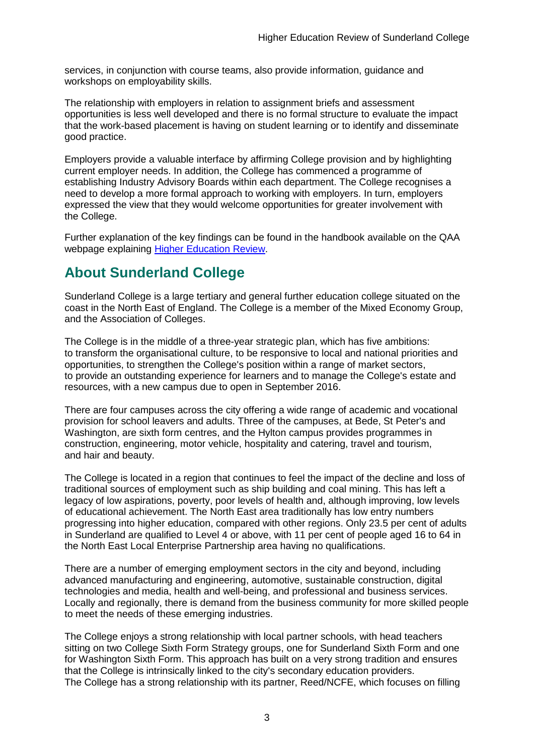services, in conjunction with course teams, also provide information, guidance and workshops on employability skills.

The relationship with employers in relation to assignment briefs and assessment opportunities is less well developed and there is no formal structure to evaluate the impact that the work-based placement is having on student learning or to identify and disseminate good practice.

Employers provide a valuable interface by affirming College provision and by highlighting current employer needs. In addition, the College has commenced a programme of establishing Industry Advisory Boards within each department. The College recognises a need to develop a more formal approach to working with employers. In turn, employers expressed the view that they would welcome opportunities for greater involvement with the College.

Further explanation of the key findings can be found in the handbook available on the QAA webpage explaining [Higher Education Review](#).

## About Sunderland College

Sunderland College is a large tertiary and general further education college situated on the coast in the North East of England. The College is a member of the Mixed Economy Group, and the Association of Colleges.

The College is in the middle of a three-year strategic plan, which has five ambitions: to transform the organisational culture, to be responsive to local and national priorities and opportunities, to strengthen the College's position within a range of market sectors, to provide an outstanding experience for learners and to manage the College's estate and resources, with a new campus due to open in September 2016.

There are four campuses across the city offering a wide range of academic and vocational provision for school leavers and adults. Three of the campuses, at Bede, St Peter's and Washington, are sixth form centres, and the Hylton campus provides programmes in construction, engineering, motor vehicle, hospitality and catering, travel and tourism, and hair and beauty.

The College is located in a region that continues to feel the impact of the decline and loss of traditional sources of employment such as ship building and coal mining. This has left a legacy of low aspirations, poverty, poor levels of health and, although improving, low levels of educational achievement. The North East area traditionally has low entry numbers progressing into higher education, compared with other regions. Only 23.5 per cent of adults in Sunderland are qualified to Level 4 or above, with 11 per cent of people aged 16 to 64 in the North East Local Enterprise Partnership area having no qualifications.

There are a number of emerging employment sectors in the city and beyond, including advanced manufacturing and engineering, automotive, sustainable construction, digital technologies and media, health and well-being, and professional and business services. Locally and regionally, there is demand from the business community for more skilled people to meet the needs of these emerging industries.

The College enjoys a strong relationship with local partner schools, with head teachers sitting on two College Sixth Form Strategy groups, one for Sunderland Sixth Form and one for Washington Sixth Form. This approach has built on a very strong tradition and ensures that the College is intrinsically linked to the city's secondary education providers.
The College has a strong relationship with its partner, Reed/NCFE, which focuses on filling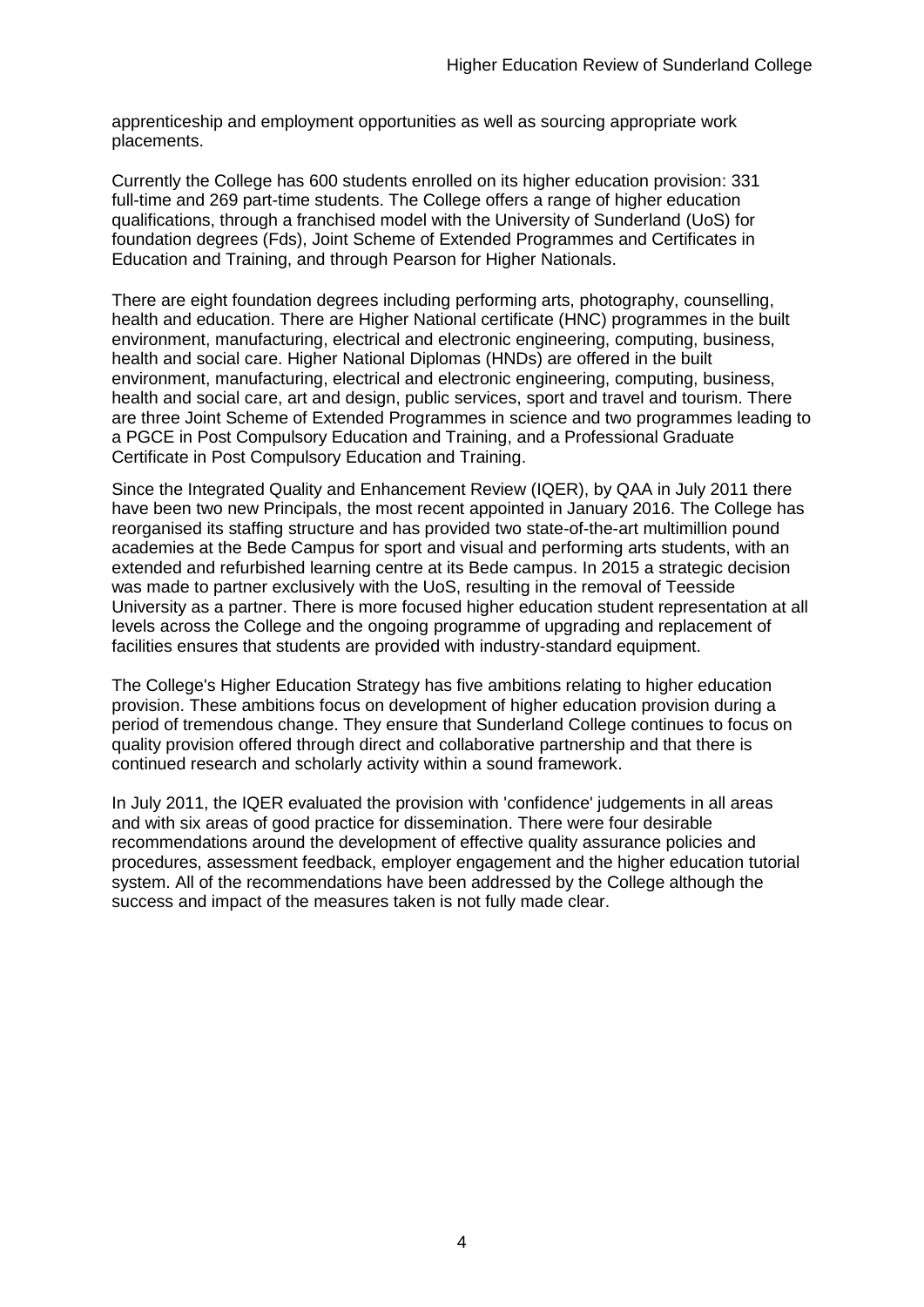apprenticeship and employment opportunities as well as sourcing appropriate work placements.

Currently the College has 600 students enrolled on its higher education provision: 331 full-time and 269 part-time students. The College offers a range of higher education qualifications, through a franchised model with the University of Sunderland (UoS) for foundation degrees (Fds), Joint Scheme of Extended Programmes and Certificates in Education and Training, and through Pearson for Higher Nationals.

There are eight foundation degrees including performing arts, photography, counselling, health and education. There are Higher National certificate (HNC) programmes in the built environment, manufacturing, electrical and electronic engineering, computing, business, health and social care. Higher National Diplomas (HNDs) are offered in the built environment, manufacturing, electrical and electronic engineering, computing, business, health and social care, art and design, public services, sport and travel and tourism. There are three Joint Scheme of Extended Programmes in science and two programmes leading to a PGCE in Post Compulsory Education and Training, and a Professional Graduate Certificate in Post Compulsory Education and Training.

Since the Integrated Quality and Enhancement Review (IQER), by QAA in July 2011 there have been two new Principals, the most recent appointed in January 2016. The College has reorganised its staffing structure and has provided two state-of-the-art multimillion pound academies at the Bede Campus for sport and visual and performing arts students, with an extended and refurbished learning centre at its Bede campus. In 2015 a strategic decision was made to partner exclusively with the UoS, resulting in the removal of Teesside University as a partner. There is more focused higher education student representation at all levels across the College and the ongoing programme of upgrading and replacement of facilities ensures that students are provided with industry-standard equipment.

The College's Higher Education Strategy has five ambitions relating to higher education provision. These ambitions focus on development of higher education provision during a period of tremendous change. They ensure that Sunderland College continues to focus on quality provision offered through direct and collaborative partnership and that there is continued research and scholarly activity within a sound framework.

In July 2011, the IQER evaluated the provision with 'confidence' judgements in all areas and with six areas of good practice for dissemination. There were four desirable recommendations around the development of effective quality assurance policies and procedures, assessment feedback, employer engagement and the higher education tutorial system. All of the recommendations have been addressed by the College although the success and impact of the measures taken is not fully made clear.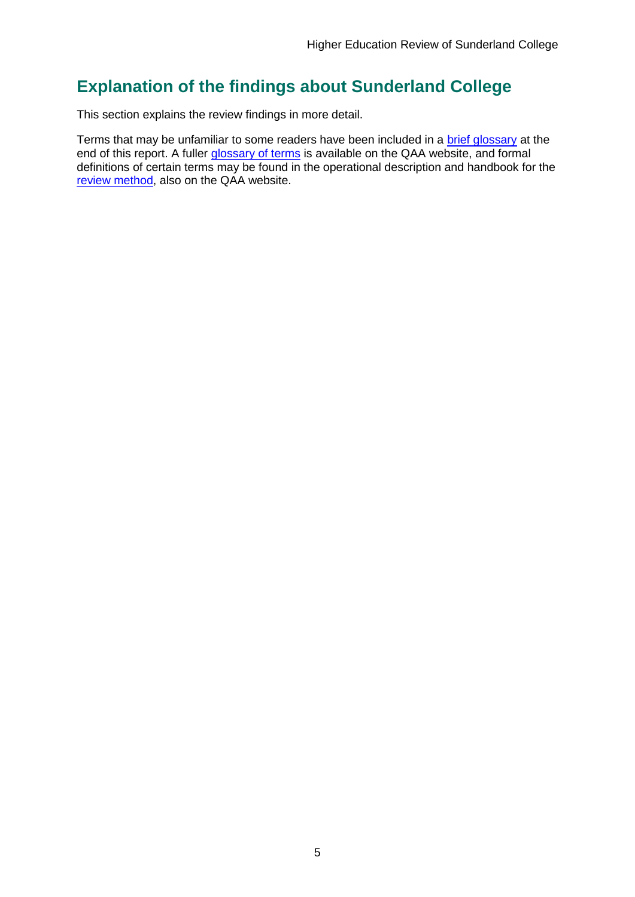## Explanation of the findings about Sunderland College

This section explains the review findings in more detail.

Terms that may be unfamiliar to some readers have been included in a brief glossary at the end of this report. A fuller glossary of terms is available on the QAA website, and formal definitions of certain terms may be found in the operational description and handbook for the review method, also on the QAA website.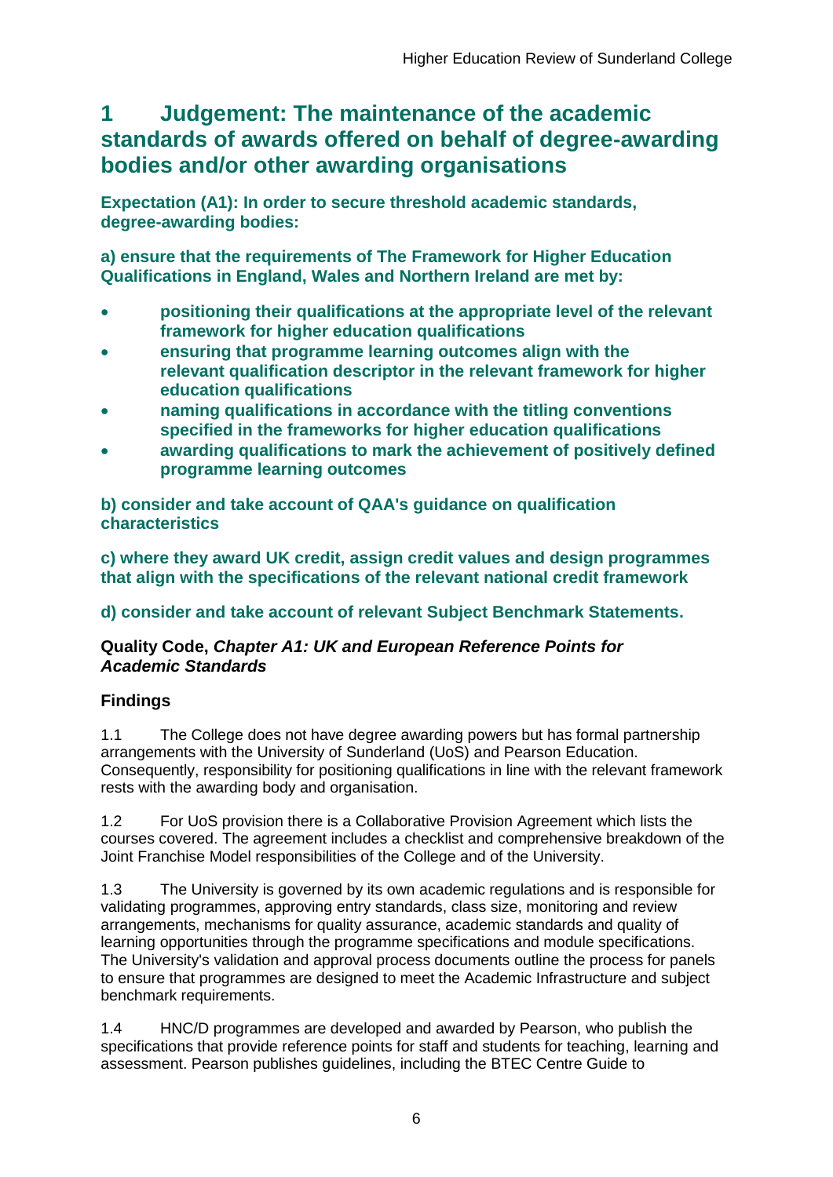# 1 Judgement: The maintenance of the academic standards of awards offered on behalf of degree-awarding bodies and/or other awarding organisations

**Expectation (A1): In order to secure threshold academic standards, degree-awarding bodies:**

**a) ensure that the requirements of The Framework for Higher Education Qualifications in England, Wales and Northern Ireland are met by:**

- **positioning their qualifications at the appropriate level of the relevant framework for higher education qualifications**
- **ensuring that programme learning outcomes align with the relevant qualification descriptor in the relevant framework for higher education qualifications**
- **naming qualifications in accordance with the titling conventions specified in the frameworks for higher education qualifications**
- **awarding qualifications to mark the achievement of positively defined programme learning outcomes**

**b) consider and take account of QAA's guidance on qualification characteristics**

**c) where they award UK credit, assign credit values and design programmes that align with the specifications of the relevant national credit framework**

**d) consider and take account of relevant Subject Benchmark Statements.**

**Quality Code, *Chapter A1: UK and European Reference Points for Academic Standards***

### Findings

1.1 The College does not have degree awarding powers but has formal partnership arrangements with the University of Sunderland (UoS) and Pearson Education. Consequently, responsibility for positioning qualifications in line with the relevant framework rests with the awarding body and organisation.

1.2 For UoS provision there is a Collaborative Provision Agreement which lists the courses covered. The agreement includes a checklist and comprehensive breakdown of the Joint Franchise Model responsibilities of the College and of the University.

1.3 The University is governed by its own academic regulations and is responsible for validating programmes, approving entry standards, class size, monitoring and review arrangements, mechanisms for quality assurance, academic standards and quality of learning opportunities through the programme specifications and module specifications. The University's validation and approval process documents outline the process for panels to ensure that programmes are designed to meet the Academic Infrastructure and subject benchmark requirements.

1.4 HNC/D programmes are developed and awarded by Pearson, who publish the specifications that provide reference points for staff and students for teaching, learning and assessment. Pearson publishes guidelines, including the BTEC Centre Guide to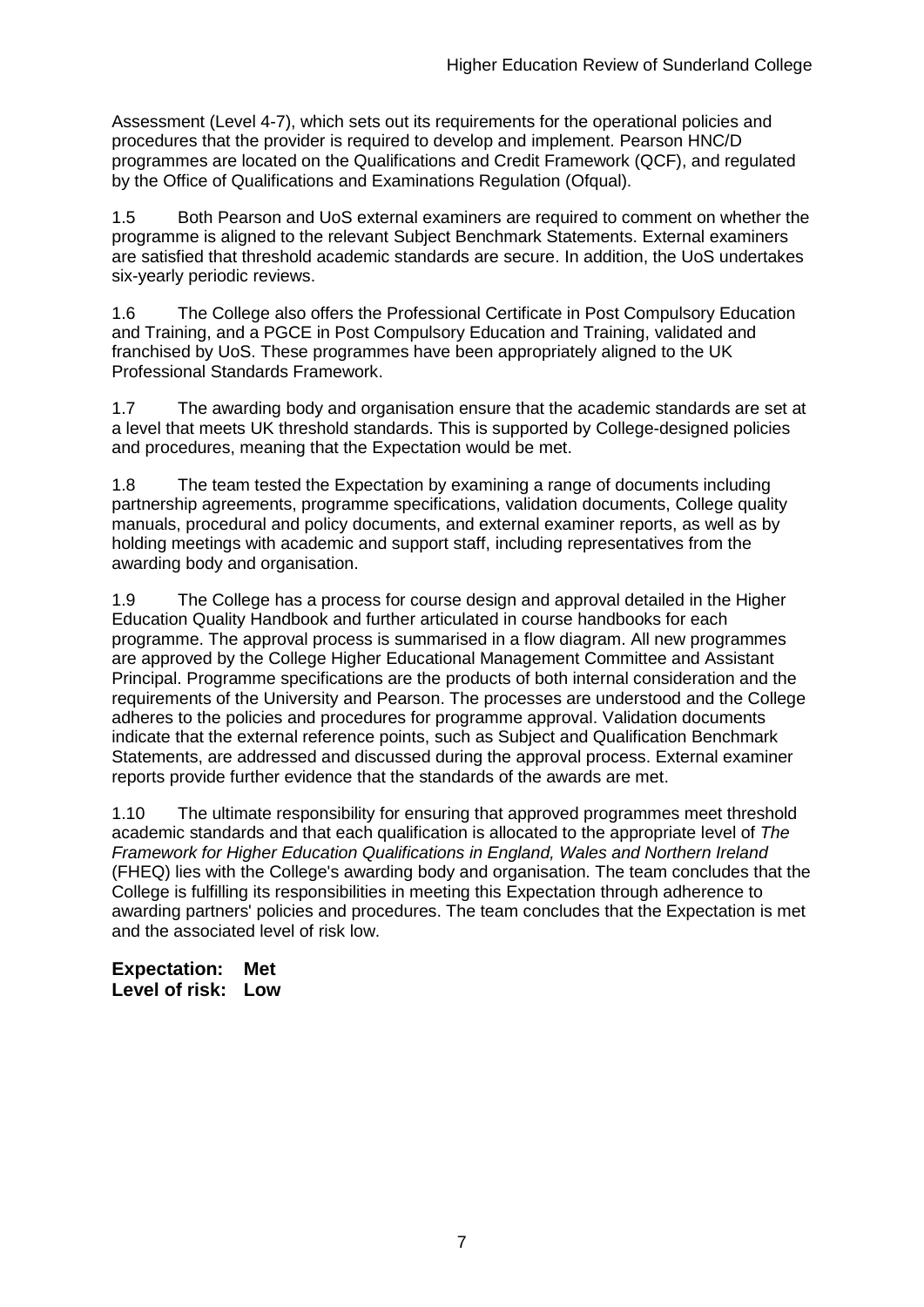Assessment (Level 4-7), which sets out its requirements for the operational policies and procedures that the provider is required to develop and implement. Pearson HNC/D programmes are located on the Qualifications and Credit Framework (QCF), and regulated by the Office of Qualifications and Examinations Regulation (Ofqual).

1.5 Both Pearson and UoS external examiners are required to comment on whether the programme is aligned to the relevant Subject Benchmark Statements. External examiners are satisfied that threshold academic standards are secure. In addition, the UoS undertakes six-yearly periodic reviews.

1.6 The College also offers the Professional Certificate in Post Compulsory Education and Training, and a PGCE in Post Compulsory Education and Training, validated and franchised by UoS. These programmes have been appropriately aligned to the UK Professional Standards Framework.

1.7 The awarding body and organisation ensure that the academic standards are set at a level that meets UK threshold standards. This is supported by College-designed policies and procedures, meaning that the Expectation would be met.

1.8 The team tested the Expectation by examining a range of documents including partnership agreements, programme specifications, validation documents, College quality manuals, procedural and policy documents, and external examiner reports, as well as by holding meetings with academic and support staff, including representatives from the awarding body and organisation.

1.9 The College has a process for course design and approval detailed in the Higher Education Quality Handbook and further articulated in course handbooks for each programme. The approval process is summarised in a flow diagram. All new programmes are approved by the College Higher Educational Management Committee and Assistant Principal. Programme specifications are the products of both internal consideration and the requirements of the University and Pearson. The processes are understood and the College adheres to the policies and procedures for programme approval. Validation documents indicate that the external reference points, such as Subject and Qualification Benchmark Statements, are addressed and discussed during the approval process. External examiner reports provide further evidence that the standards of the awards are met.

1.10 The ultimate responsibility for ensuring that approved programmes meet threshold academic standards and that each qualification is allocated to the appropriate level of *The Framework for Higher Education Qualifications in England, Wales and Northern Ireland* (FHEQ) lies with the College's awarding body and organisation. The team concludes that the College is fulfilling its responsibilities in meeting this Expectation through adherence to awarding partners' policies and procedures. The team concludes that the Expectation is met and the associated level of risk low.

**Expectation: Met**
**Level of risk: Low**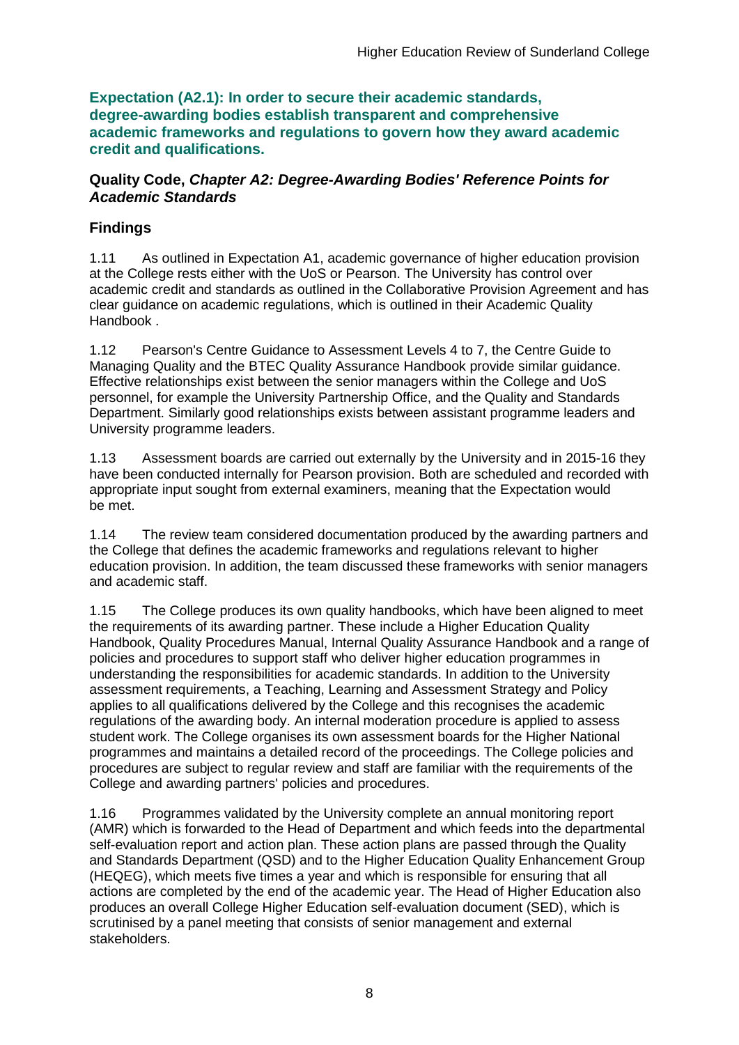**Expectation (A2.1): In order to secure their academic standards, degree-awarding bodies establish transparent and comprehensive academic frameworks and regulations to govern how they award academic credit and qualifications.**

**Quality Code, *Chapter A2: Degree-Awarding Bodies' Reference Points for Academic Standards***

## Findings

1.11 As outlined in Expectation A1, academic governance of higher education provision at the College rests either with the UoS or Pearson. The University has control over academic credit and standards as outlined in the Collaborative Provision Agreement and has clear guidance on academic regulations, which is outlined in their Academic Quality Handbook .

1.12 Pearson's Centre Guidance to Assessment Levels 4 to 7, the Centre Guide to Managing Quality and the BTEC Quality Assurance Handbook provide similar guidance. Effective relationships exist between the senior managers within the College and UoS personnel, for example the University Partnership Office, and the Quality and Standards Department. Similarly good relationships exists between assistant programme leaders and University programme leaders.

1.13 Assessment boards are carried out externally by the University and in 2015-16 they have been conducted internally for Pearson provision. Both are scheduled and recorded with appropriate input sought from external examiners, meaning that the Expectation would be met.

1.14 The review team considered documentation produced by the awarding partners and the College that defines the academic frameworks and regulations relevant to higher education provision. In addition, the team discussed these frameworks with senior managers and academic staff.

1.15 The College produces its own quality handbooks, which have been aligned to meet the requirements of its awarding partner. These include a Higher Education Quality Handbook, Quality Procedures Manual, Internal Quality Assurance Handbook and a range of policies and procedures to support staff who deliver higher education programmes in understanding the responsibilities for academic standards. In addition to the University assessment requirements, a Teaching, Learning and Assessment Strategy and Policy applies to all qualifications delivered by the College and this recognises the academic regulations of the awarding body. An internal moderation procedure is applied to assess student work. The College organises its own assessment boards for the Higher National programmes and maintains a detailed record of the proceedings. The College policies and procedures are subject to regular review and staff are familiar with the requirements of the College and awarding partners' policies and procedures.

1.16 Programmes validated by the University complete an annual monitoring report (AMR) which is forwarded to the Head of Department and which feeds into the departmental self-evaluation report and action plan. These action plans are passed through the Quality and Standards Department (QSD) and to the Higher Education Quality Enhancement Group (HEQEG), which meets five times a year and which is responsible for ensuring that all actions are completed by the end of the academic year. The Head of Higher Education also produces an overall College Higher Education self-evaluation document (SED), which is scrutinised by a panel meeting that consists of senior management and external stakeholders.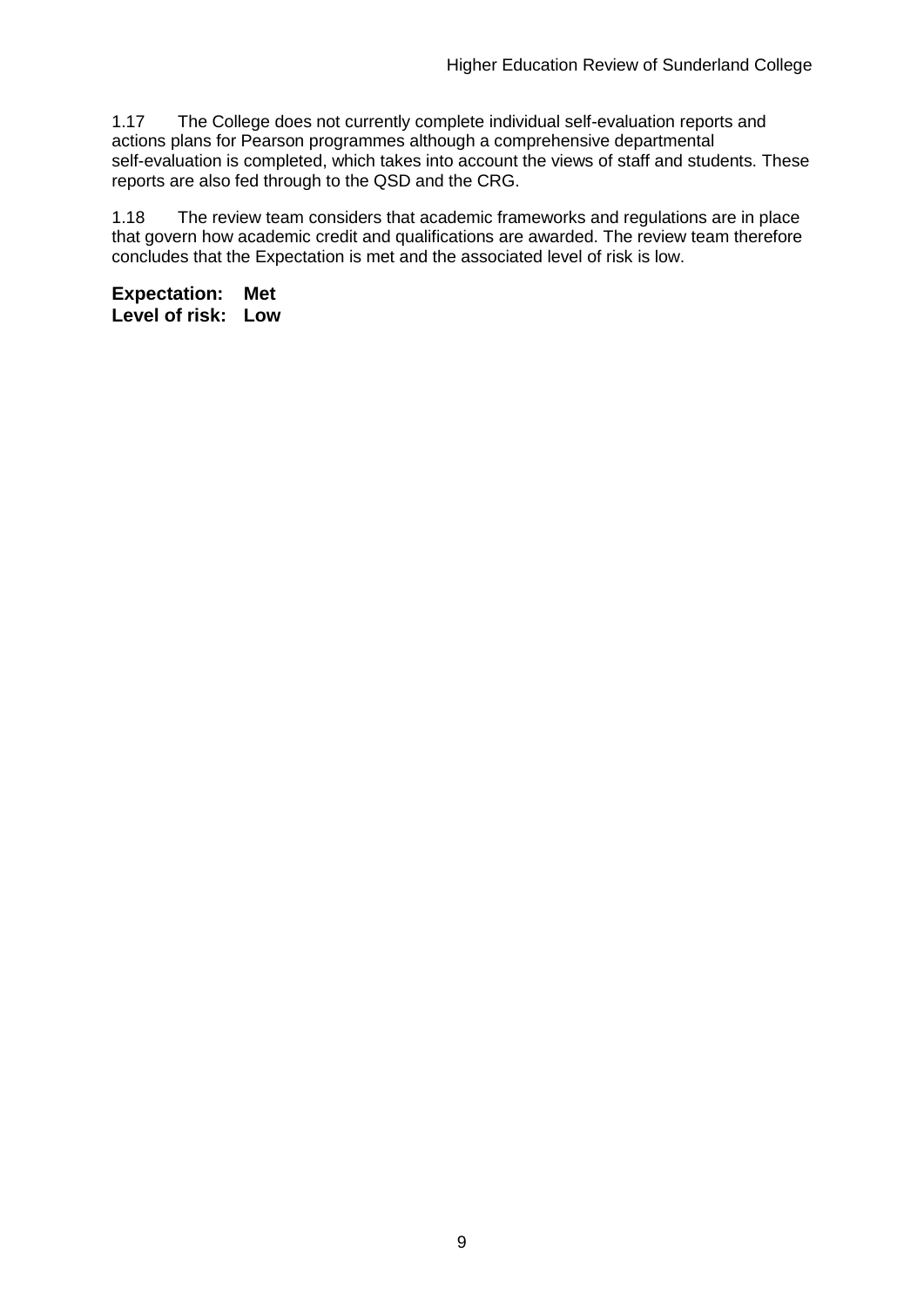1.17 The College does not currently complete individual self-evaluation reports and actions plans for Pearson programmes although a comprehensive departmental self-evaluation is completed, which takes into account the views of staff and students. These reports are also fed through to the QSD and the CRG.

1.18 The review team considers that academic frameworks and regulations are in place that govern how academic credit and qualifications are awarded. The review team therefore concludes that the Expectation is met and the associated level of risk is low.

**Expectation: Met**
**Level of risk: Low**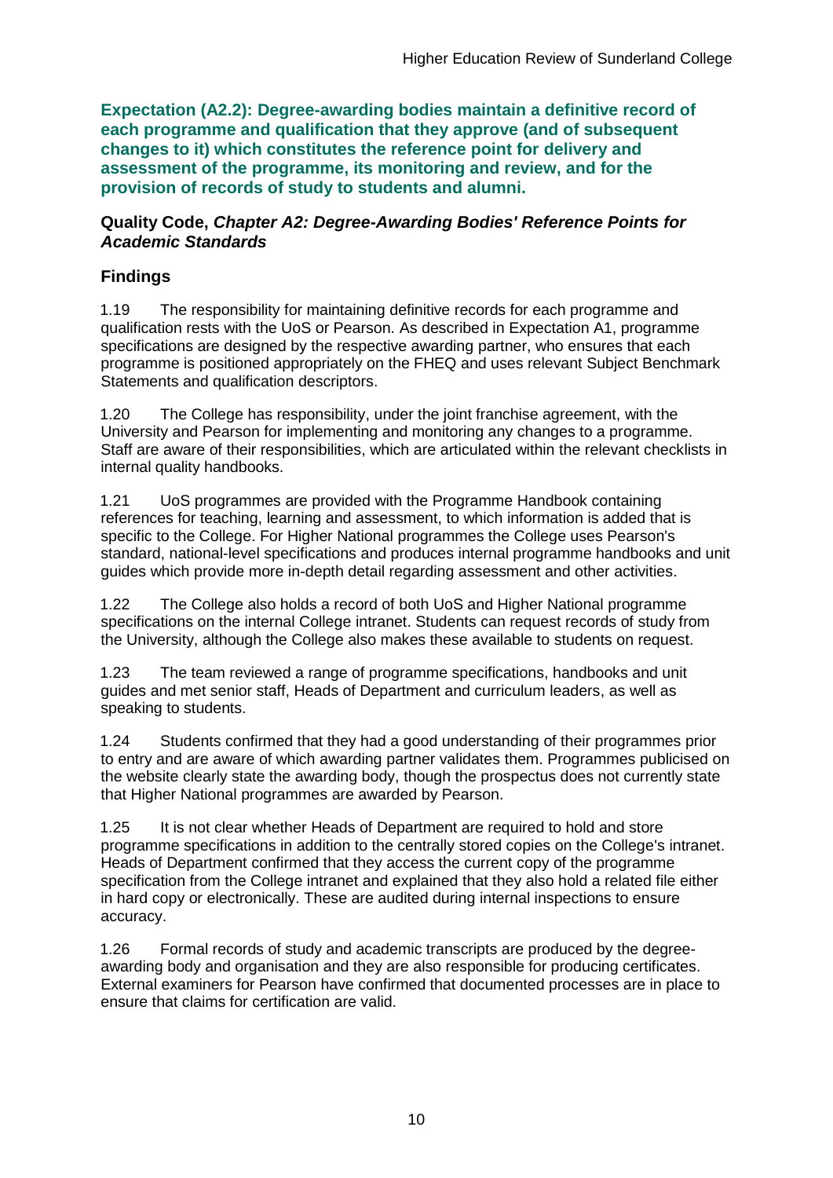**Expectation (A2.2): Degree-awarding bodies maintain a definitive record of each programme and qualification that they approve (and of subsequent changes to it) which constitutes the reference point for delivery and assessment of the programme, its monitoring and review, and for the provision of records of study to students and alumni.**

**Quality Code, *Chapter A2: Degree-Awarding Bodies' Reference Points for Academic Standards***

## Findings

1.19 The responsibility for maintaining definitive records for each programme and qualification rests with the UoS or Pearson. As described in Expectation A1, programme specifications are designed by the respective awarding partner, who ensures that each programme is positioned appropriately on the FHEQ and uses relevant Subject Benchmark Statements and qualification descriptors.

1.20 The College has responsibility, under the joint franchise agreement, with the University and Pearson for implementing and monitoring any changes to a programme. Staff are aware of their responsibilities, which are articulated within the relevant checklists in internal quality handbooks.

1.21 UoS programmes are provided with the Programme Handbook containing references for teaching, learning and assessment, to which information is added that is specific to the College. For Higher National programmes the College uses Pearson's standard, national-level specifications and produces internal programme handbooks and unit guides which provide more in-depth detail regarding assessment and other activities.

1.22 The College also holds a record of both UoS and Higher National programme specifications on the internal College intranet. Students can request records of study from the University, although the College also makes these available to students on request.

1.23 The team reviewed a range of programme specifications, handbooks and unit guides and met senior staff, Heads of Department and curriculum leaders, as well as speaking to students.

1.24 Students confirmed that they had a good understanding of their programmes prior to entry and are aware of which awarding partner validates them. Programmes publicised on the website clearly state the awarding body, though the prospectus does not currently state that Higher National programmes are awarded by Pearson.

1.25 It is not clear whether Heads of Department are required to hold and store programme specifications in addition to the centrally stored copies on the College's intranet. Heads of Department confirmed that they access the current copy of the programme specification from the College intranet and explained that they also hold a related file either in hard copy or electronically. These are audited during internal inspections to ensure accuracy.

1.26 Formal records of study and academic transcripts are produced by the degree-awarding body and organisation and they are also responsible for producing certificates. External examiners for Pearson have confirmed that documented processes are in place to ensure that claims for certification are valid.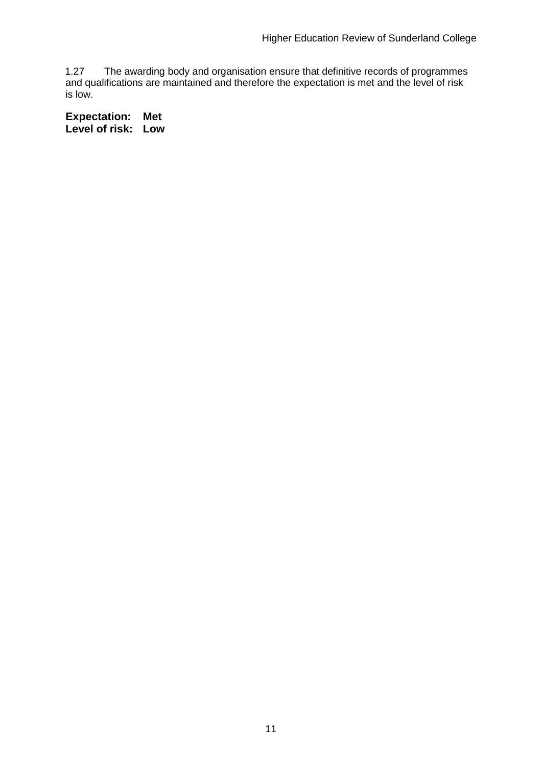1.27 The awarding body and organisation ensure that definitive records of programmes and qualifications are maintained and therefore the expectation is met and the level of risk is low.

**Expectation: Met**
**Level of risk: Low**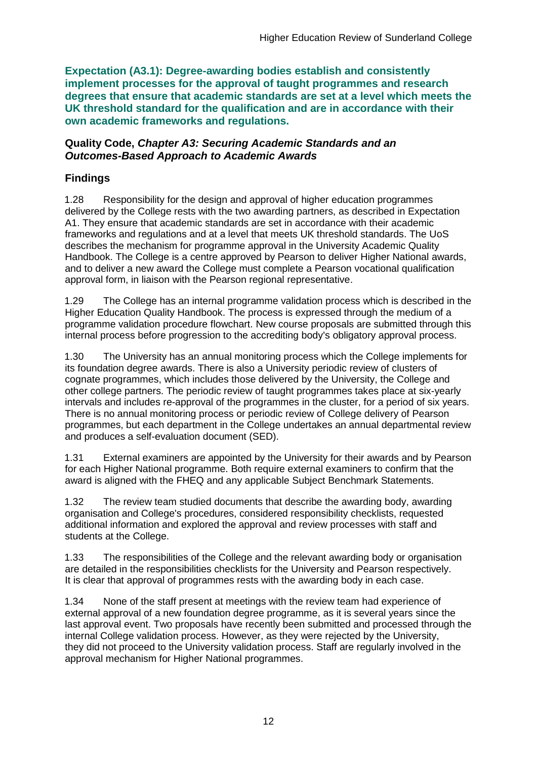**Expectation (A3.1): Degree-awarding bodies establish and consistently implement processes for the approval of taught programmes and research degrees that ensure that academic standards are set at a level which meets the UK threshold standard for the qualification and are in accordance with their own academic frameworks and regulations.**

**Quality Code, *Chapter A3: Securing Academic Standards and an Outcomes-Based Approach to Academic Awards***

## Findings

1.28 Responsibility for the design and approval of higher education programmes delivered by the College rests with the two awarding partners, as described in Expectation A1. They ensure that academic standards are set in accordance with their academic frameworks and regulations and at a level that meets UK threshold standards. The UoS describes the mechanism for programme approval in the University Academic Quality Handbook. The College is a centre approved by Pearson to deliver Higher National awards, and to deliver a new award the College must complete a Pearson vocational qualification approval form, in liaison with the Pearson regional representative.

1.29 The College has an internal programme validation process which is described in the Higher Education Quality Handbook. The process is expressed through the medium of a programme validation procedure flowchart. New course proposals are submitted through this internal process before progression to the accrediting body's obligatory approval process.

1.30 The University has an annual monitoring process which the College implements for its foundation degree awards. There is also a University periodic review of clusters of cognate programmes, which includes those delivered by the University, the College and other college partners. The periodic review of taught programmes takes place at six-yearly intervals and includes re-approval of the programmes in the cluster, for a period of six years. There is no annual monitoring process or periodic review of College delivery of Pearson programmes, but each department in the College undertakes an annual departmental review and produces a self-evaluation document (SED).

1.31 External examiners are appointed by the University for their awards and by Pearson for each Higher National programme. Both require external examiners to confirm that the award is aligned with the FHEQ and any applicable Subject Benchmark Statements.

1.32 The review team studied documents that describe the awarding body, awarding organisation and College's procedures, considered responsibility checklists, requested additional information and explored the approval and review processes with staff and students at the College.

1.33 The responsibilities of the College and the relevant awarding body or organisation are detailed in the responsibilities checklists for the University and Pearson respectively. It is clear that approval of programmes rests with the awarding body in each case.

1.34 None of the staff present at meetings with the review team had experience of external approval of a new foundation degree programme, as it is several years since the last approval event. Two proposals have recently been submitted and processed through the internal College validation process. However, as they were rejected by the University, they did not proceed to the University validation process. Staff are regularly involved in the approval mechanism for Higher National programmes.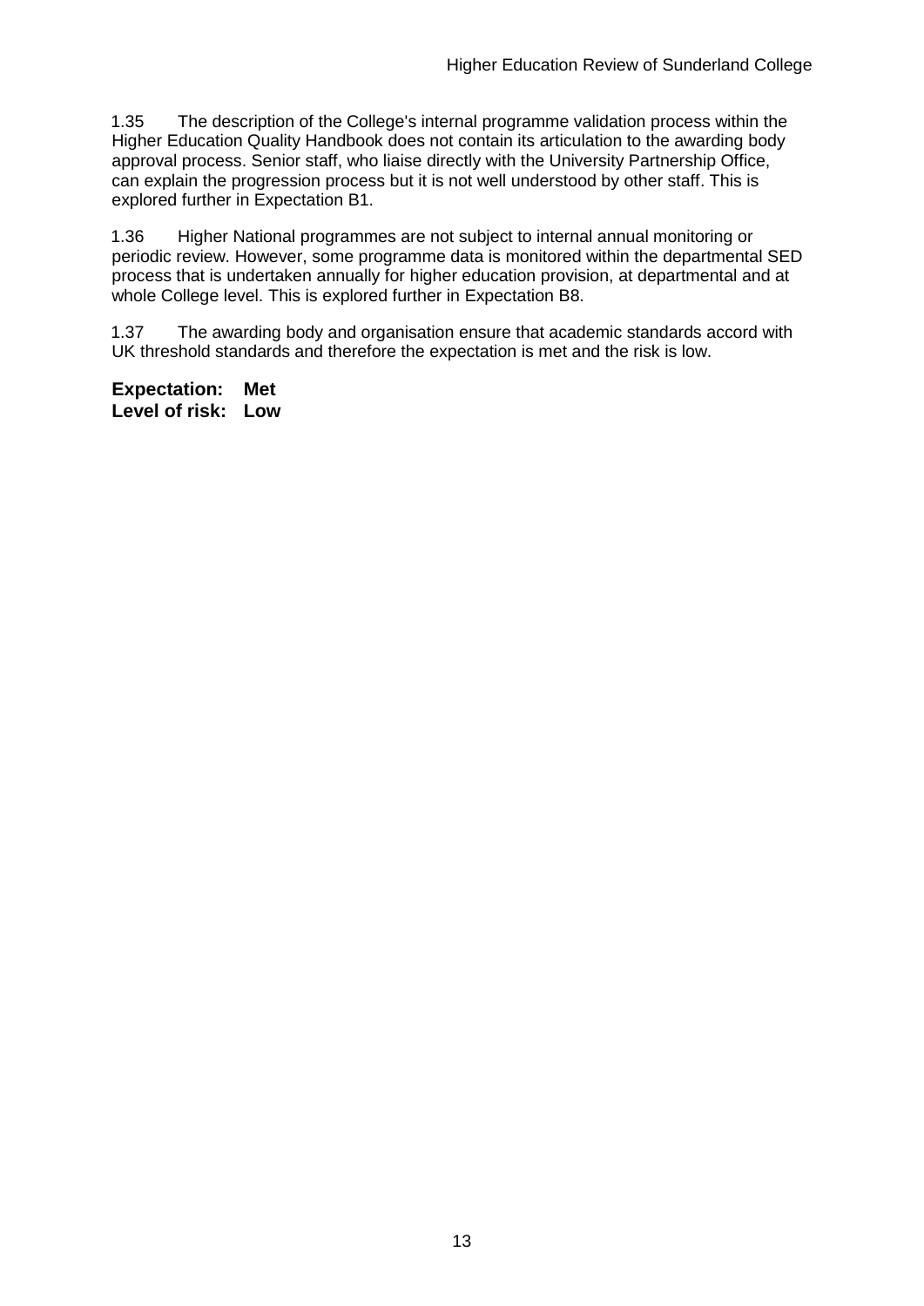1.35 The description of the College's internal programme validation process within the Higher Education Quality Handbook does not contain its articulation to the awarding body approval process. Senior staff, who liaise directly with the University Partnership Office, can explain the progression process but it is not well understood by other staff. This is explored further in Expectation B1.

1.36 Higher National programmes are not subject to internal annual monitoring or periodic review. However, some programme data is monitored within the departmental SED process that is undertaken annually for higher education provision, at departmental and at whole College level. This is explored further in Expectation B8.

1.37 The awarding body and organisation ensure that academic standards accord with UK threshold standards and therefore the expectation is met and the risk is low.

**Expectation: Met**
**Level of risk: Low**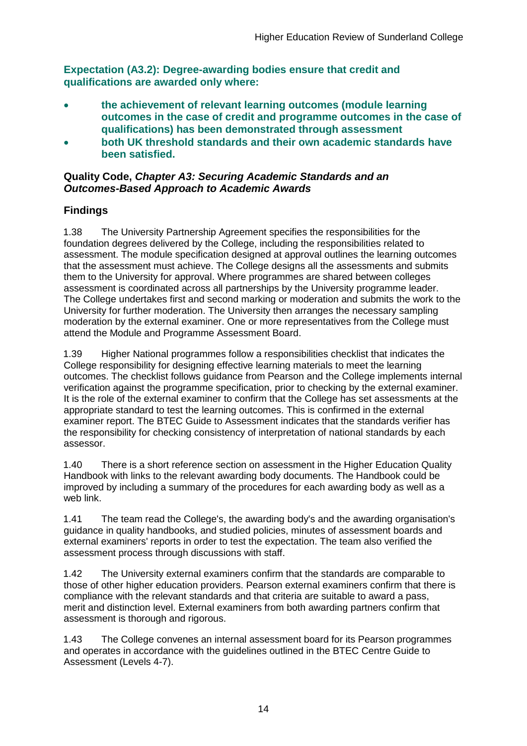**Expectation (A3.2): Degree-awarding bodies ensure that credit and qualifications are awarded only where:**

- **the achievement of relevant learning outcomes (module learning outcomes in the case of credit and programme outcomes in the case of qualifications) has been demonstrated through assessment**
- **both UK threshold standards and their own academic standards have been satisfied.**

**Quality Code, *Chapter A3: Securing Academic Standards and an Outcomes-Based Approach to Academic Awards***

## Findings

1.38 The University Partnership Agreement specifies the responsibilities for the foundation degrees delivered by the College, including the responsibilities related to assessment. The module specification designed at approval outlines the learning outcomes that the assessment must achieve. The College designs all the assessments and submits them to the University for approval. Where programmes are shared between colleges assessment is coordinated across all partnerships by the University programme leader. The College undertakes first and second marking or moderation and submits the work to the University for further moderation. The University then arranges the necessary sampling moderation by the external examiner. One or more representatives from the College must attend the Module and Programme Assessment Board.

1.39 Higher National programmes follow a responsibilities checklist that indicates the College responsibility for designing effective learning materials to meet the learning outcomes. The checklist follows guidance from Pearson and the College implements internal verification against the programme specification, prior to checking by the external examiner. It is the role of the external examiner to confirm that the College has set assessments at the appropriate standard to test the learning outcomes. This is confirmed in the external examiner report. The BTEC Guide to Assessment indicates that the standards verifier has the responsibility for checking consistency of interpretation of national standards by each assessor.

1.40 There is a short reference section on assessment in the Higher Education Quality Handbook with links to the relevant awarding body documents. The Handbook could be improved by including a summary of the procedures for each awarding body as well as a web link.

1.41 The team read the College's, the awarding body's and the awarding organisation's guidance in quality handbooks, and studied policies, minutes of assessment boards and external examiners' reports in order to test the expectation. The team also verified the assessment process through discussions with staff.

1.42 The University external examiners confirm that the standards are comparable to those of other higher education providers. Pearson external examiners confirm that there is compliance with the relevant standards and that criteria are suitable to award a pass, merit and distinction level. External examiners from both awarding partners confirm that assessment is thorough and rigorous.

1.43 The College convenes an internal assessment board for its Pearson programmes and operates in accordance with the guidelines outlined in the BTEC Centre Guide to Assessment (Levels 4-7).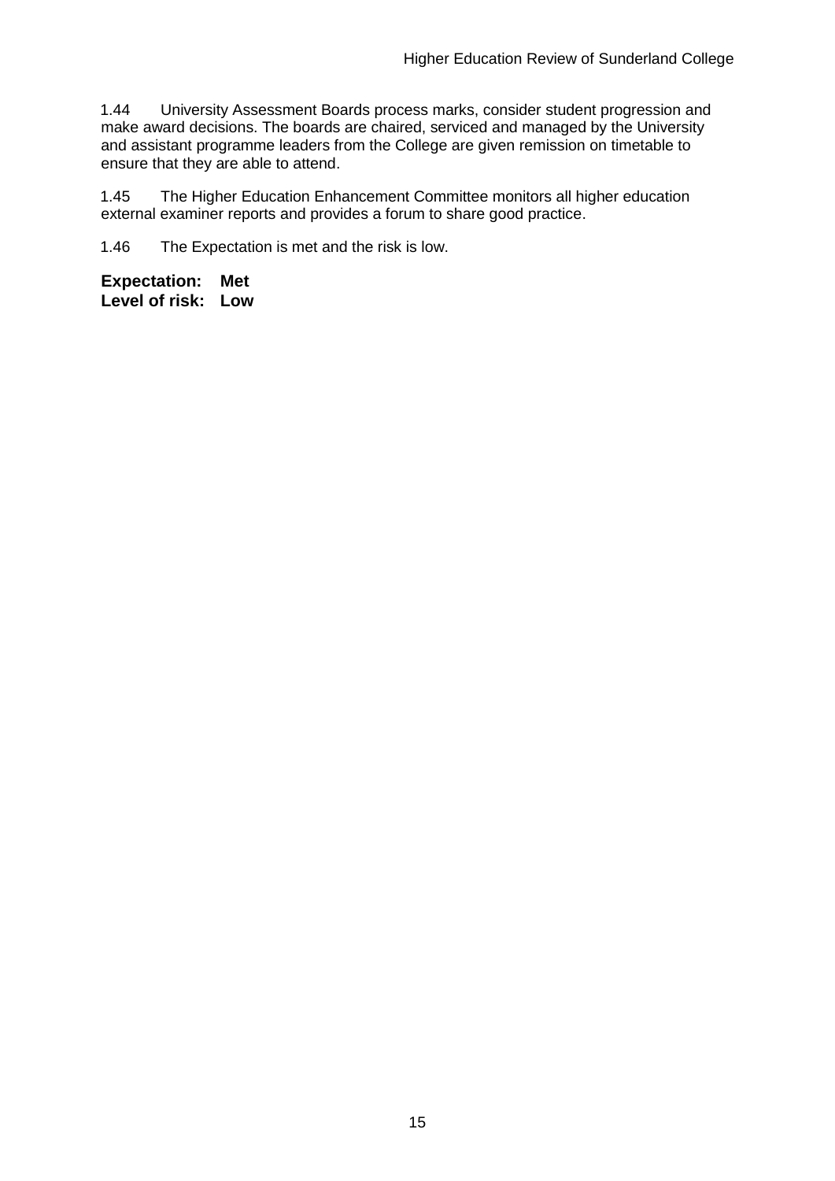1.44 University Assessment Boards process marks, consider student progression and make award decisions. The boards are chaired, serviced and managed by the University and assistant programme leaders from the College are given remission on timetable to ensure that they are able to attend.

1.45 The Higher Education Enhancement Committee monitors all higher education external examiner reports and provides a forum to share good practice.

1.46 The Expectation is met and the risk is low.

**Expectation: Met**
**Level of risk: Low**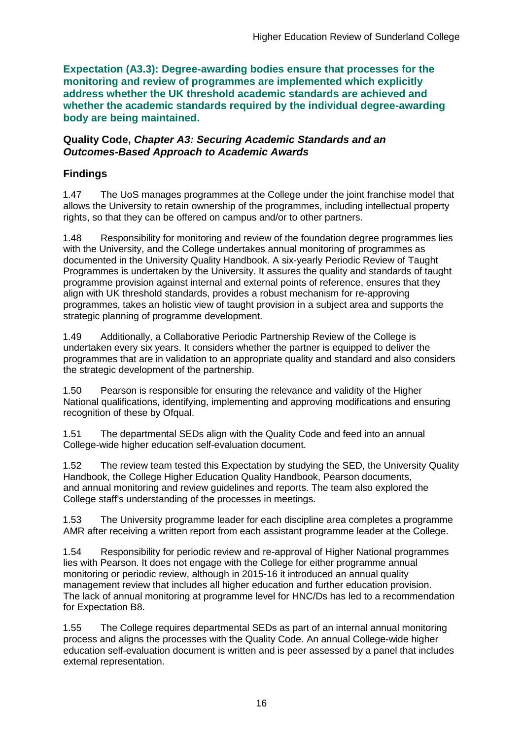**Expectation (A3.3): Degree-awarding bodies ensure that processes for the monitoring and review of programmes are implemented which explicitly address whether the UK threshold academic standards are achieved and whether the academic standards required by the individual degree-awarding body are being maintained.**

**Quality Code, *Chapter A3: Securing Academic Standards and an Outcomes-Based Approach to Academic Awards***

## Findings

1.47 The UoS manages programmes at the College under the joint franchise model that allows the University to retain ownership of the programmes, including intellectual property rights, so that they can be offered on campus and/or to other partners.

1.48 Responsibility for monitoring and review of the foundation degree programmes lies with the University, and the College undertakes annual monitoring of programmes as documented in the University Quality Handbook. A six-yearly Periodic Review of Taught Programmes is undertaken by the University. It assures the quality and standards of taught programme provision against internal and external points of reference, ensures that they align with UK threshold standards, provides a robust mechanism for re-approving programmes, takes an holistic view of taught provision in a subject area and supports the strategic planning of programme development.

1.49 Additionally, a Collaborative Periodic Partnership Review of the College is undertaken every six years. It considers whether the partner is equipped to deliver the programmes that are in validation to an appropriate quality and standard and also considers the strategic development of the partnership.

1.50 Pearson is responsible for ensuring the relevance and validity of the Higher National qualifications, identifying, implementing and approving modifications and ensuring recognition of these by Ofqual.

1.51 The departmental SEDs align with the Quality Code and feed into an annual College-wide higher education self-evaluation document.

1.52 The review team tested this Expectation by studying the SED, the University Quality Handbook, the College Higher Education Quality Handbook, Pearson documents, and annual monitoring and review guidelines and reports. The team also explored the College staff's understanding of the processes in meetings.

1.53 The University programme leader for each discipline area completes a programme AMR after receiving a written report from each assistant programme leader at the College.

1.54 Responsibility for periodic review and re-approval of Higher National programmes lies with Pearson. It does not engage with the College for either programme annual monitoring or periodic review, although in 2015-16 it introduced an annual quality management review that includes all higher education and further education provision. The lack of annual monitoring at programme level for HNC/Ds has led to a recommendation for Expectation B8.

1.55 The College requires departmental SEDs as part of an internal annual monitoring process and aligns the processes with the Quality Code. An annual College-wide higher education self-evaluation document is written and is peer assessed by a panel that includes external representation.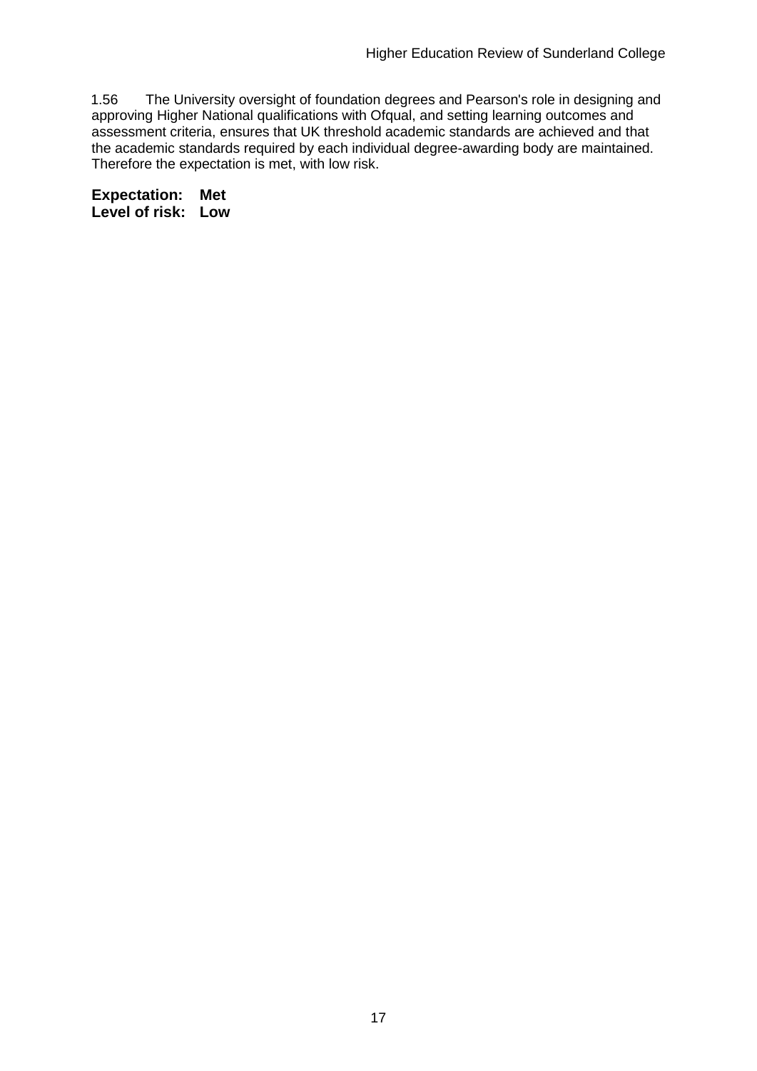1.56 The University oversight of foundation degrees and Pearson's role in designing and approving Higher National qualifications with Ofqual, and setting learning outcomes and assessment criteria, ensures that UK threshold academic standards are achieved and that the academic standards required by each individual degree-awarding body are maintained. Therefore the expectation is met, with low risk.

**Expectation: Met**
**Level of risk: Low**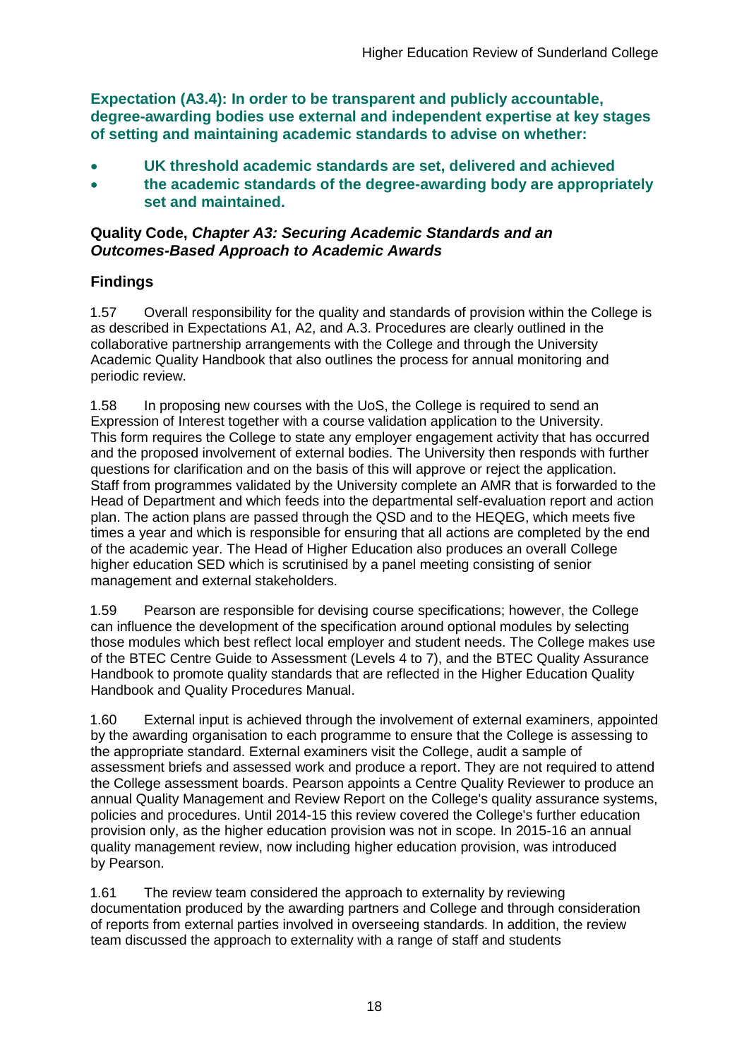**Expectation (A3.4): In order to be transparent and publicly accountable, degree-awarding bodies use external and independent expertise at key stages of setting and maintaining academic standards to advise on whether:**

- **UK threshold academic standards are set, delivered and achieved**
- **the academic standards of the degree-awarding body are appropriately set and maintained.**

**Quality Code, *Chapter A3: Securing Academic Standards and an Outcomes-Based Approach to Academic Awards***

## Findings

1.57 Overall responsibility for the quality and standards of provision within the College is as described in Expectations A1, A2, and A.3. Procedures are clearly outlined in the collaborative partnership arrangements with the College and through the University Academic Quality Handbook that also outlines the process for annual monitoring and periodic review.

1.58 In proposing new courses with the UoS, the College is required to send an Expression of Interest together with a course validation application to the University. This form requires the College to state any employer engagement activity that has occurred and the proposed involvement of external bodies. The University then responds with further questions for clarification and on the basis of this will approve or reject the application. Staff from programmes validated by the University complete an AMR that is forwarded to the Head of Department and which feeds into the departmental self-evaluation report and action plan. The action plans are passed through the QSD and to the HEQEG, which meets five times a year and which is responsible for ensuring that all actions are completed by the end of the academic year. The Head of Higher Education also produces an overall College higher education SED which is scrutinised by a panel meeting consisting of senior management and external stakeholders.

1.59 Pearson are responsible for devising course specifications; however, the College can influence the development of the specification around optional modules by selecting those modules which best reflect local employer and student needs. The College makes use of the BTEC Centre Guide to Assessment (Levels 4 to 7), and the BTEC Quality Assurance Handbook to promote quality standards that are reflected in the Higher Education Quality Handbook and Quality Procedures Manual.

1.60 External input is achieved through the involvement of external examiners, appointed by the awarding organisation to each programme to ensure that the College is assessing to the appropriate standard. External examiners visit the College, audit a sample of assessment briefs and assessed work and produce a report. They are not required to attend the College assessment boards. Pearson appoints a Centre Quality Reviewer to produce an annual Quality Management and Review Report on the College's quality assurance systems, policies and procedures. Until 2014-15 this review covered the College's further education provision only, as the higher education provision was not in scope. In 2015-16 an annual quality management review, now including higher education provision, was introduced by Pearson.

1.61 The review team considered the approach to externality by reviewing documentation produced by the awarding partners and College and through consideration of reports from external parties involved in overseeing standards. In addition, the review team discussed the approach to externality with a range of staff and students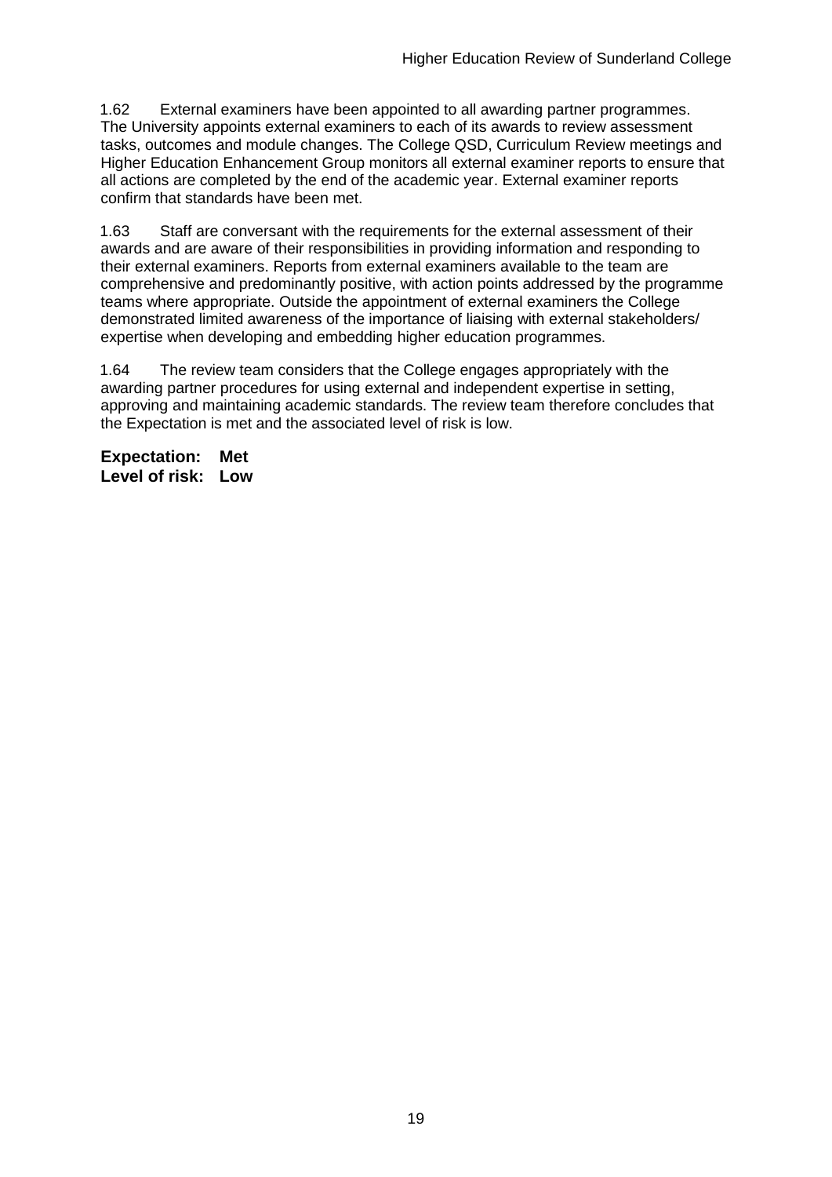1.62 External examiners have been appointed to all awarding partner programmes. The University appoints external examiners to each of its awards to review assessment tasks, outcomes and module changes. The College QSD, Curriculum Review meetings and Higher Education Enhancement Group monitors all external examiner reports to ensure that all actions are completed by the end of the academic year. External examiner reports confirm that standards have been met.

1.63 Staff are conversant with the requirements for the external assessment of their awards and are aware of their responsibilities in providing information and responding to their external examiners. Reports from external examiners available to the team are comprehensive and predominantly positive, with action points addressed by the programme teams where appropriate. Outside the appointment of external examiners the College demonstrated limited awareness of the importance of liaising with external stakeholders/ expertise when developing and embedding higher education programmes.

1.64 The review team considers that the College engages appropriately with the awarding partner procedures for using external and independent expertise in setting, approving and maintaining academic standards. The review team therefore concludes that the Expectation is met and the associated level of risk is low.

**Expectation: Met**
**Level of risk: Low**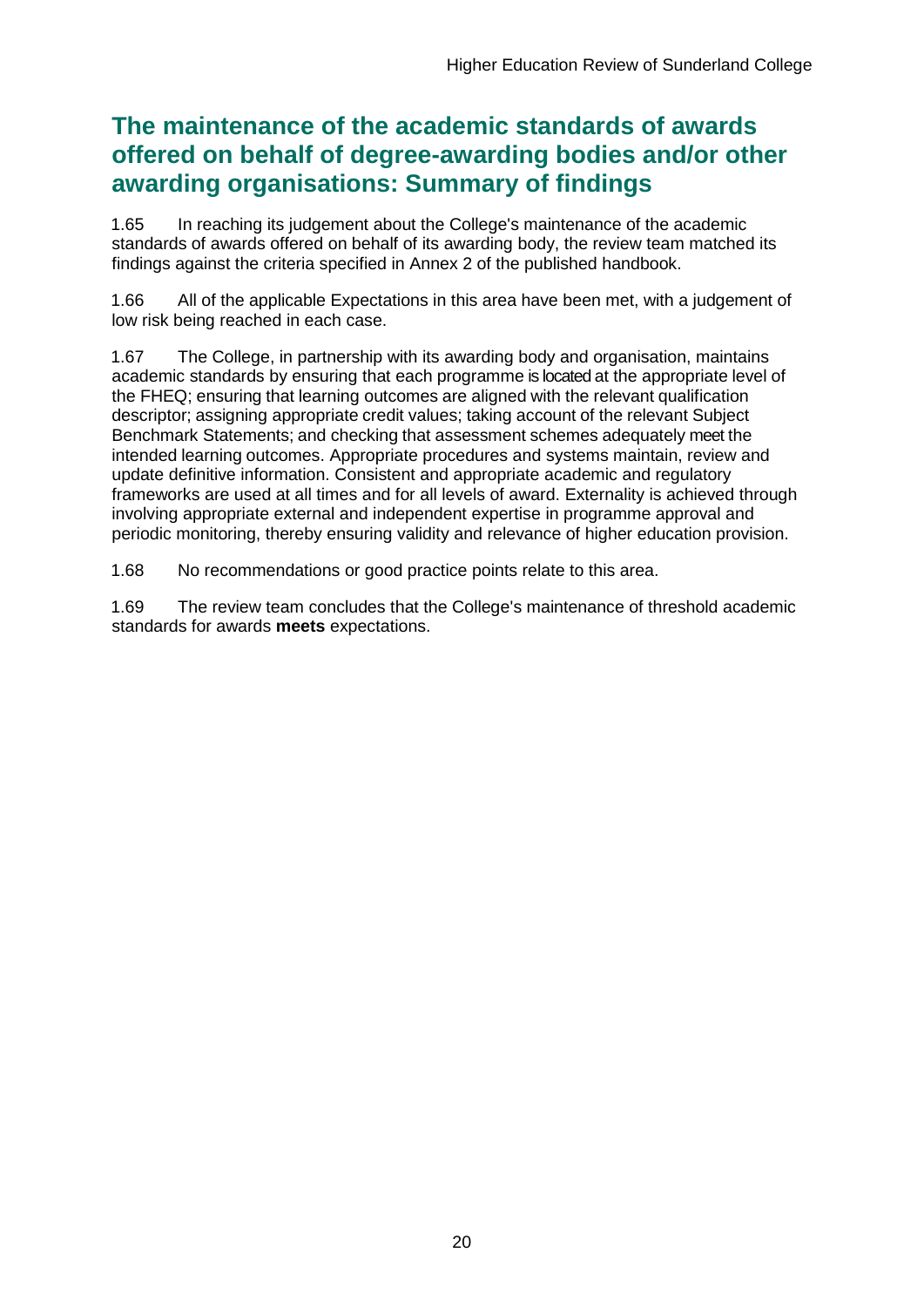## The maintenance of the academic standards of awards offered on behalf of degree-awarding bodies and/or other awarding organisations: Summary of findings

1.65 In reaching its judgement about the College's maintenance of the academic standards of awards offered on behalf of its awarding body, the review team matched its findings against the criteria specified in Annex 2 of the published handbook.

1.66 All of the applicable Expectations in this area have been met, with a judgement of low risk being reached in each case.

1.67 The College, in partnership with its awarding body and organisation, maintains academic standards by ensuring that each programme is located at the appropriate level of the FHEQ; ensuring that learning outcomes are aligned with the relevant qualification descriptor; assigning appropriate credit values; taking account of the relevant Subject Benchmark Statements; and checking that assessment schemes adequately meet the intended learning outcomes. Appropriate procedures and systems maintain, review and update definitive information. Consistent and appropriate academic and regulatory frameworks are used at all times and for all levels of award. Externality is achieved through involving appropriate external and independent expertise in programme approval and periodic monitoring, thereby ensuring validity and relevance of higher education provision.

1.68 No recommendations or good practice points relate to this area.

1.69 The review team concludes that the College's maintenance of threshold academic standards for awards **meets** expectations.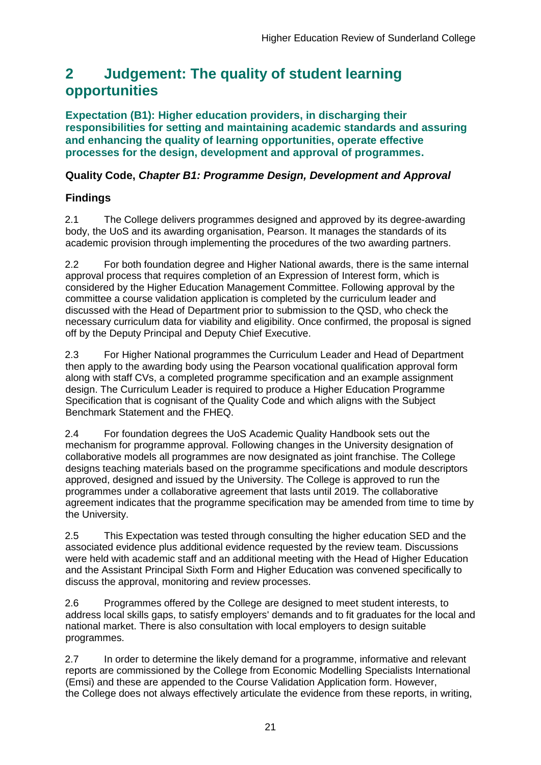# 2 Judgement: The quality of student learning opportunities

**Expectation (B1): Higher education providers, in discharging their responsibilities for setting and maintaining academic standards and assuring and enhancing the quality of learning opportunities, operate effective processes for the design, development and approval of programmes.**

### Quality Code, *Chapter B1: Programme Design, Development and Approval*

### Findings

2.1 The College delivers programmes designed and approved by its degree-awarding body, the UoS and its awarding organisation, Pearson. It manages the standards of its academic provision through implementing the procedures of the two awarding partners.

2.2 For both foundation degree and Higher National awards, there is the same internal approval process that requires completion of an Expression of Interest form, which is considered by the Higher Education Management Committee. Following approval by the committee a course validation application is completed by the curriculum leader and discussed with the Head of Department prior to submission to the QSD, who check the necessary curriculum data for viability and eligibility. Once confirmed, the proposal is signed off by the Deputy Principal and Deputy Chief Executive.

2.3 For Higher National programmes the Curriculum Leader and Head of Department then apply to the awarding body using the Pearson vocational qualification approval form along with staff CVs, a completed programme specification and an example assignment design. The Curriculum Leader is required to produce a Higher Education Programme Specification that is cognisant of the Quality Code and which aligns with the Subject Benchmark Statement and the FHEQ.

2.4 For foundation degrees the UoS Academic Quality Handbook sets out the mechanism for programme approval. Following changes in the University designation of collaborative models all programmes are now designated as joint franchise. The College designs teaching materials based on the programme specifications and module descriptors approved, designed and issued by the University. The College is approved to run the programmes under a collaborative agreement that lasts until 2019. The collaborative agreement indicates that the programme specification may be amended from time to time by the University.

2.5 This Expectation was tested through consulting the higher education SED and the associated evidence plus additional evidence requested by the review team. Discussions were held with academic staff and an additional meeting with the Head of Higher Education and the Assistant Principal Sixth Form and Higher Education was convened specifically to discuss the approval, monitoring and review processes.

2.6 Programmes offered by the College are designed to meet student interests, to address local skills gaps, to satisfy employers' demands and to fit graduates for the local and national market. There is also consultation with local employers to design suitable programmes.

2.7 In order to determine the likely demand for a programme, informative and relevant reports are commissioned by the College from Economic Modelling Specialists International (Emsi) and these are appended to the Course Validation Application form. However, the College does not always effectively articulate the evidence from these reports, in writing,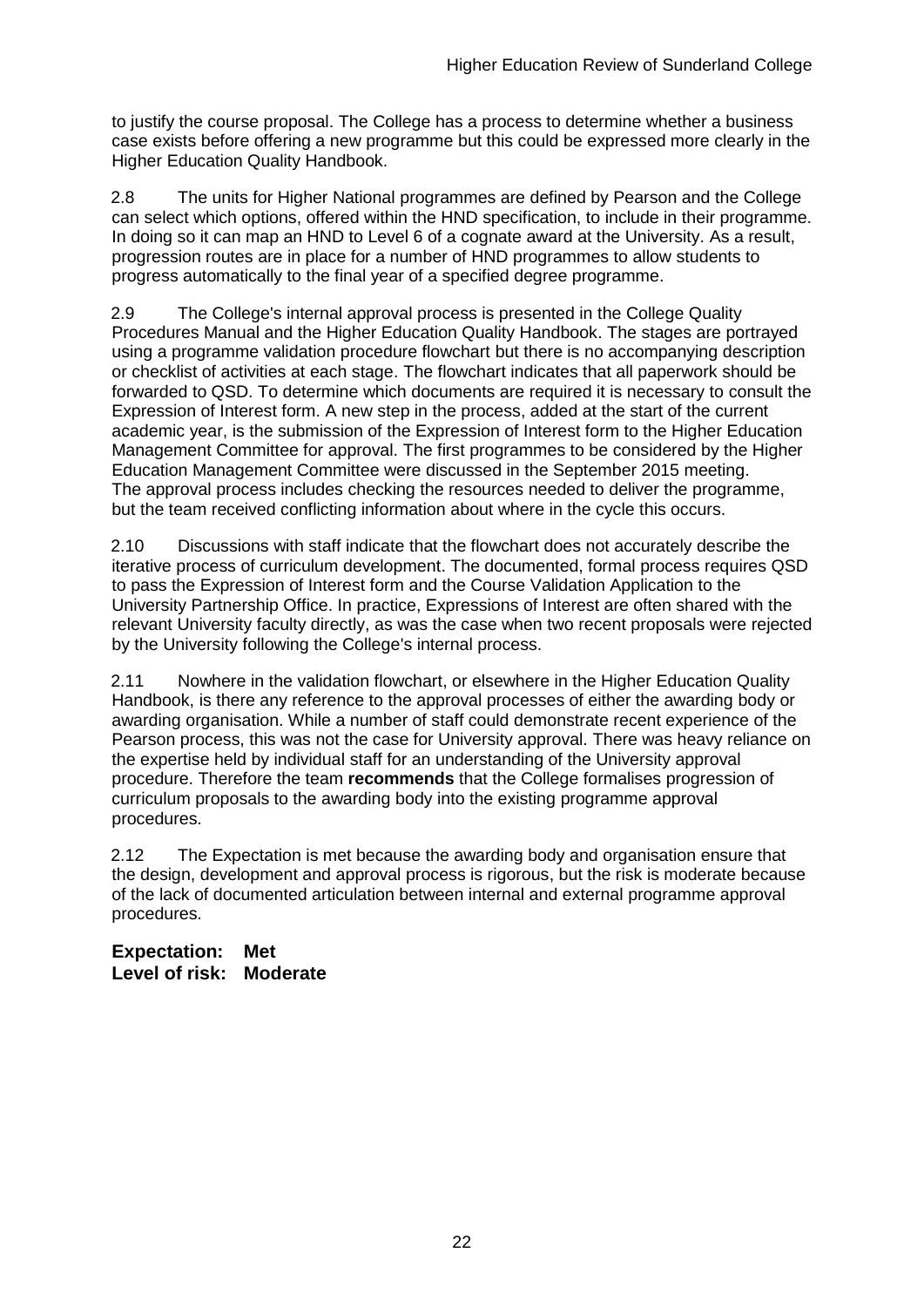to justify the course proposal. The College has a process to determine whether a business case exists before offering a new programme but this could be expressed more clearly in the Higher Education Quality Handbook.

2.8 The units for Higher National programmes are defined by Pearson and the College can select which options, offered within the HND specification, to include in their programme. In doing so it can map an HND to Level 6 of a cognate award at the University. As a result, progression routes are in place for a number of HND programmes to allow students to progress automatically to the final year of a specified degree programme.

2.9 The College's internal approval process is presented in the College Quality Procedures Manual and the Higher Education Quality Handbook. The stages are portrayed using a programme validation procedure flowchart but there is no accompanying description or checklist of activities at each stage. The flowchart indicates that all paperwork should be forwarded to QSD. To determine which documents are required it is necessary to consult the Expression of Interest form. A new step in the process, added at the start of the current academic year, is the submission of the Expression of Interest form to the Higher Education Management Committee for approval. The first programmes to be considered by the Higher Education Management Committee were discussed in the September 2015 meeting. The approval process includes checking the resources needed to deliver the programme, but the team received conflicting information about where in the cycle this occurs.

2.10 Discussions with staff indicate that the flowchart does not accurately describe the iterative process of curriculum development. The documented, formal process requires QSD to pass the Expression of Interest form and the Course Validation Application to the University Partnership Office. In practice, Expressions of Interest are often shared with the relevant University faculty directly, as was the case when two recent proposals were rejected by the University following the College's internal process.

2.11 Nowhere in the validation flowchart, or elsewhere in the Higher Education Quality Handbook, is there any reference to the approval processes of either the awarding body or awarding organisation. While a number of staff could demonstrate recent experience of the Pearson process, this was not the case for University approval. There was heavy reliance on the expertise held by individual staff for an understanding of the University approval procedure. Therefore the team **recommends** that the College formalises progression of curriculum proposals to the awarding body into the existing programme approval procedures.

2.12 The Expectation is met because the awarding body and organisation ensure that the design, development and approval process is rigorous, but the risk is moderate because of the lack of documented articulation between internal and external programme approval procedures.

**Expectation: Met**
**Level of risk: Moderate**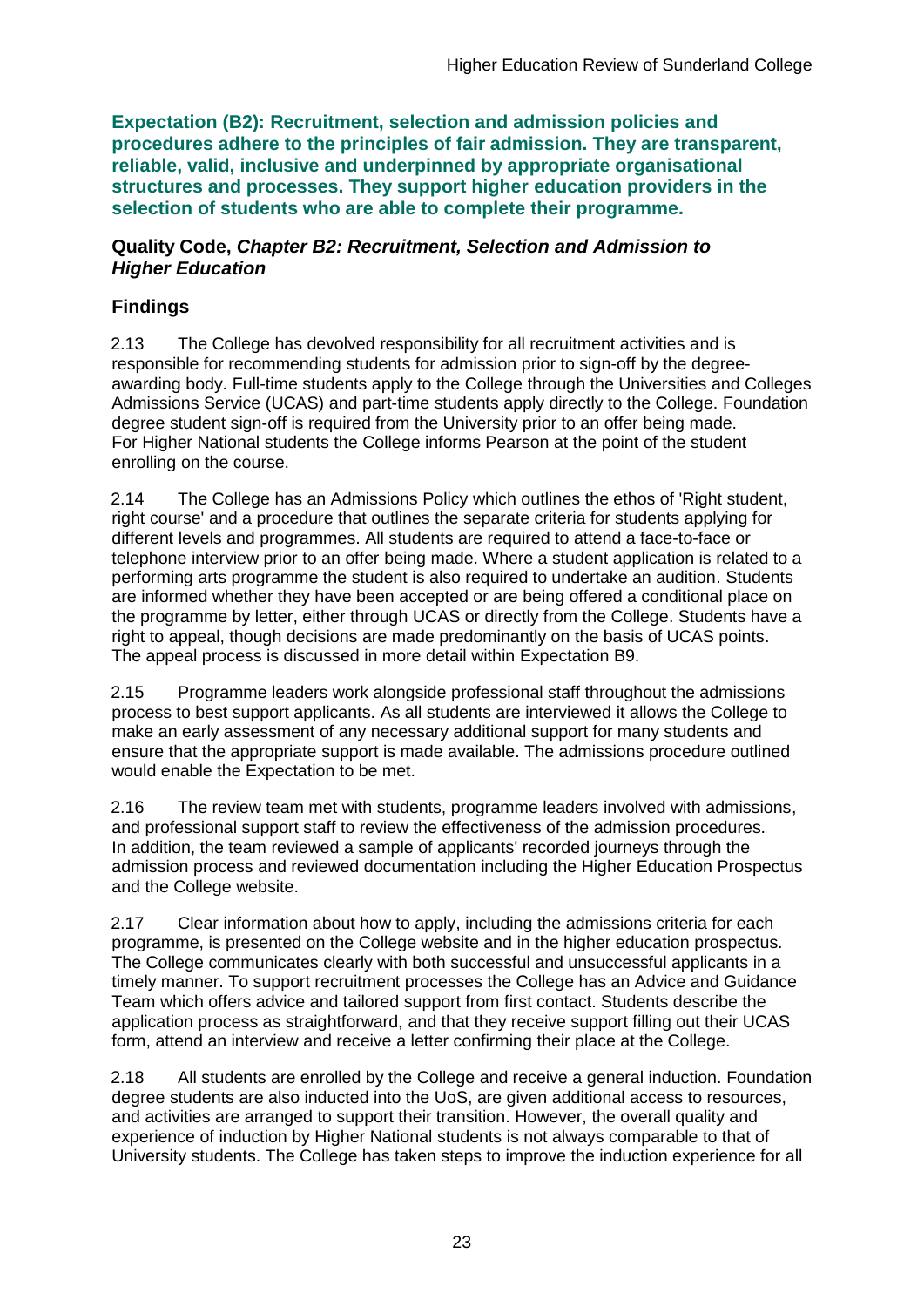**Expectation (B2): Recruitment, selection and admission policies and procedures adhere to the principles of fair admission. They are transparent, reliable, valid, inclusive and underpinned by appropriate organisational structures and processes. They support higher education providers in the selection of students who are able to complete their programme.**

**Quality Code, *Chapter B2: Recruitment, Selection and Admission to Higher Education***

## Findings

2.13 The College has devolved responsibility for all recruitment activities and is responsible for recommending students for admission prior to sign-off by the degree-awarding body. Full-time students apply to the College through the Universities and Colleges Admissions Service (UCAS) and part-time students apply directly to the College. Foundation degree student sign-off is required from the University prior to an offer being made. For Higher National students the College informs Pearson at the point of the student enrolling on the course.

2.14 The College has an Admissions Policy which outlines the ethos of 'Right student, right course' and a procedure that outlines the separate criteria for students applying for different levels and programmes. All students are required to attend a face-to-face or telephone interview prior to an offer being made. Where a student application is related to a performing arts programme the student is also required to undertake an audition. Students are informed whether they have been accepted or are being offered a conditional place on the programme by letter, either through UCAS or directly from the College. Students have a right to appeal, though decisions are made predominantly on the basis of UCAS points. The appeal process is discussed in more detail within Expectation B9.

2.15 Programme leaders work alongside professional staff throughout the admissions process to best support applicants. As all students are interviewed it allows the College to make an early assessment of any necessary additional support for many students and ensure that the appropriate support is made available. The admissions procedure outlined would enable the Expectation to be met.

2.16 The review team met with students, programme leaders involved with admissions, and professional support staff to review the effectiveness of the admission procedures. In addition, the team reviewed a sample of applicants' recorded journeys through the admission process and reviewed documentation including the Higher Education Prospectus and the College website.

2.17 Clear information about how to apply, including the admissions criteria for each programme, is presented on the College website and in the higher education prospectus. The College communicates clearly with both successful and unsuccessful applicants in a timely manner. To support recruitment processes the College has an Advice and Guidance Team which offers advice and tailored support from first contact. Students describe the application process as straightforward, and that they receive support filling out their UCAS form, attend an interview and receive a letter confirming their place at the College.

2.18 All students are enrolled by the College and receive a general induction. Foundation degree students are also inducted into the UoS, are given additional access to resources, and activities are arranged to support their transition. However, the overall quality and experience of induction by Higher National students is not always comparable to that of University students. The College has taken steps to improve the induction experience for all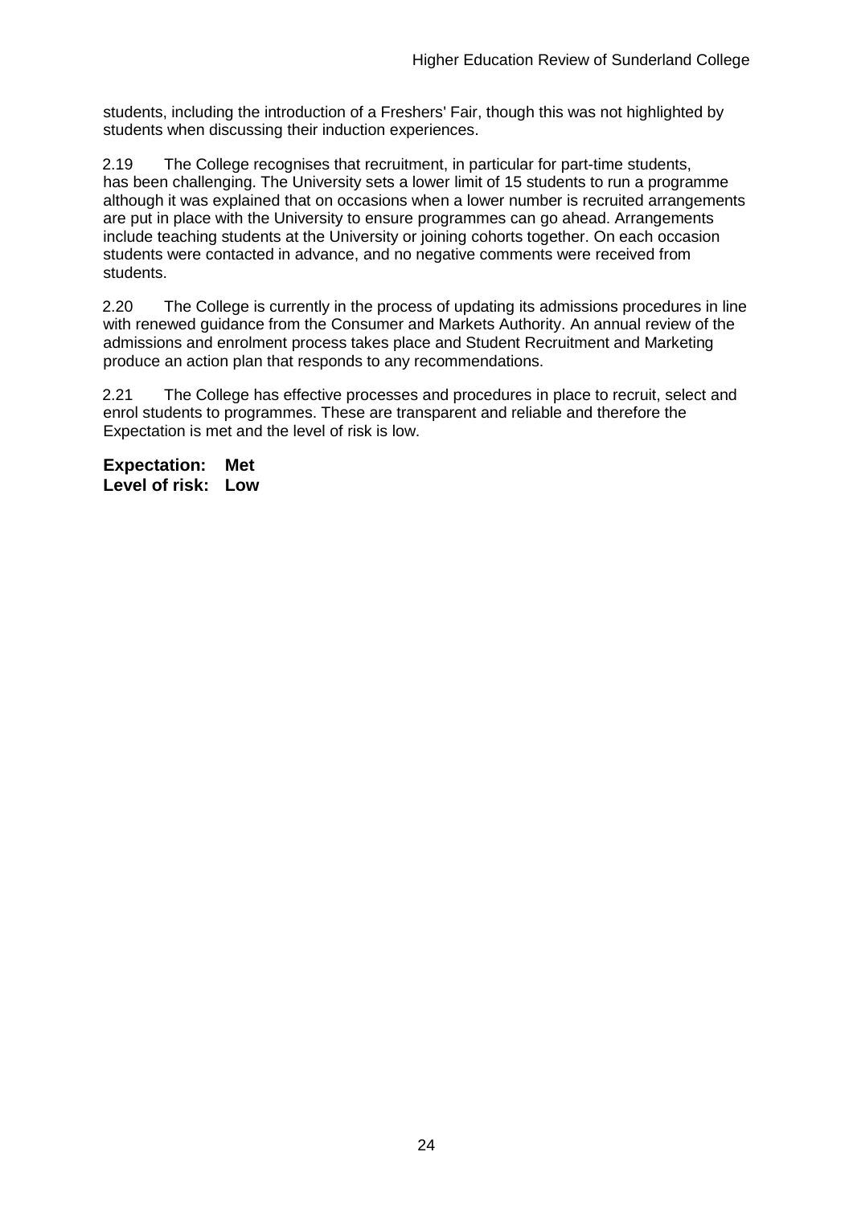students, including the introduction of a Freshers' Fair, though this was not highlighted by students when discussing their induction experiences.

2.19 The College recognises that recruitment, in particular for part-time students, has been challenging. The University sets a lower limit of 15 students to run a programme although it was explained that on occasions when a lower number is recruited arrangements are put in place with the University to ensure programmes can go ahead. Arrangements include teaching students at the University or joining cohorts together. On each occasion students were contacted in advance, and no negative comments were received from students.

2.20 The College is currently in the process of updating its admissions procedures in line with renewed guidance from the Consumer and Markets Authority. An annual review of the admissions and enrolment process takes place and Student Recruitment and Marketing produce an action plan that responds to any recommendations.

2.21 The College has effective processes and procedures in place to recruit, select and enrol students to programmes. These are transparent and reliable and therefore the Expectation is met and the level of risk is low.

**Expectation: Met**
**Level of risk: Low**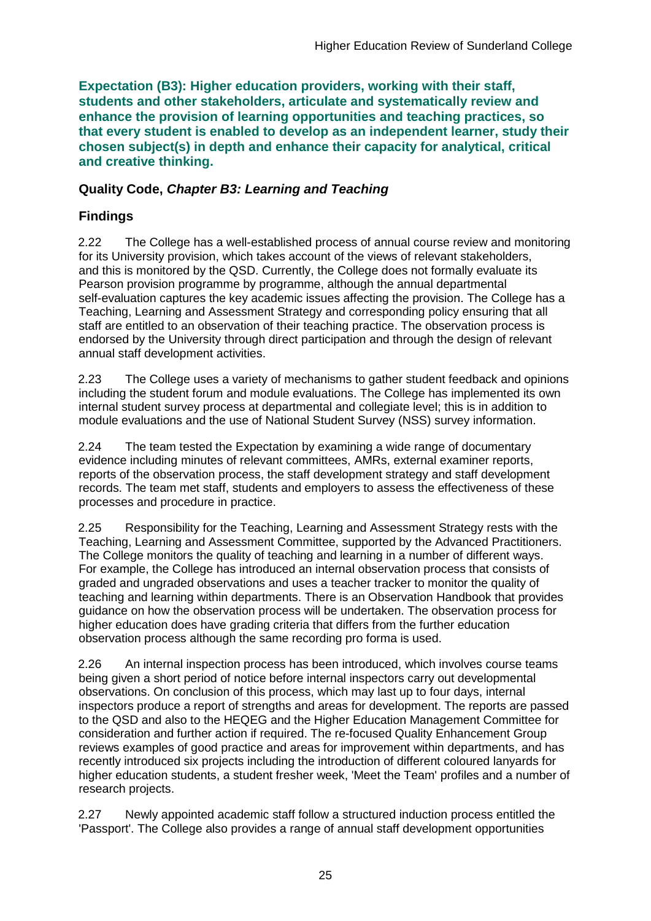**Expectation (B3): Higher education providers, working with their staff, students and other stakeholders, articulate and systematically review and enhance the provision of learning opportunities and teaching practices, so that every student is enabled to develop as an independent learner, study their chosen subject(s) in depth and enhance their capacity for analytical, critical and creative thinking.**

### Quality Code, *Chapter B3: Learning and Teaching*

### Findings

2.22 The College has a well-established process of annual course review and monitoring for its University provision, which takes account of the views of relevant stakeholders, and this is monitored by the QSD. Currently, the College does not formally evaluate its Pearson provision programme by programme, although the annual departmental self-evaluation captures the key academic issues affecting the provision. The College has a Teaching, Learning and Assessment Strategy and corresponding policy ensuring that all staff are entitled to an observation of their teaching practice. The observation process is endorsed by the University through direct participation and through the design of relevant annual staff development activities.

2.23 The College uses a variety of mechanisms to gather student feedback and opinions including the student forum and module evaluations. The College has implemented its own internal student survey process at departmental and collegiate level; this is in addition to module evaluations and the use of National Student Survey (NSS) survey information.

2.24 The team tested the Expectation by examining a wide range of documentary evidence including minutes of relevant committees, AMRs, external examiner reports, reports of the observation process, the staff development strategy and staff development records. The team met staff, students and employers to assess the effectiveness of these processes and procedure in practice.

2.25 Responsibility for the Teaching, Learning and Assessment Strategy rests with the Teaching, Learning and Assessment Committee, supported by the Advanced Practitioners. The College monitors the quality of teaching and learning in a number of different ways. For example, the College has introduced an internal observation process that consists of graded and ungraded observations and uses a teacher tracker to monitor the quality of teaching and learning within departments. There is an Observation Handbook that provides guidance on how the observation process will be undertaken. The observation process for higher education does have grading criteria that differs from the further education observation process although the same recording pro forma is used.

2.26 An internal inspection process has been introduced, which involves course teams being given a short period of notice before internal inspectors carry out developmental observations. On conclusion of this process, which may last up to four days, internal inspectors produce a report of strengths and areas for development. The reports are passed to the QSD and also to the HEQEG and the Higher Education Management Committee for consideration and further action if required. The re-focused Quality Enhancement Group reviews examples of good practice and areas for improvement within departments, and has recently introduced six projects including the introduction of different coloured lanyards for higher education students, a student fresher week, 'Meet the Team' profiles and a number of research projects.

2.27 Newly appointed academic staff follow a structured induction process entitled the 'Passport'. The College also provides a range of annual staff development opportunities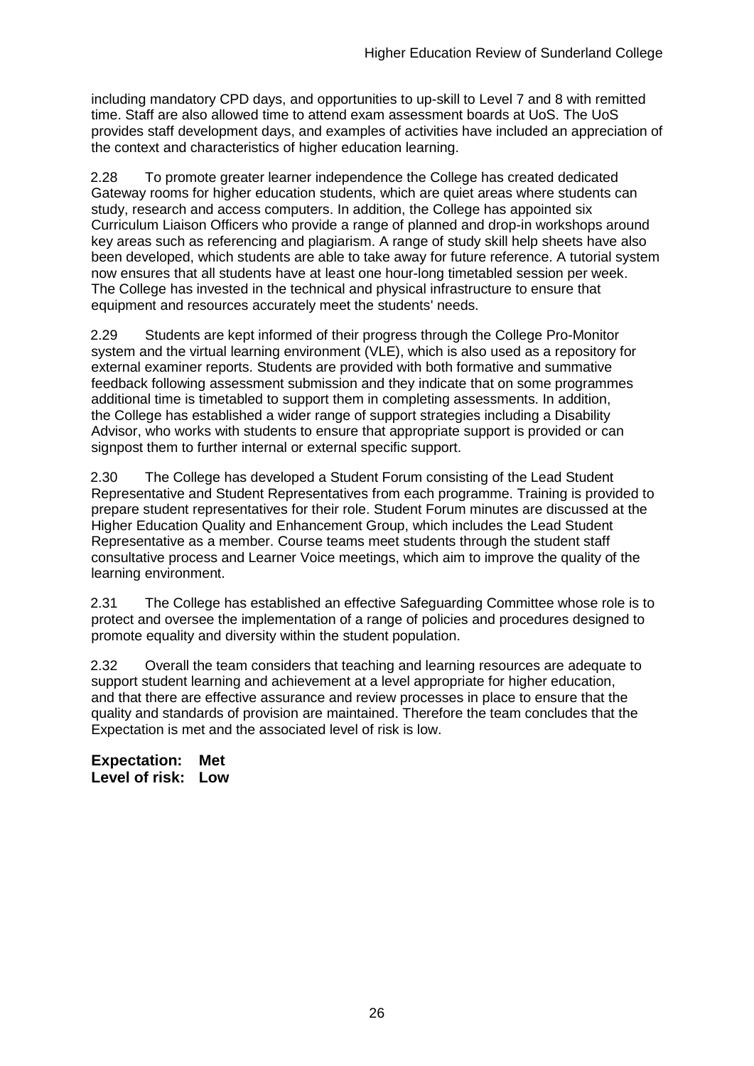including mandatory CPD days, and opportunities to up-skill to Level 7 and 8 with remitted time. Staff are also allowed time to attend exam assessment boards at UoS. The UoS provides staff development days, and examples of activities have included an appreciation of the context and characteristics of higher education learning.

2.28 To promote greater learner independence the College has created dedicated Gateway rooms for higher education students, which are quiet areas where students can study, research and access computers. In addition, the College has appointed six Curriculum Liaison Officers who provide a range of planned and drop-in workshops around key areas such as referencing and plagiarism. A range of study skill help sheets have also been developed, which students are able to take away for future reference. A tutorial system now ensures that all students have at least one hour-long timetabled session per week. The College has invested in the technical and physical infrastructure to ensure that equipment and resources accurately meet the students' needs.

2.29 Students are kept informed of their progress through the College Pro-Monitor system and the virtual learning environment (VLE), which is also used as a repository for external examiner reports. Students are provided with both formative and summative feedback following assessment submission and they indicate that on some programmes additional time is timetabled to support them in completing assessments. In addition, the College has established a wider range of support strategies including a Disability Advisor, who works with students to ensure that appropriate support is provided or can signpost them to further internal or external specific support.

2.30 The College has developed a Student Forum consisting of the Lead Student Representative and Student Representatives from each programme. Training is provided to prepare student representatives for their role. Student Forum minutes are discussed at the Higher Education Quality and Enhancement Group, which includes the Lead Student Representative as a member. Course teams meet students through the student staff consultative process and Learner Voice meetings, which aim to improve the quality of the learning environment.

2.31 The College has established an effective Safeguarding Committee whose role is to protect and oversee the implementation of a range of policies and procedures designed to promote equality and diversity within the student population.

2.32 Overall the team considers that teaching and learning resources are adequate to support student learning and achievement at a level appropriate for higher education, and that there are effective assurance and review processes in place to ensure that the quality and standards of provision are maintained. Therefore the team concludes that the Expectation is met and the associated level of risk is low.

**Expectation: Met**
**Level of risk: Low**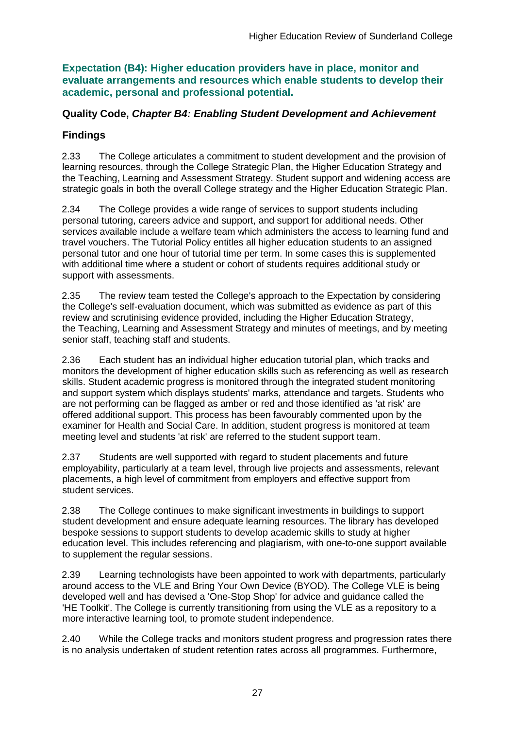**Expectation (B4): Higher education providers have in place, monitor and evaluate arrangements and resources which enable students to develop their academic, personal and professional potential.**

### Quality Code, *Chapter B4: Enabling Student Development and Achievement*

### Findings

2.33 The College articulates a commitment to student development and the provision of learning resources, through the College Strategic Plan, the Higher Education Strategy and the Teaching, Learning and Assessment Strategy. Student support and widening access are strategic goals in both the overall College strategy and the Higher Education Strategic Plan.

2.34 The College provides a wide range of services to support students including personal tutoring, careers advice and support, and support for additional needs. Other services available include a welfare team which administers the access to learning fund and travel vouchers. The Tutorial Policy entitles all higher education students to an assigned personal tutor and one hour of tutorial time per term. In some cases this is supplemented with additional time where a student or cohort of students requires additional study or support with assessments.

2.35 The review team tested the College's approach to the Expectation by considering the College's self-evaluation document, which was submitted as evidence as part of this review and scrutinising evidence provided, including the Higher Education Strategy, the Teaching, Learning and Assessment Strategy and minutes of meetings, and by meeting senior staff, teaching staff and students.

2.36 Each student has an individual higher education tutorial plan, which tracks and monitors the development of higher education skills such as referencing as well as research skills. Student academic progress is monitored through the integrated student monitoring and support system which displays students' marks, attendance and targets. Students who are not performing can be flagged as amber or red and those identified as 'at risk' are offered additional support. This process has been favourably commented upon by the examiner for Health and Social Care. In addition, student progress is monitored at team meeting level and students 'at risk' are referred to the student support team.

2.37 Students are well supported with regard to student placements and future employability, particularly at a team level, through live projects and assessments, relevant placements, a high level of commitment from employers and effective support from student services.

2.38 The College continues to make significant investments in buildings to support student development and ensure adequate learning resources. The library has developed bespoke sessions to support students to develop academic skills to study at higher education level. This includes referencing and plagiarism, with one-to-one support available to supplement the regular sessions.

2.39 Learning technologists have been appointed to work with departments, particularly around access to the VLE and Bring Your Own Device (BYOD). The College VLE is being developed well and has devised a 'One-Stop Shop' for advice and guidance called the 'HE Toolkit'. The College is currently transitioning from using the VLE as a repository to a more interactive learning tool, to promote student independence.

2.40 While the College tracks and monitors student progress and progression rates there is no analysis undertaken of student retention rates across all programmes. Furthermore,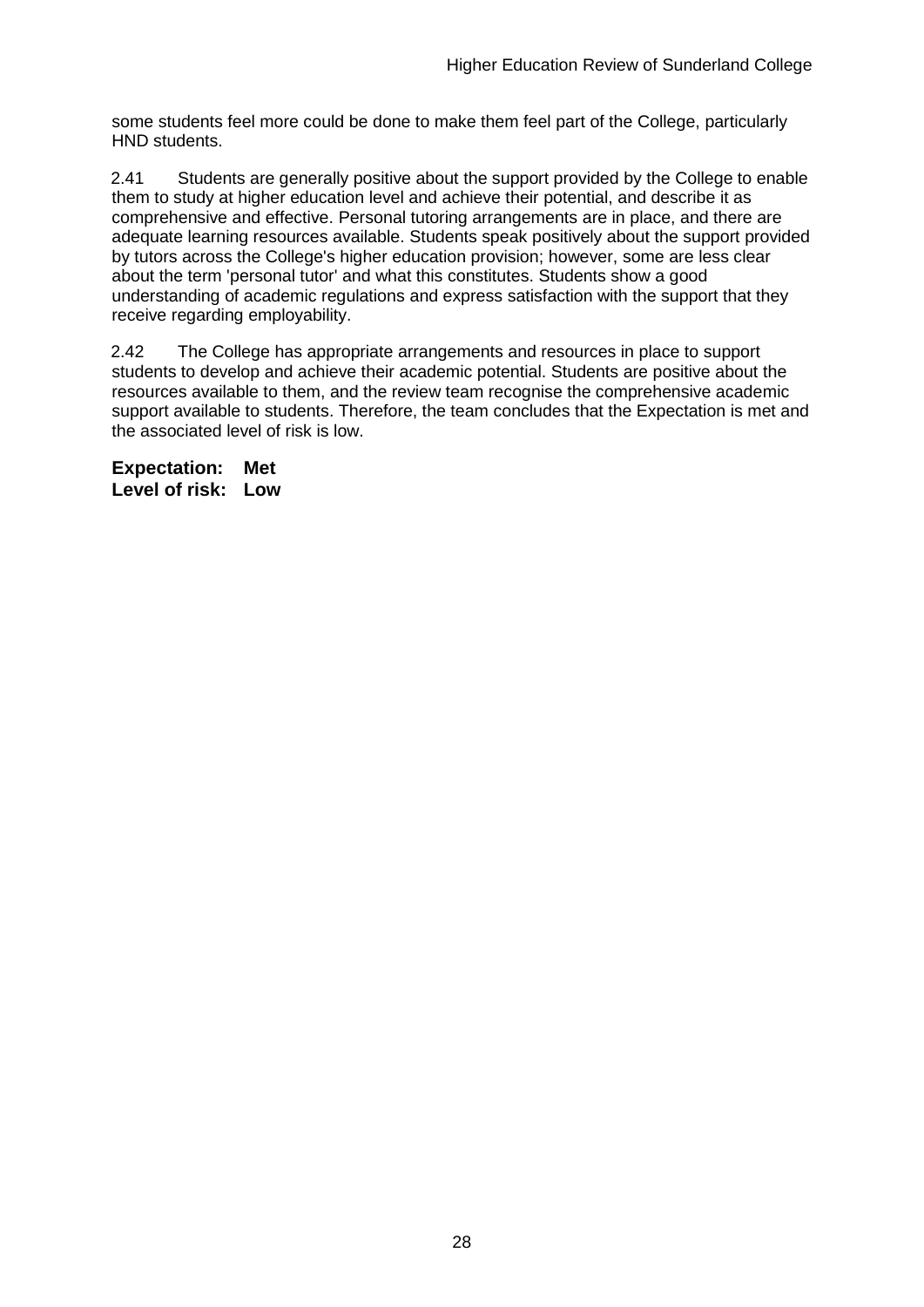some students feel more could be done to make them feel part of the College, particularly HND students.

2.41 Students are generally positive about the support provided by the College to enable them to study at higher education level and achieve their potential, and describe it as comprehensive and effective. Personal tutoring arrangements are in place, and there are adequate learning resources available. Students speak positively about the support provided by tutors across the College's higher education provision; however, some are less clear about the term 'personal tutor' and what this constitutes. Students show a good understanding of academic regulations and express satisfaction with the support that they receive regarding employability.

2.42 The College has appropriate arrangements and resources in place to support students to develop and achieve their academic potential. Students are positive about the resources available to them, and the review team recognise the comprehensive academic support available to students. Therefore, the team concludes that the Expectation is met and the associated level of risk is low.

**Expectation: Met**
**Level of risk: Low**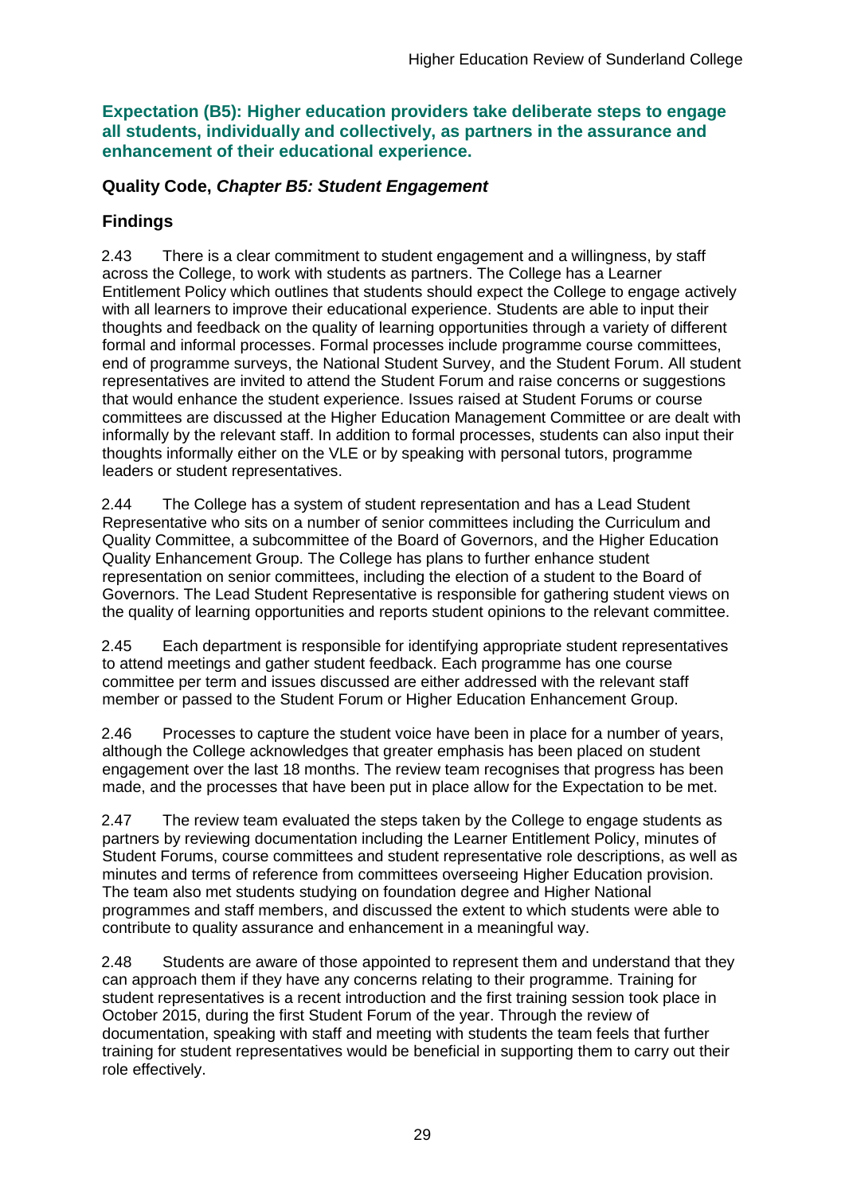**Expectation (B5): Higher education providers take deliberate steps to engage all students, individually and collectively, as partners in the assurance and enhancement of their educational experience.**

## Quality Code, *Chapter B5: Student Engagement*

## Findings

2.43 There is a clear commitment to student engagement and a willingness, by staff across the College, to work with students as partners. The College has a Learner Entitlement Policy which outlines that students should expect the College to engage actively with all learners to improve their educational experience. Students are able to input their thoughts and feedback on the quality of learning opportunities through a variety of different formal and informal processes. Formal processes include programme course committees, end of programme surveys, the National Student Survey, and the Student Forum. All student representatives are invited to attend the Student Forum and raise concerns or suggestions that would enhance the student experience. Issues raised at Student Forums or course committees are discussed at the Higher Education Management Committee or are dealt with informally by the relevant staff. In addition to formal processes, students can also input their thoughts informally either on the VLE or by speaking with personal tutors, programme leaders or student representatives.

2.44 The College has a system of student representation and has a Lead Student Representative who sits on a number of senior committees including the Curriculum and Quality Committee, a subcommittee of the Board of Governors, and the Higher Education Quality Enhancement Group. The College has plans to further enhance student representation on senior committees, including the election of a student to the Board of Governors. The Lead Student Representative is responsible for gathering student views on the quality of learning opportunities and reports student opinions to the relevant committee.

2.45 Each department is responsible for identifying appropriate student representatives to attend meetings and gather student feedback. Each programme has one course committee per term and issues discussed are either addressed with the relevant staff member or passed to the Student Forum or Higher Education Enhancement Group.

2.46 Processes to capture the student voice have been in place for a number of years, although the College acknowledges that greater emphasis has been placed on student engagement over the last 18 months. The review team recognises that progress has been made, and the processes that have been put in place allow for the Expectation to be met.

2.47 The review team evaluated the steps taken by the College to engage students as partners by reviewing documentation including the Learner Entitlement Policy, minutes of Student Forums, course committees and student representative role descriptions, as well as minutes and terms of reference from committees overseeing Higher Education provision. The team also met students studying on foundation degree and Higher National programmes and staff members, and discussed the extent to which students were able to contribute to quality assurance and enhancement in a meaningful way.

2.48 Students are aware of those appointed to represent them and understand that they can approach them if they have any concerns relating to their programme. Training for student representatives is a recent introduction and the first training session took place in October 2015, during the first Student Forum of the year. Through the review of documentation, speaking with staff and meeting with students the team feels that further training for student representatives would be beneficial in supporting them to carry out their role effectively.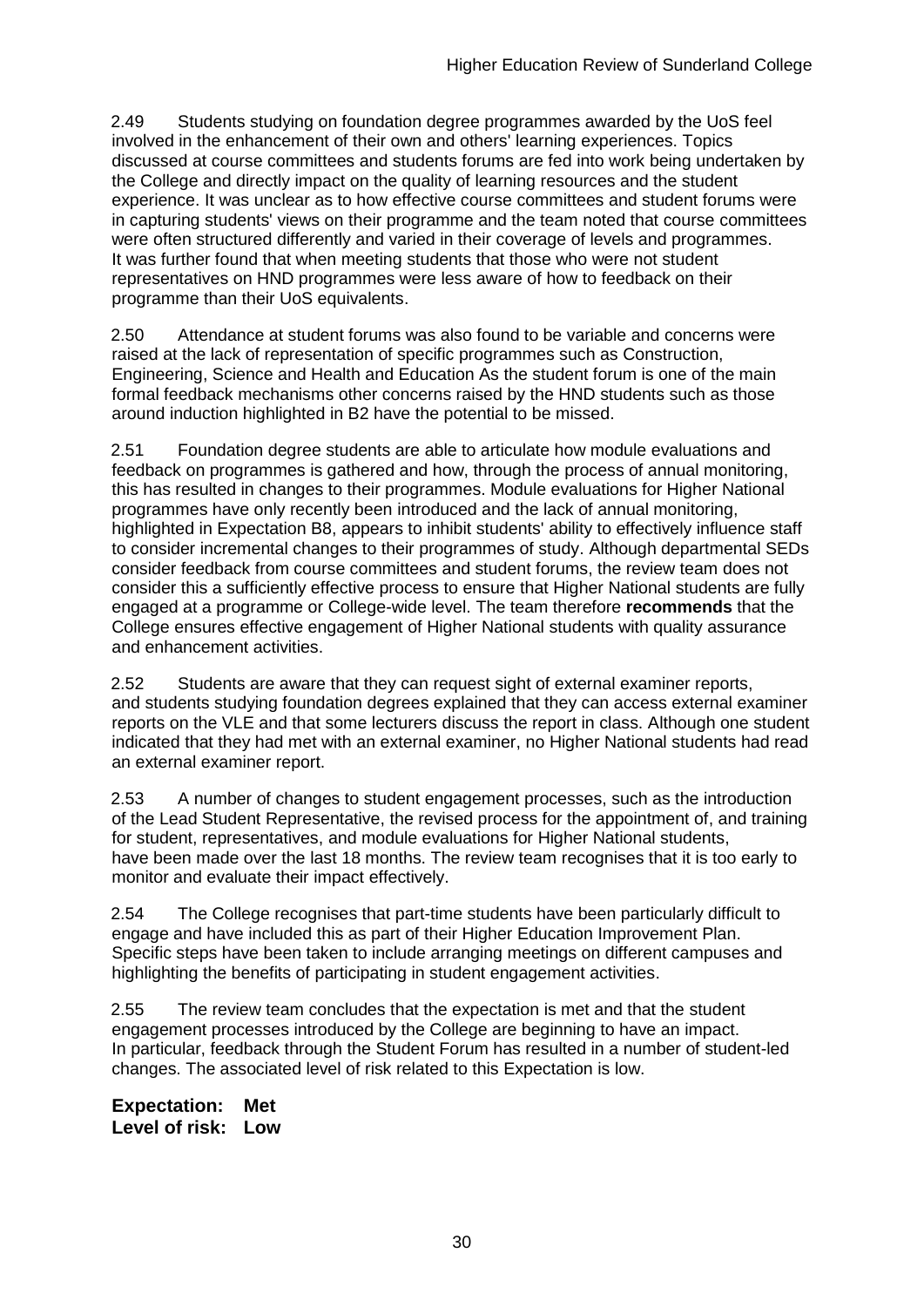2.49 Students studying on foundation degree programmes awarded by the UoS feel involved in the enhancement of their own and others' learning experiences. Topics discussed at course committees and students forums are fed into work being undertaken by the College and directly impact on the quality of learning resources and the student experience. It was unclear as to how effective course committees and student forums were in capturing students' views on their programme and the team noted that course committees were often structured differently and varied in their coverage of levels and programmes. It was further found that when meeting students that those who were not student representatives on HND programmes were less aware of how to feedback on their programme than their UoS equivalents.

2.50 Attendance at student forums was also found to be variable and concerns were raised at the lack of representation of specific programmes such as Construction, Engineering, Science and Health and Education As the student forum is one of the main formal feedback mechanisms other concerns raised by the HND students such as those around induction highlighted in B2 have the potential to be missed.

2.51 Foundation degree students are able to articulate how module evaluations and feedback on programmes is gathered and how, through the process of annual monitoring, this has resulted in changes to their programmes. Module evaluations for Higher National programmes have only recently been introduced and the lack of annual monitoring, highlighted in Expectation B8, appears to inhibit students' ability to effectively influence staff to consider incremental changes to their programmes of study. Although departmental SEDs consider feedback from course committees and student forums, the review team does not consider this a sufficiently effective process to ensure that Higher National students are fully engaged at a programme or College-wide level. The team therefore **recommends** that the College ensures effective engagement of Higher National students with quality assurance and enhancement activities.

2.52 Students are aware that they can request sight of external examiner reports, and students studying foundation degrees explained that they can access external examiner reports on the VLE and that some lecturers discuss the report in class. Although one student indicated that they had met with an external examiner, no Higher National students had read an external examiner report.

2.53 A number of changes to student engagement processes, such as the introduction of the Lead Student Representative, the revised process for the appointment of, and training for student, representatives, and module evaluations for Higher National students, have been made over the last 18 months. The review team recognises that it is too early to monitor and evaluate their impact effectively.

2.54 The College recognises that part-time students have been particularly difficult to engage and have included this as part of their Higher Education Improvement Plan. Specific steps have been taken to include arranging meetings on different campuses and highlighting the benefits of participating in student engagement activities.

2.55 The review team concludes that the expectation is met and that the student engagement processes introduced by the College are beginning to have an impact. In particular, feedback through the Student Forum has resulted in a number of student-led changes. The associated level of risk related to this Expectation is low.

**Expectation: Met**
**Level of risk: Low**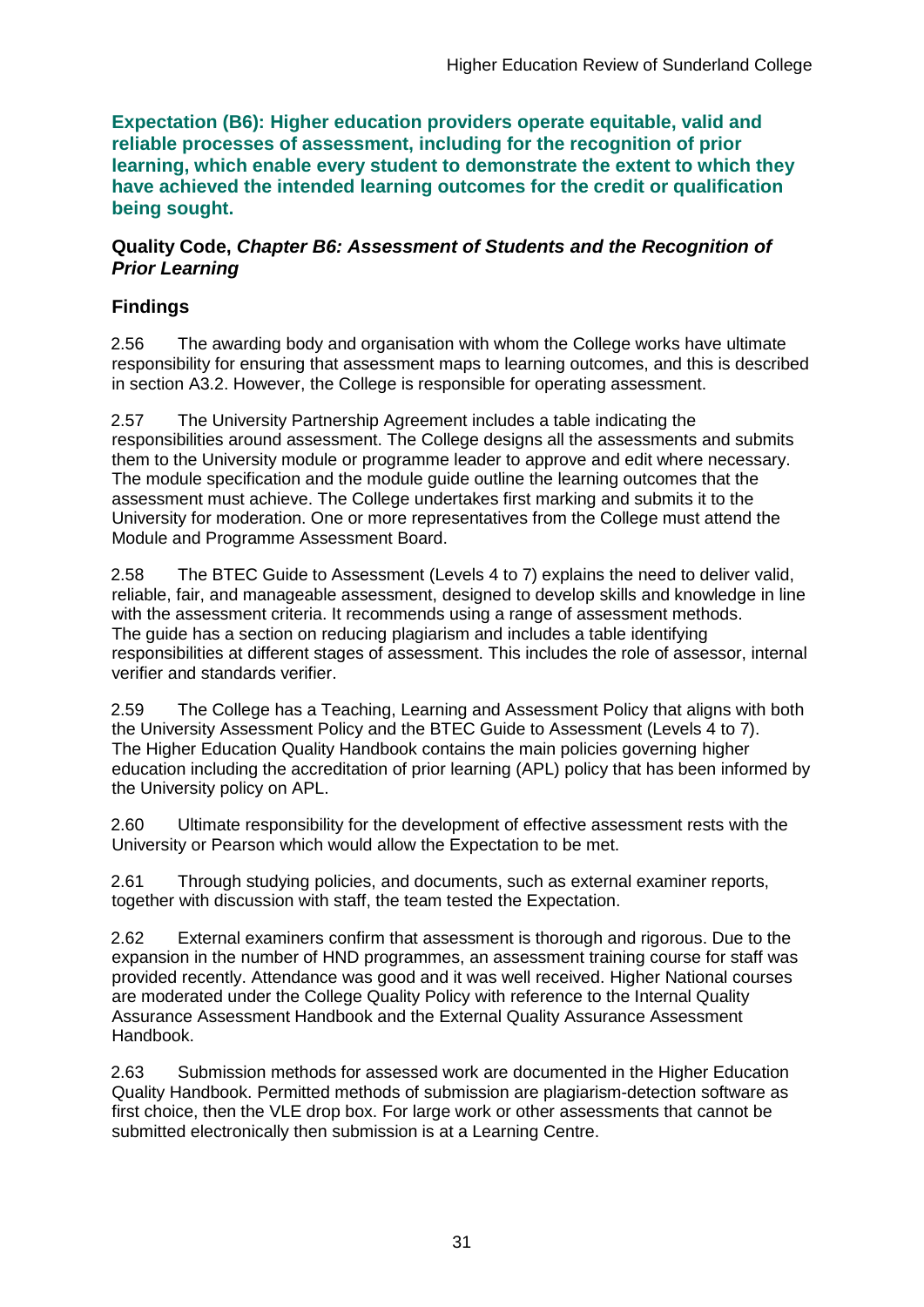**Expectation (B6): Higher education providers operate equitable, valid and reliable processes of assessment, including for the recognition of prior learning, which enable every student to demonstrate the extent to which they have achieved the intended learning outcomes for the credit or qualification being sought.**

**Quality Code, *Chapter B6: Assessment of Students and the Recognition of Prior Learning***

## Findings

2.56 The awarding body and organisation with whom the College works have ultimate responsibility for ensuring that assessment maps to learning outcomes, and this is described in section A3.2. However, the College is responsible for operating assessment.

2.57 The University Partnership Agreement includes a table indicating the responsibilities around assessment. The College designs all the assessments and submits them to the University module or programme leader to approve and edit where necessary. The module specification and the module guide outline the learning outcomes that the assessment must achieve. The College undertakes first marking and submits it to the University for moderation. One or more representatives from the College must attend the Module and Programme Assessment Board.

2.58 The BTEC Guide to Assessment (Levels 4 to 7) explains the need to deliver valid, reliable, fair, and manageable assessment, designed to develop skills and knowledge in line with the assessment criteria. It recommends using a range of assessment methods. The guide has a section on reducing plagiarism and includes a table identifying responsibilities at different stages of assessment. This includes the role of assessor, internal verifier and standards verifier.

2.59 The College has a Teaching, Learning and Assessment Policy that aligns with both the University Assessment Policy and the BTEC Guide to Assessment (Levels 4 to 7). The Higher Education Quality Handbook contains the main policies governing higher education including the accreditation of prior learning (APL) policy that has been informed by the University policy on APL.

2.60 Ultimate responsibility for the development of effective assessment rests with the University or Pearson which would allow the Expectation to be met.

2.61 Through studying policies, and documents, such as external examiner reports, together with discussion with staff, the team tested the Expectation.

2.62 External examiners confirm that assessment is thorough and rigorous. Due to the expansion in the number of HND programmes, an assessment training course for staff was provided recently. Attendance was good and it was well received. Higher National courses are moderated under the College Quality Policy with reference to the Internal Quality Assurance Assessment Handbook and the External Quality Assurance Assessment Handbook.

2.63 Submission methods for assessed work are documented in the Higher Education Quality Handbook. Permitted methods of submission are plagiarism-detection software as first choice, then the VLE drop box. For large work or other assessments that cannot be submitted electronically then submission is at a Learning Centre.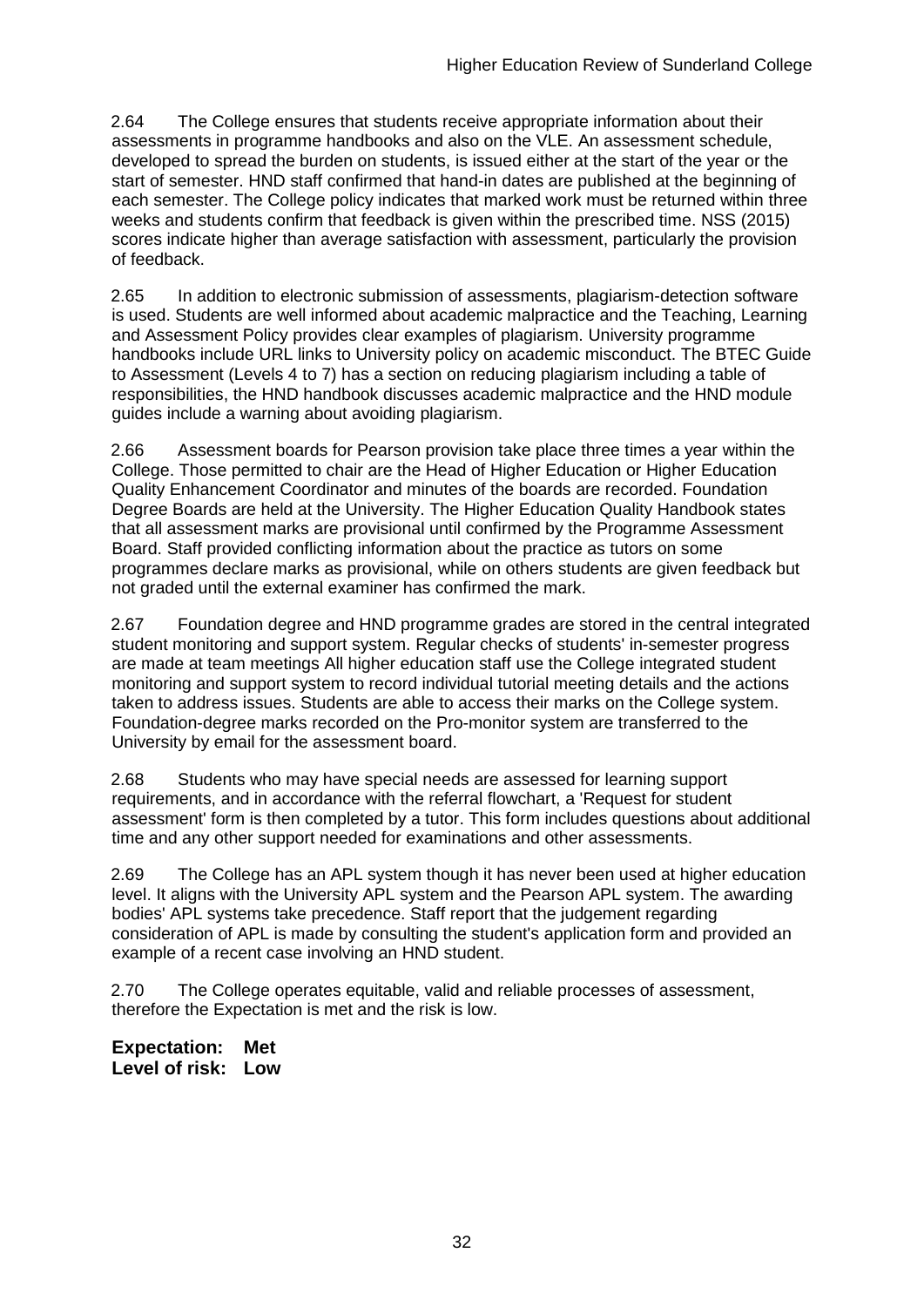2.64 The College ensures that students receive appropriate information about their assessments in programme handbooks and also on the VLE. An assessment schedule, developed to spread the burden on students, is issued either at the start of the year or the start of semester. HND staff confirmed that hand-in dates are published at the beginning of each semester. The College policy indicates that marked work must be returned within three weeks and students confirm that feedback is given within the prescribed time. NSS (2015) scores indicate higher than average satisfaction with assessment, particularly the provision of feedback.

2.65 In addition to electronic submission of assessments, plagiarism-detection software is used. Students are well informed about academic malpractice and the Teaching, Learning and Assessment Policy provides clear examples of plagiarism. University programme handbooks include URL links to University policy on academic misconduct. The BTEC Guide to Assessment (Levels 4 to 7) has a section on reducing plagiarism including a table of responsibilities, the HND handbook discusses academic malpractice and the HND module guides include a warning about avoiding plagiarism.

2.66 Assessment boards for Pearson provision take place three times a year within the College. Those permitted to chair are the Head of Higher Education or Higher Education Quality Enhancement Coordinator and minutes of the boards are recorded. Foundation Degree Boards are held at the University. The Higher Education Quality Handbook states that all assessment marks are provisional until confirmed by the Programme Assessment Board. Staff provided conflicting information about the practice as tutors on some programmes declare marks as provisional, while on others students are given feedback but not graded until the external examiner has confirmed the mark.

2.67 Foundation degree and HND programme grades are stored in the central integrated student monitoring and support system. Regular checks of students' in-semester progress are made at team meetings All higher education staff use the College integrated student monitoring and support system to record individual tutorial meeting details and the actions taken to address issues. Students are able to access their marks on the College system. Foundation-degree marks recorded on the Pro-monitor system are transferred to the University by email for the assessment board.

2.68 Students who may have special needs are assessed for learning support requirements, and in accordance with the referral flowchart, a 'Request for student assessment' form is then completed by a tutor. This form includes questions about additional time and any other support needed for examinations and other assessments.

2.69 The College has an APL system though it has never been used at higher education level. It aligns with the University APL system and the Pearson APL system. The awarding bodies' APL systems take precedence. Staff report that the judgement regarding consideration of APL is made by consulting the student's application form and provided an example of a recent case involving an HND student.

2.70 The College operates equitable, valid and reliable processes of assessment, therefore the Expectation is met and the risk is low.

**Expectation: Met**
**Level of risk: Low**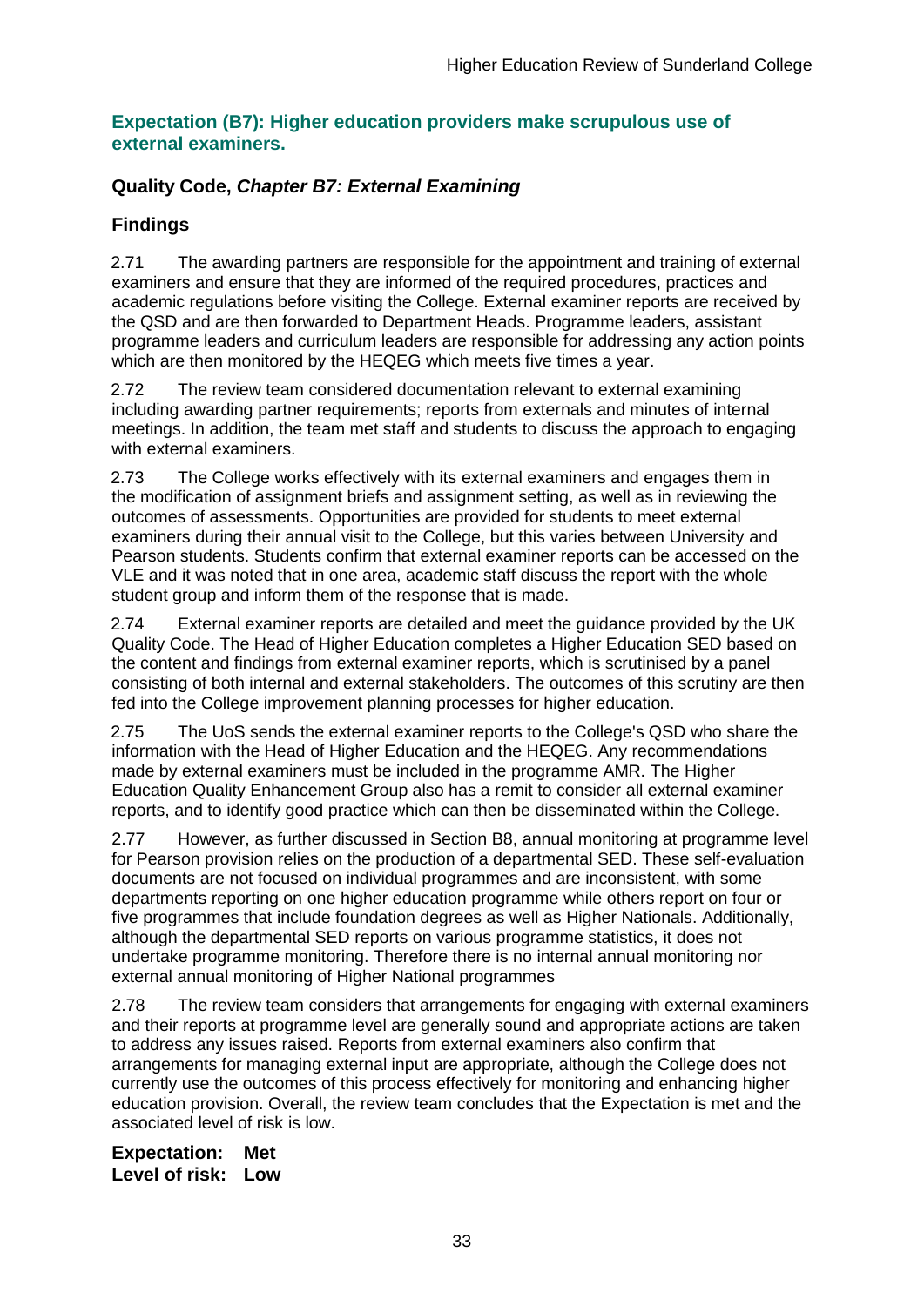## Expectation (B7): Higher education providers make scrupulous use of external examiners.

### Quality Code, *Chapter B7: External Examining*

### Findings

2.71 The awarding partners are responsible for the appointment and training of external examiners and ensure that they are informed of the required procedures, practices and academic regulations before visiting the College. External examiner reports are received by the QSD and are then forwarded to Department Heads. Programme leaders, assistant programme leaders and curriculum leaders are responsible for addressing any action points which are then monitored by the HEQEG which meets five times a year.

2.72 The review team considered documentation relevant to external examining including awarding partner requirements; reports from externals and minutes of internal meetings. In addition, the team met staff and students to discuss the approach to engaging with external examiners.

2.73 The College works effectively with its external examiners and engages them in the modification of assignment briefs and assignment setting, as well as in reviewing the outcomes of assessments. Opportunities are provided for students to meet external examiners during their annual visit to the College, but this varies between University and Pearson students. Students confirm that external examiner reports can be accessed on the VLE and it was noted that in one area, academic staff discuss the report with the whole student group and inform them of the response that is made.

2.74 External examiner reports are detailed and meet the guidance provided by the UK Quality Code. The Head of Higher Education completes a Higher Education SED based on the content and findings from external examiner reports, which is scrutinised by a panel consisting of both internal and external stakeholders. The outcomes of this scrutiny are then fed into the College improvement planning processes for higher education.

2.75 The UoS sends the external examiner reports to the College's QSD who share the information with the Head of Higher Education and the HEQEG. Any recommendations made by external examiners must be included in the programme AMR. The Higher Education Quality Enhancement Group also has a remit to consider all external examiner reports, and to identify good practice which can then be disseminated within the College.

2.77 However, as further discussed in Section B8, annual monitoring at programme level for Pearson provision relies on the production of a departmental SED. These self-evaluation documents are not focused on individual programmes and are inconsistent, with some departments reporting on one higher education programme while others report on four or five programmes that include foundation degrees as well as Higher Nationals. Additionally, although the departmental SED reports on various programme statistics, it does not undertake programme monitoring. Therefore there is no internal annual monitoring nor external annual monitoring of Higher National programmes

2.78 The review team considers that arrangements for engaging with external examiners and their reports at programme level are generally sound and appropriate actions are taken to address any issues raised. Reports from external examiners also confirm that arrangements for managing external input are appropriate, although the College does not currently use the outcomes of this process effectively for monitoring and enhancing higher education provision. Overall, the review team concludes that the Expectation is met and the associated level of risk is low.

**Expectation: Met**
**Level of risk: Low**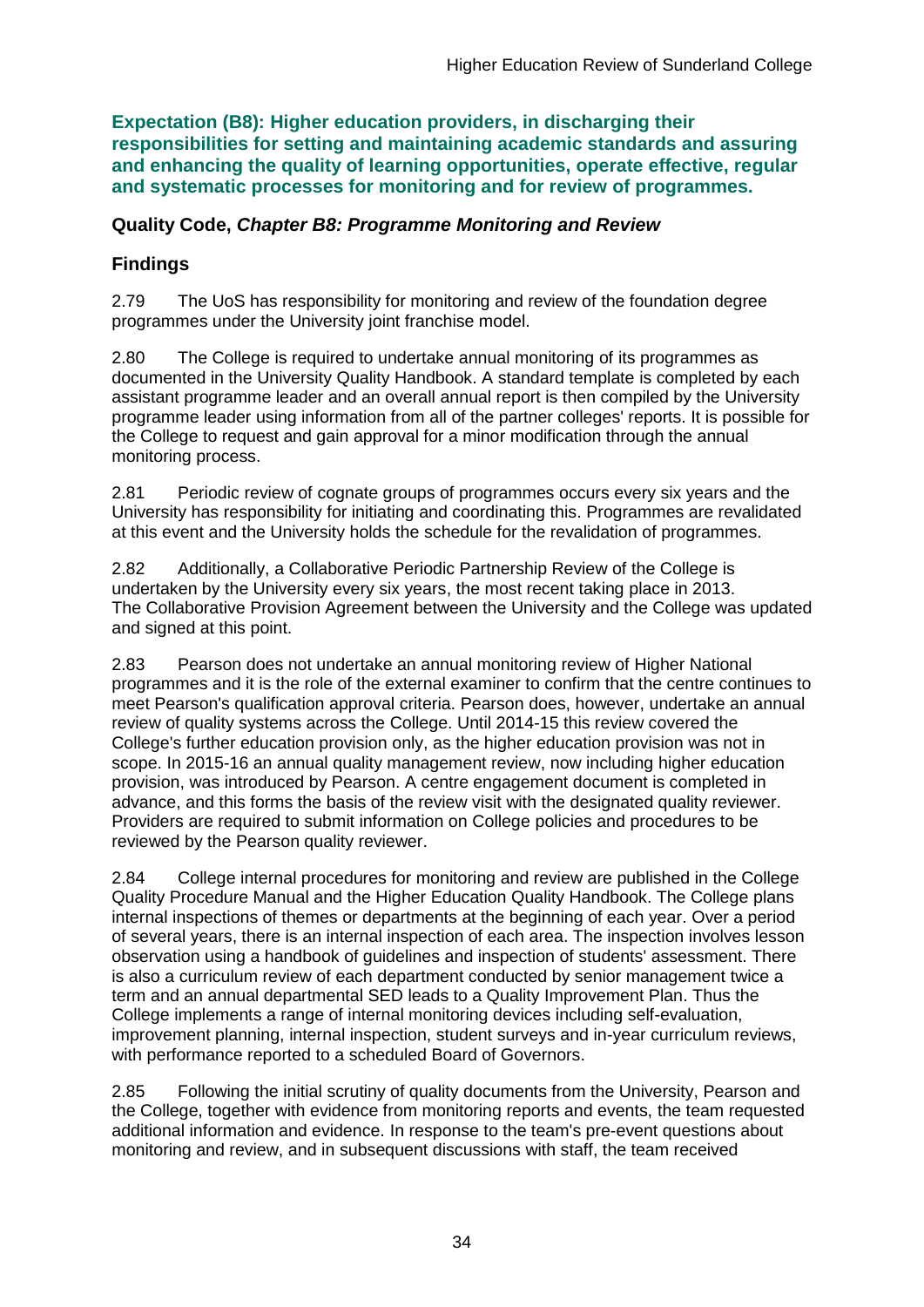**Expectation (B8): Higher education providers, in discharging their responsibilities for setting and maintaining academic standards and assuring and enhancing the quality of learning opportunities, operate effective, regular and systematic processes for monitoring and for review of programmes.**

**Quality Code, *Chapter B8: Programme Monitoring and Review***

## Findings

2.79 The UoS has responsibility for monitoring and review of the foundation degree programmes under the University joint franchise model.

2.80 The College is required to undertake annual monitoring of its programmes as documented in the University Quality Handbook. A standard template is completed by each assistant programme leader and an overall annual report is then compiled by the University programme leader using information from all of the partner colleges' reports. It is possible for the College to request and gain approval for a minor modification through the annual monitoring process.

2.81 Periodic review of cognate groups of programmes occurs every six years and the University has responsibility for initiating and coordinating this. Programmes are revalidated at this event and the University holds the schedule for the revalidation of programmes.

2.82 Additionally, a Collaborative Periodic Partnership Review of the College is undertaken by the University every six years, the most recent taking place in 2013. The Collaborative Provision Agreement between the University and the College was updated and signed at this point.

2.83 Pearson does not undertake an annual monitoring review of Higher National programmes and it is the role of the external examiner to confirm that the centre continues to meet Pearson's qualification approval criteria. Pearson does, however, undertake an annual review of quality systems across the College. Until 2014-15 this review covered the College's further education provision only, as the higher education provision was not in scope. In 2015-16 an annual quality management review, now including higher education provision, was introduced by Pearson. A centre engagement document is completed in advance, and this forms the basis of the review visit with the designated quality reviewer. Providers are required to submit information on College policies and procedures to be reviewed by the Pearson quality reviewer.

2.84 College internal procedures for monitoring and review are published in the College Quality Procedure Manual and the Higher Education Quality Handbook. The College plans internal inspections of themes or departments at the beginning of each year. Over a period of several years, there is an internal inspection of each area. The inspection involves lesson observation using a handbook of guidelines and inspection of students' assessment. There is also a curriculum review of each department conducted by senior management twice a term and an annual departmental SED leads to a Quality Improvement Plan. Thus the College implements a range of internal monitoring devices including self-evaluation, improvement planning, internal inspection, student surveys and in-year curriculum reviews, with performance reported to a scheduled Board of Governors.

2.85 Following the initial scrutiny of quality documents from the University, Pearson and the College, together with evidence from monitoring reports and events, the team requested additional information and evidence. In response to the team's pre-event questions about monitoring and review, and in subsequent discussions with staff, the team received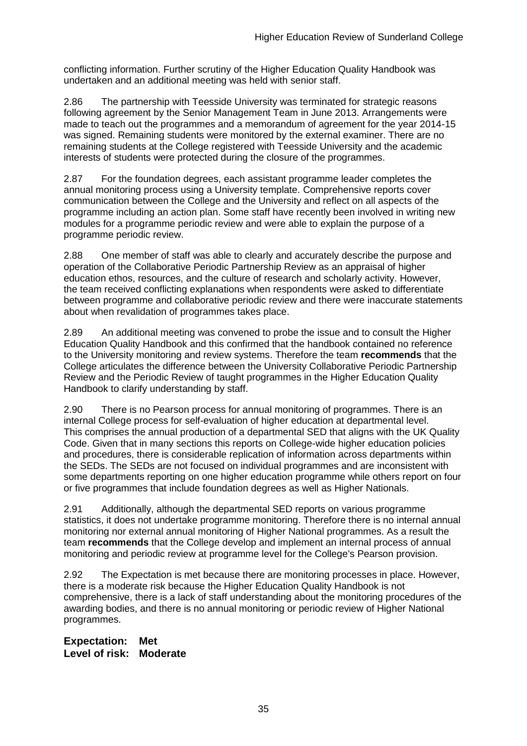conflicting information. Further scrutiny of the Higher Education Quality Handbook was undertaken and an additional meeting was held with senior staff.

2.86 The partnership with Teesside University was terminated for strategic reasons following agreement by the Senior Management Team in June 2013. Arrangements were made to teach out the programmes and a memorandum of agreement for the year 2014-15 was signed. Remaining students were monitored by the external examiner. There are no remaining students at the College registered with Teesside University and the academic interests of students were protected during the closure of the programmes.

2.87 For the foundation degrees, each assistant programme leader completes the annual monitoring process using a University template. Comprehensive reports cover communication between the College and the University and reflect on all aspects of the programme including an action plan. Some staff have recently been involved in writing new modules for a programme periodic review and were able to explain the purpose of a programme periodic review.

2.88 One member of staff was able to clearly and accurately describe the purpose and operation of the Collaborative Periodic Partnership Review as an appraisal of higher education ethos, resources, and the culture of research and scholarly activity. However, the team received conflicting explanations when respondents were asked to differentiate between programme and collaborative periodic review and there were inaccurate statements about when revalidation of programmes takes place.

2.89 An additional meeting was convened to probe the issue and to consult the Higher Education Quality Handbook and this confirmed that the handbook contained no reference to the University monitoring and review systems. Therefore the team **recommends** that the College articulates the difference between the University Collaborative Periodic Partnership Review and the Periodic Review of taught programmes in the Higher Education Quality Handbook to clarify understanding by staff.

2.90 There is no Pearson process for annual monitoring of programmes. There is an internal College process for self-evaluation of higher education at departmental level. This comprises the annual production of a departmental SED that aligns with the UK Quality Code. Given that in many sections this reports on College-wide higher education policies and procedures, there is considerable replication of information across departments within the SEDs. The SEDs are not focused on individual programmes and are inconsistent with some departments reporting on one higher education programme while others report on four or five programmes that include foundation degrees as well as Higher Nationals.

2.91 Additionally, although the departmental SED reports on various programme statistics, it does not undertake programme monitoring. Therefore there is no internal annual monitoring nor external annual monitoring of Higher National programmes. As a result the team **recommends** that the College develop and implement an internal process of annual monitoring and periodic review at programme level for the College's Pearson provision.

2.92 The Expectation is met because there are monitoring processes in place. However, there is a moderate risk because the Higher Education Quality Handbook is not comprehensive, there is a lack of staff understanding about the monitoring procedures of the awarding bodies, and there is no annual monitoring or periodic review of Higher National programmes.

**Expectation: Met**
**Level of risk: Moderate**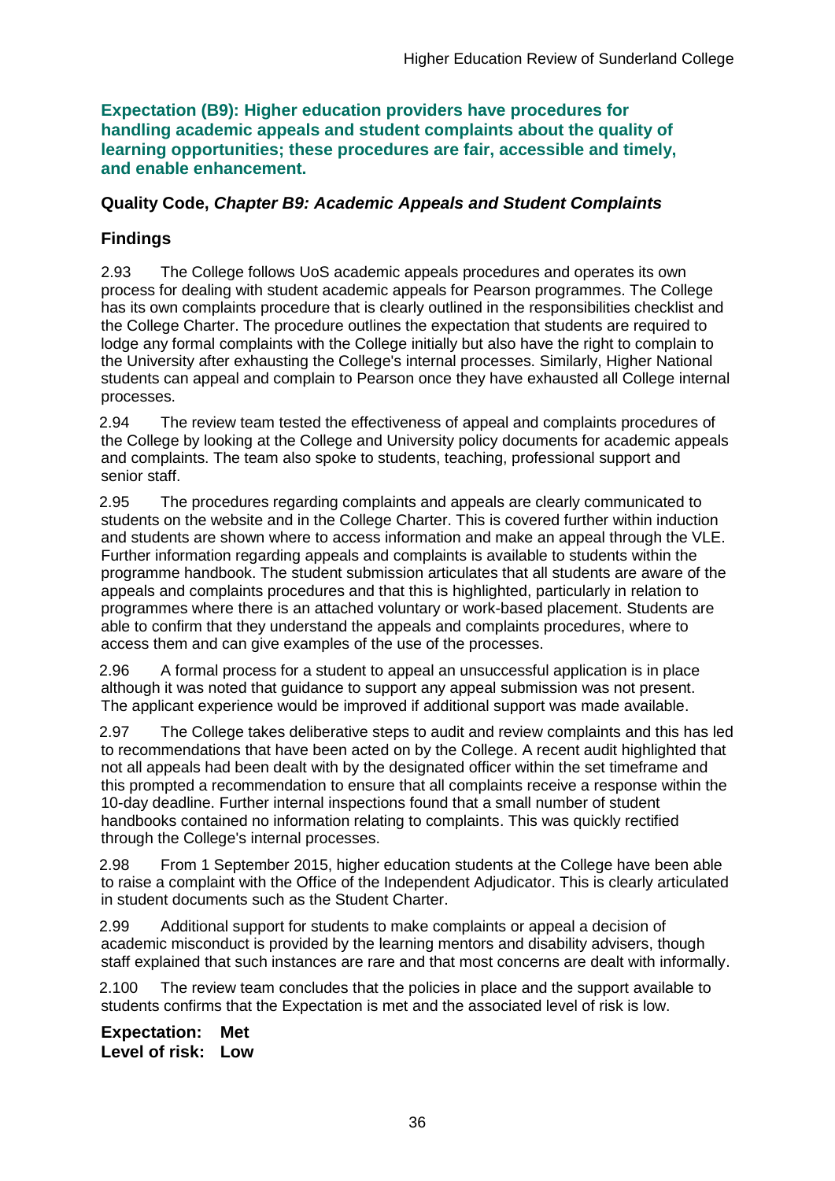### Expectation (B9): Higher education providers have procedures for handling academic appeals and student complaints about the quality of learning opportunities; these procedures are fair, accessible and timely, and enable enhancement.

**Quality Code, *Chapter B9: Academic Appeals and Student Complaints***

**Findings**

2.93 The College follows UoS academic appeals procedures and operates its own process for dealing with student academic appeals for Pearson programmes. The College has its own complaints procedure that is clearly outlined in the responsibilities checklist and the College Charter. The procedure outlines the expectation that students are required to lodge any formal complaints with the College initially but also have the right to complain to the University after exhausting the College's internal processes. Similarly, Higher National students can appeal and complain to Pearson once they have exhausted all College internal processes.

2.94 The review team tested the effectiveness of appeal and complaints procedures of the College by looking at the College and University policy documents for academic appeals and complaints. The team also spoke to students, teaching, professional support and senior staff.

2.95 The procedures regarding complaints and appeals are clearly communicated to students on the website and in the College Charter. This is covered further within induction and students are shown where to access information and make an appeal through the VLE. Further information regarding appeals and complaints is available to students within the programme handbook. The student submission articulates that all students are aware of the appeals and complaints procedures and that this is highlighted, particularly in relation to programmes where there is an attached voluntary or work-based placement. Students are able to confirm that they understand the appeals and complaints procedures, where to access them and can give examples of the use of the processes.

2.96 A formal process for a student to appeal an unsuccessful application is in place although it was noted that guidance to support any appeal submission was not present. The applicant experience would be improved if additional support was made available.

2.97 The College takes deliberative steps to audit and review complaints and this has led to recommendations that have been acted on by the College. A recent audit highlighted that not all appeals had been dealt with by the designated officer within the set timeframe and this prompted a recommendation to ensure that all complaints receive a response within the 10-day deadline. Further internal inspections found that a small number of student handbooks contained no information relating to complaints. This was quickly rectified through the College's internal processes.

2.98 From 1 September 2015, higher education students at the College have been able to raise a complaint with the Office of the Independent Adjudicator. This is clearly articulated in student documents such as the Student Charter.

2.99 Additional support for students to make complaints or appeal a decision of academic misconduct is provided by the learning mentors and disability advisers, though staff explained that such instances are rare and that most concerns are dealt with informally.

2.100 The review team concludes that the policies in place and the support available to students confirms that the Expectation is met and the associated level of risk is low.

**Expectation: Met**
**Level of risk: Low**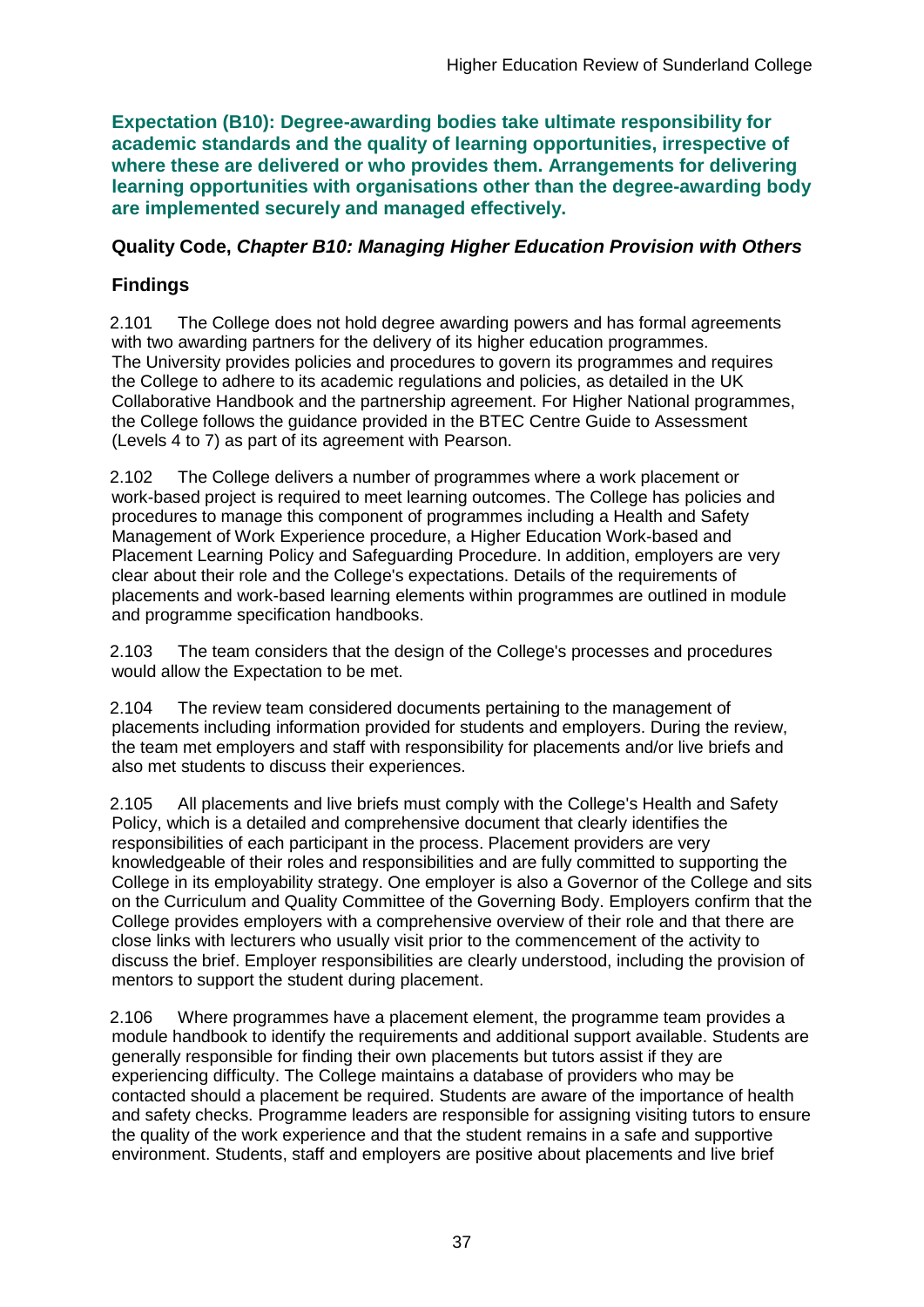**Expectation (B10): Degree-awarding bodies take ultimate responsibility for academic standards and the quality of learning opportunities, irrespective of where these are delivered or who provides them. Arrangements for delivering learning opportunities with organisations other than the degree-awarding body are implemented securely and managed effectively.**

### Quality Code, *Chapter B10: Managing Higher Education Provision with Others*

### Findings

2.101 The College does not hold degree awarding powers and has formal agreements with two awarding partners for the delivery of its higher education programmes. The University provides policies and procedures to govern its programmes and requires the College to adhere to its academic regulations and policies, as detailed in the UK Collaborative Handbook and the partnership agreement. For Higher National programmes, the College follows the guidance provided in the BTEC Centre Guide to Assessment (Levels 4 to 7) as part of its agreement with Pearson.

2.102 The College delivers a number of programmes where a work placement or work-based project is required to meet learning outcomes. The College has policies and procedures to manage this component of programmes including a Health and Safety Management of Work Experience procedure, a Higher Education Work-based and Placement Learning Policy and Safeguarding Procedure. In addition, employers are very clear about their role and the College's expectations. Details of the requirements of placements and work-based learning elements within programmes are outlined in module and programme specification handbooks.

2.103 The team considers that the design of the College's processes and procedures would allow the Expectation to be met.

2.104 The review team considered documents pertaining to the management of placements including information provided for students and employers. During the review, the team met employers and staff with responsibility for placements and/or live briefs and also met students to discuss their experiences.

2.105 All placements and live briefs must comply with the College's Health and Safety Policy, which is a detailed and comprehensive document that clearly identifies the responsibilities of each participant in the process. Placement providers are very knowledgeable of their roles and responsibilities and are fully committed to supporting the College in its employability strategy. One employer is also a Governor of the College and sits on the Curriculum and Quality Committee of the Governing Body. Employers confirm that the College provides employers with a comprehensive overview of their role and that there are close links with lecturers who usually visit prior to the commencement of the activity to discuss the brief. Employer responsibilities are clearly understood, including the provision of mentors to support the student during placement.

2.106 Where programmes have a placement element, the programme team provides a module handbook to identify the requirements and additional support available. Students are generally responsible for finding their own placements but tutors assist if they are experiencing difficulty. The College maintains a database of providers who may be contacted should a placement be required. Students are aware of the importance of health and safety checks. Programme leaders are responsible for assigning visiting tutors to ensure the quality of the work experience and that the student remains in a safe and supportive environment. Students, staff and employers are positive about placements and live brief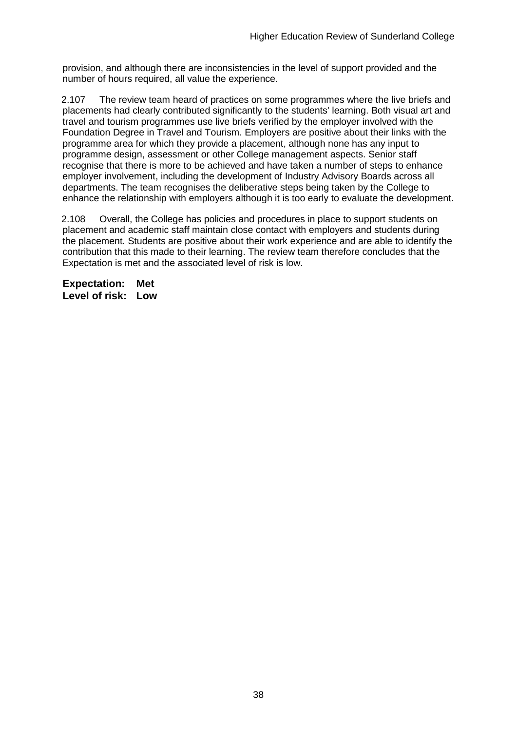provision, and although there are inconsistencies in the level of support provided and the number of hours required, all value the experience.

2.107 The review team heard of practices on some programmes where the live briefs and placements had clearly contributed significantly to the students' learning. Both visual art and travel and tourism programmes use live briefs verified by the employer involved with the Foundation Degree in Travel and Tourism. Employers are positive about their links with the programme area for which they provide a placement, although none has any input to programme design, assessment or other College management aspects. Senior staff recognise that there is more to be achieved and have taken a number of steps to enhance employer involvement, including the development of Industry Advisory Boards across all departments. The team recognises the deliberative steps being taken by the College to enhance the relationship with employers although it is too early to evaluate the development.

2.108 Overall, the College has policies and procedures in place to support students on placement and academic staff maintain close contact with employers and students during the placement. Students are positive about their work experience and are able to identify the contribution that this made to their learning. The review team therefore concludes that the Expectation is met and the associated level of risk is low.

**Expectation: Met**
**Level of risk: Low**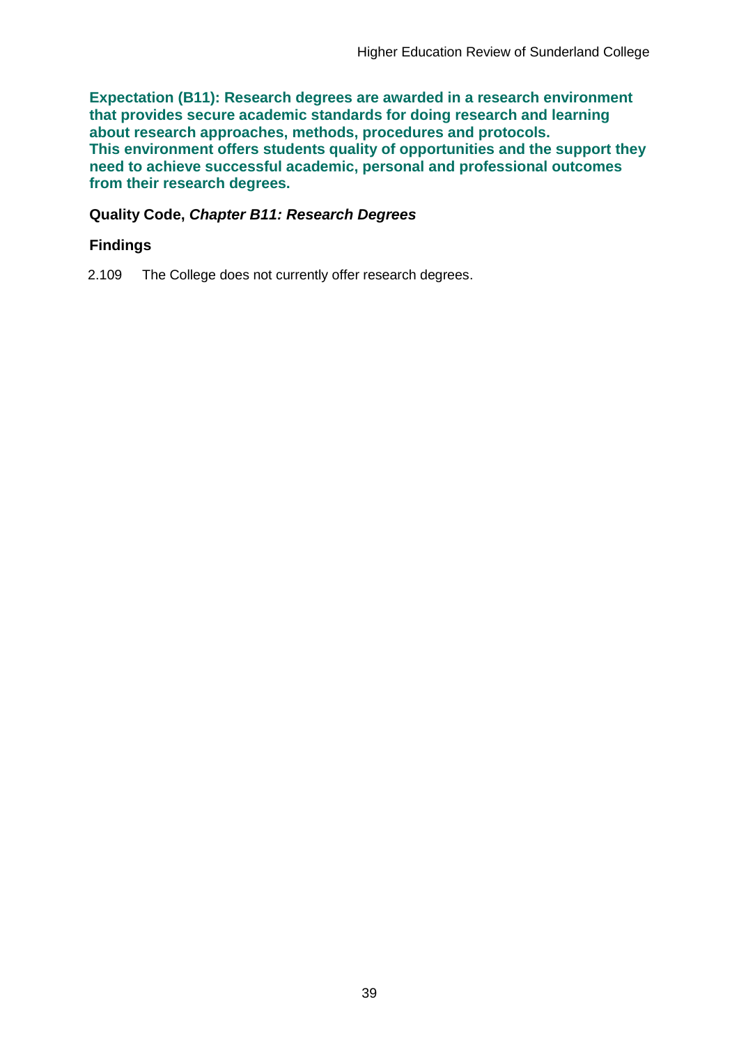**Expectation (B11): Research degrees are awarded in a research environment that provides secure academic standards for doing research and learning about research approaches, methods, procedures and protocols. This environment offers students quality of opportunities and the support they need to achieve successful academic, personal and professional outcomes from their research degrees.**

**Quality Code, *Chapter B11: Research Degrees***

### Findings

2.109 The College does not currently offer research degrees.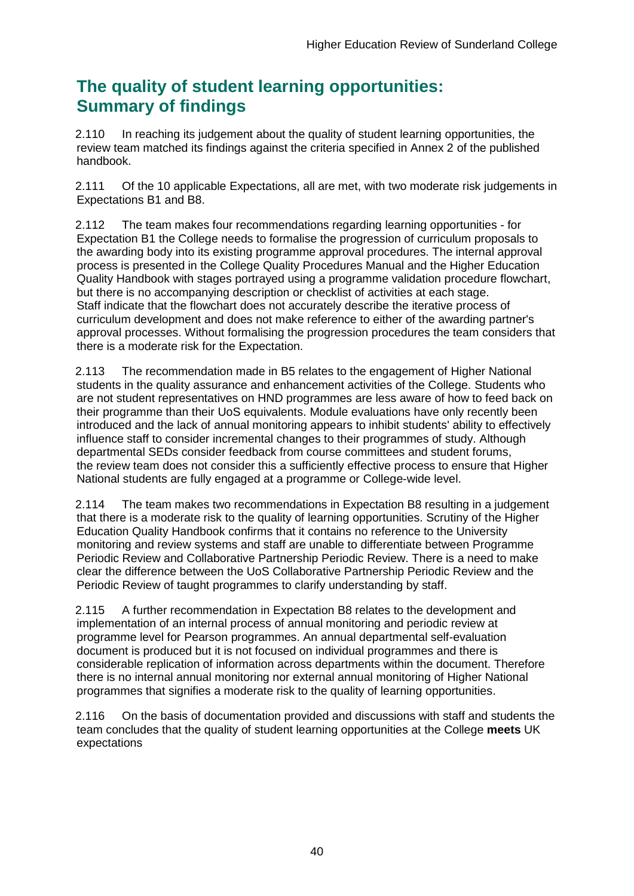## The quality of student learning opportunities: Summary of findings

2.110 In reaching its judgement about the quality of student learning opportunities, the review team matched its findings against the criteria specified in Annex 2 of the published handbook.

2.111 Of the 10 applicable Expectations, all are met, with two moderate risk judgements in Expectations B1 and B8.

2.112 The team makes four recommendations regarding learning opportunities - for Expectation B1 the College needs to formalise the progression of curriculum proposals to the awarding body into its existing programme approval procedures. The internal approval process is presented in the College Quality Procedures Manual and the Higher Education Quality Handbook with stages portrayed using a programme validation procedure flowchart, but there is no accompanying description or checklist of activities at each stage. Staff indicate that the flowchart does not accurately describe the iterative process of curriculum development and does not make reference to either of the awarding partner's approval processes. Without formalising the progression procedures the team considers that there is a moderate risk for the Expectation.

2.113 The recommendation made in B5 relates to the engagement of Higher National students in the quality assurance and enhancement activities of the College. Students who are not student representatives on HND programmes are less aware of how to feed back on their programme than their UoS equivalents. Module evaluations have only recently been introduced and the lack of annual monitoring appears to inhibit students' ability to effectively influence staff to consider incremental changes to their programmes of study. Although departmental SEDs consider feedback from course committees and student forums, the review team does not consider this a sufficiently effective process to ensure that Higher National students are fully engaged at a programme or College-wide level.

2.114 The team makes two recommendations in Expectation B8 resulting in a judgement that there is a moderate risk to the quality of learning opportunities. Scrutiny of the Higher Education Quality Handbook confirms that it contains no reference to the University monitoring and review systems and staff are unable to differentiate between Programme Periodic Review and Collaborative Partnership Periodic Review. There is a need to make clear the difference between the UoS Collaborative Partnership Periodic Review and the Periodic Review of taught programmes to clarify understanding by staff.

2.115 A further recommendation in Expectation B8 relates to the development and implementation of an internal process of annual monitoring and periodic review at programme level for Pearson programmes. An annual departmental self-evaluation document is produced but it is not focused on individual programmes and there is considerable replication of information across departments within the document. Therefore there is no internal annual monitoring nor external annual monitoring of Higher National programmes that signifies a moderate risk to the quality of learning opportunities.

2.116 On the basis of documentation provided and discussions with staff and students the team concludes that the quality of student learning opportunities at the College **meets** UK expectations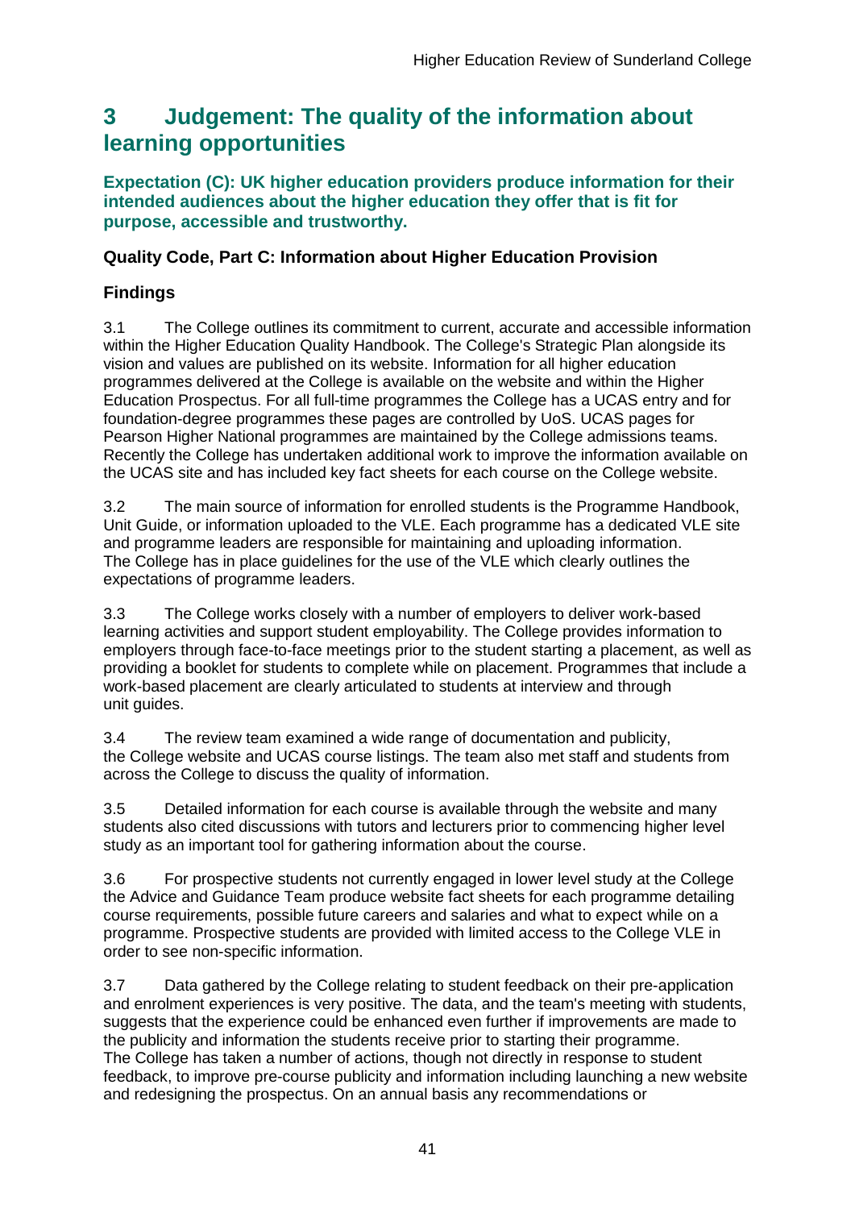# 3 Judgement: The quality of the information about learning opportunities

**Expectation (C): UK higher education providers produce information for their intended audiences about the higher education they offer that is fit for purpose, accessible and trustworthy.**

## Quality Code, Part C: Information about Higher Education Provision

## Findings

3.1 The College outlines its commitment to current, accurate and accessible information within the Higher Education Quality Handbook. The College's Strategic Plan alongside its vision and values are published on its website. Information for all higher education programmes delivered at the College is available on the website and within the Higher Education Prospectus. For all full-time programmes the College has a UCAS entry and for foundation-degree programmes these pages are controlled by UoS. UCAS pages for Pearson Higher National programmes are maintained by the College admissions teams. Recently the College has undertaken additional work to improve the information available on the UCAS site and has included key fact sheets for each course on the College website.

3.2 The main source of information for enrolled students is the Programme Handbook, Unit Guide, or information uploaded to the VLE. Each programme has a dedicated VLE site and programme leaders are responsible for maintaining and uploading information. The College has in place guidelines for the use of the VLE which clearly outlines the expectations of programme leaders.

3.3 The College works closely with a number of employers to deliver work-based learning activities and support student employability. The College provides information to employers through face-to-face meetings prior to the student starting a placement, as well as providing a booklet for students to complete while on placement. Programmes that include a work-based placement are clearly articulated to students at interview and through unit guides.

3.4 The review team examined a wide range of documentation and publicity, the College website and UCAS course listings. The team also met staff and students from across the College to discuss the quality of information.

3.5 Detailed information for each course is available through the website and many students also cited discussions with tutors and lecturers prior to commencing higher level study as an important tool for gathering information about the course.

3.6 For prospective students not currently engaged in lower level study at the College the Advice and Guidance Team produce website fact sheets for each programme detailing course requirements, possible future careers and salaries and what to expect while on a programme. Prospective students are provided with limited access to the College VLE in order to see non-specific information.

3.7 Data gathered by the College relating to student feedback on their pre-application and enrolment experiences is very positive. The data, and the team's meeting with students, suggests that the experience could be enhanced even further if improvements are made to the publicity and information the students receive prior to starting their programme. The College has taken a number of actions, though not directly in response to student feedback, to improve pre-course publicity and information including launching a new website and redesigning the prospectus. On an annual basis any recommendations or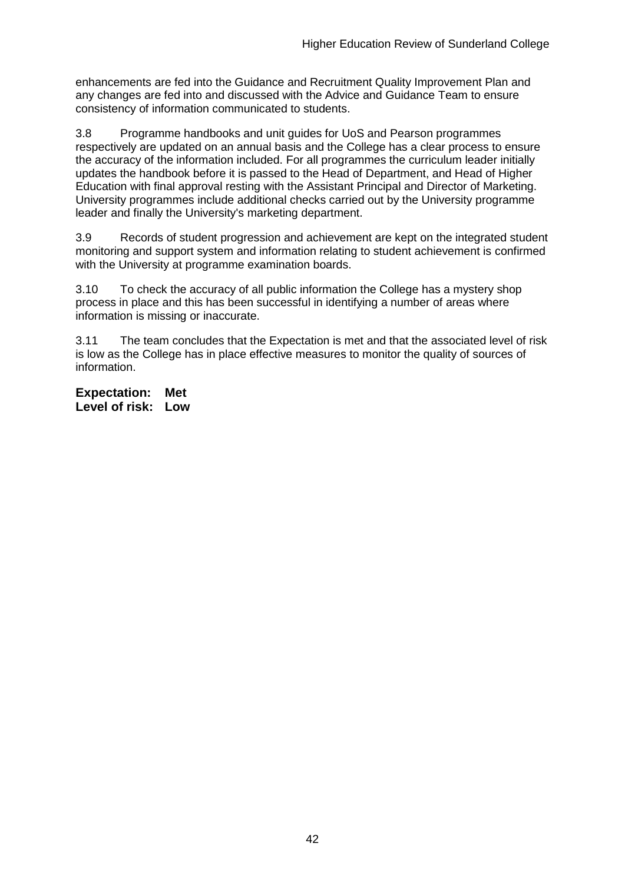enhancements are fed into the Guidance and Recruitment Quality Improvement Plan and any changes are fed into and discussed with the Advice and Guidance Team to ensure consistency of information communicated to students.

3.8 Programme handbooks and unit guides for UoS and Pearson programmes respectively are updated on an annual basis and the College has a clear process to ensure the accuracy of the information included. For all programmes the curriculum leader initially updates the handbook before it is passed to the Head of Department, and Head of Higher Education with final approval resting with the Assistant Principal and Director of Marketing. University programmes include additional checks carried out by the University programme leader and finally the University's marketing department.

3.9 Records of student progression and achievement are kept on the integrated student monitoring and support system and information relating to student achievement is confirmed with the University at programme examination boards.

3.10 To check the accuracy of all public information the College has a mystery shop process in place and this has been successful in identifying a number of areas where information is missing or inaccurate.

3.11 The team concludes that the Expectation is met and that the associated level of risk is low as the College has in place effective measures to monitor the quality of sources of information.

**Expectation: Met**
**Level of risk: Low**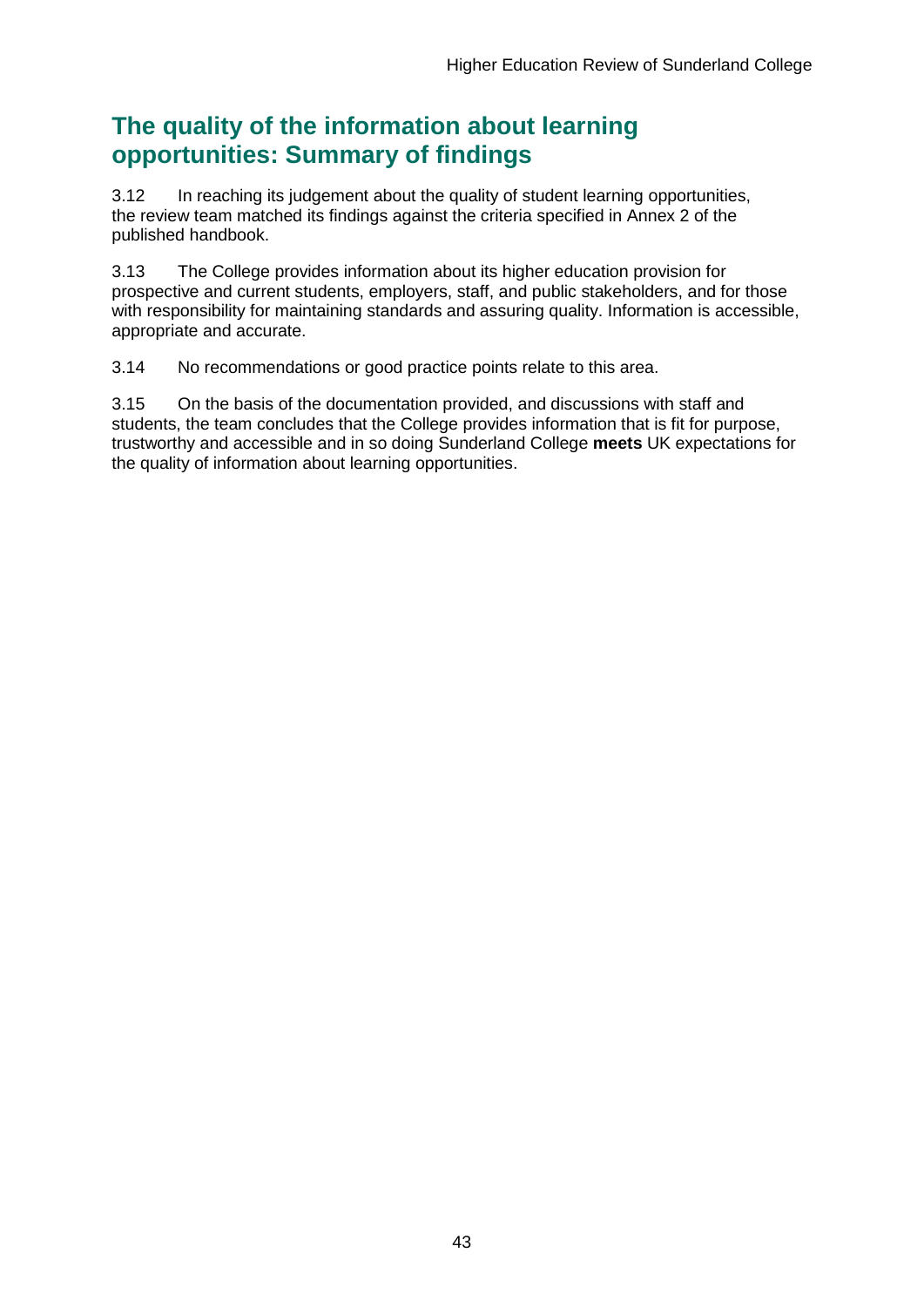## The quality of the information about learning opportunities: Summary of findings

3.12 In reaching its judgement about the quality of student learning opportunities, the review team matched its findings against the criteria specified in Annex 2 of the published handbook.

3.13 The College provides information about its higher education provision for prospective and current students, employers, staff, and public stakeholders, and for those with responsibility for maintaining standards and assuring quality. Information is accessible, appropriate and accurate.

3.14 No recommendations or good practice points relate to this area.

3.15 On the basis of the documentation provided, and discussions with staff and students, the team concludes that the College provides information that is fit for purpose, trustworthy and accessible and in so doing Sunderland College **meets** UK expectations for the quality of information about learning opportunities.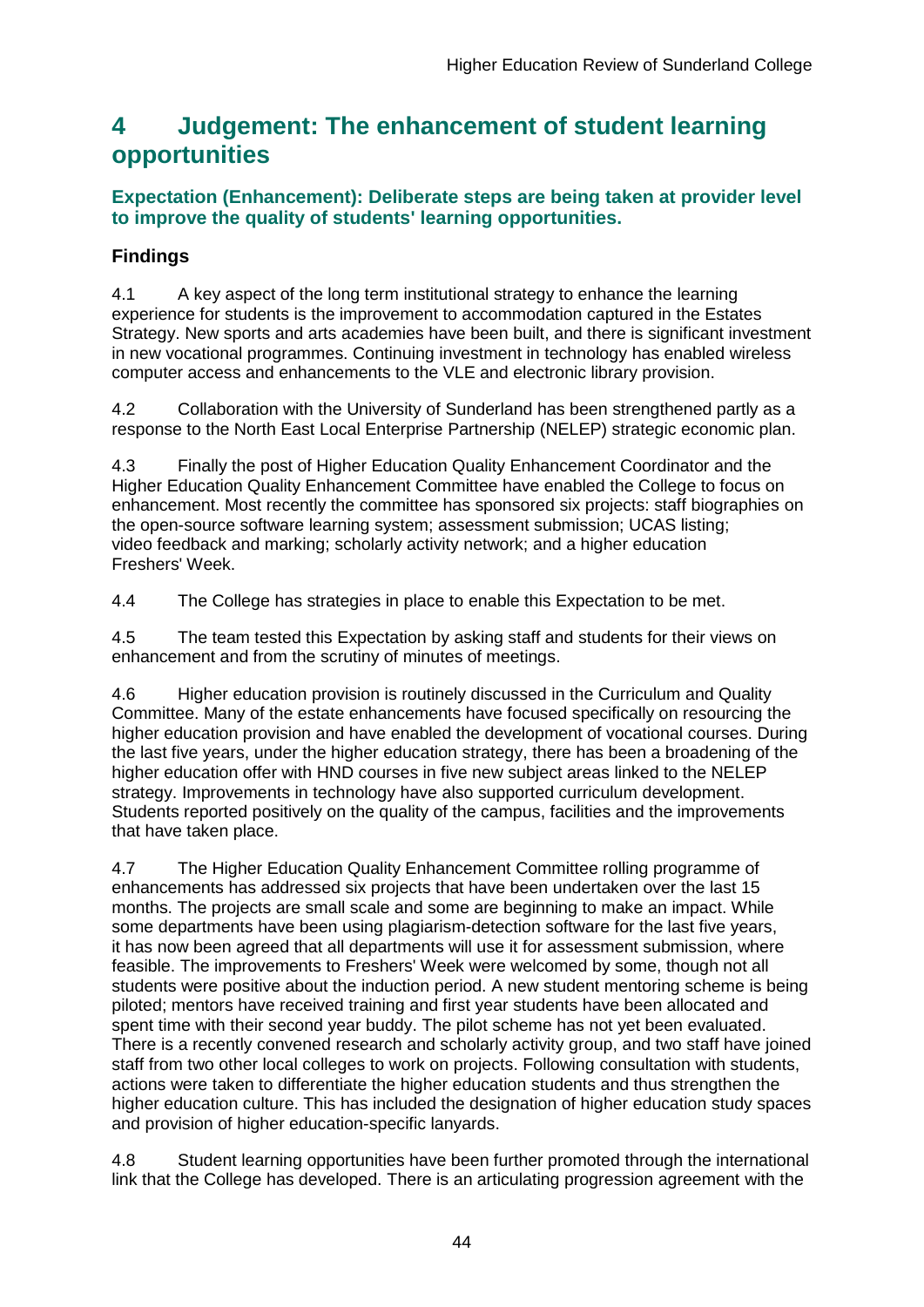# 4 Judgement: The enhancement of student learning opportunities

### Expectation (Enhancement): Deliberate steps are being taken at provider level to improve the quality of students' learning opportunities.

### Findings

4.1 A key aspect of the long term institutional strategy to enhance the learning experience for students is the improvement to accommodation captured in the Estates Strategy. New sports and arts academies have been built, and there is significant investment in new vocational programmes. Continuing investment in technology has enabled wireless computer access and enhancements to the VLE and electronic library provision.

4.2 Collaboration with the University of Sunderland has been strengthened partly as a response to the North East Local Enterprise Partnership (NELEP) strategic economic plan.

4.3 Finally the post of Higher Education Quality Enhancement Coordinator and the Higher Education Quality Enhancement Committee have enabled the College to focus on enhancement. Most recently the committee has sponsored six projects: staff biographies on the open-source software learning system; assessment submission; UCAS listing; video feedback and marking; scholarly activity network; and a higher education Freshers' Week.

4.4 The College has strategies in place to enable this Expectation to be met.

4.5 The team tested this Expectation by asking staff and students for their views on enhancement and from the scrutiny of minutes of meetings.

4.6 Higher education provision is routinely discussed in the Curriculum and Quality Committee. Many of the estate enhancements have focused specifically on resourcing the higher education provision and have enabled the development of vocational courses. During the last five years, under the higher education strategy, there has been a broadening of the higher education offer with HND courses in five new subject areas linked to the NELEP strategy. Improvements in technology have also supported curriculum development. Students reported positively on the quality of the campus, facilities and the improvements that have taken place.

4.7 The Higher Education Quality Enhancement Committee rolling programme of enhancements has addressed six projects that have been undertaken over the last 15 months. The projects are small scale and some are beginning to make an impact. While some departments have been using plagiarism-detection software for the last five years, it has now been agreed that all departments will use it for assessment submission, where feasible. The improvements to Freshers' Week were welcomed by some, though not all students were positive about the induction period. A new student mentoring scheme is being piloted; mentors have received training and first year students have been allocated and spent time with their second year buddy. The pilot scheme has not yet been evaluated. There is a recently convened research and scholarly activity group, and two staff have joined staff from two other local colleges to work on projects. Following consultation with students, actions were taken to differentiate the higher education students and thus strengthen the higher education culture. This has included the designation of higher education study spaces and provision of higher education-specific lanyards.

4.8 Student learning opportunities have been further promoted through the international link that the College has developed. There is an articulating progression agreement with the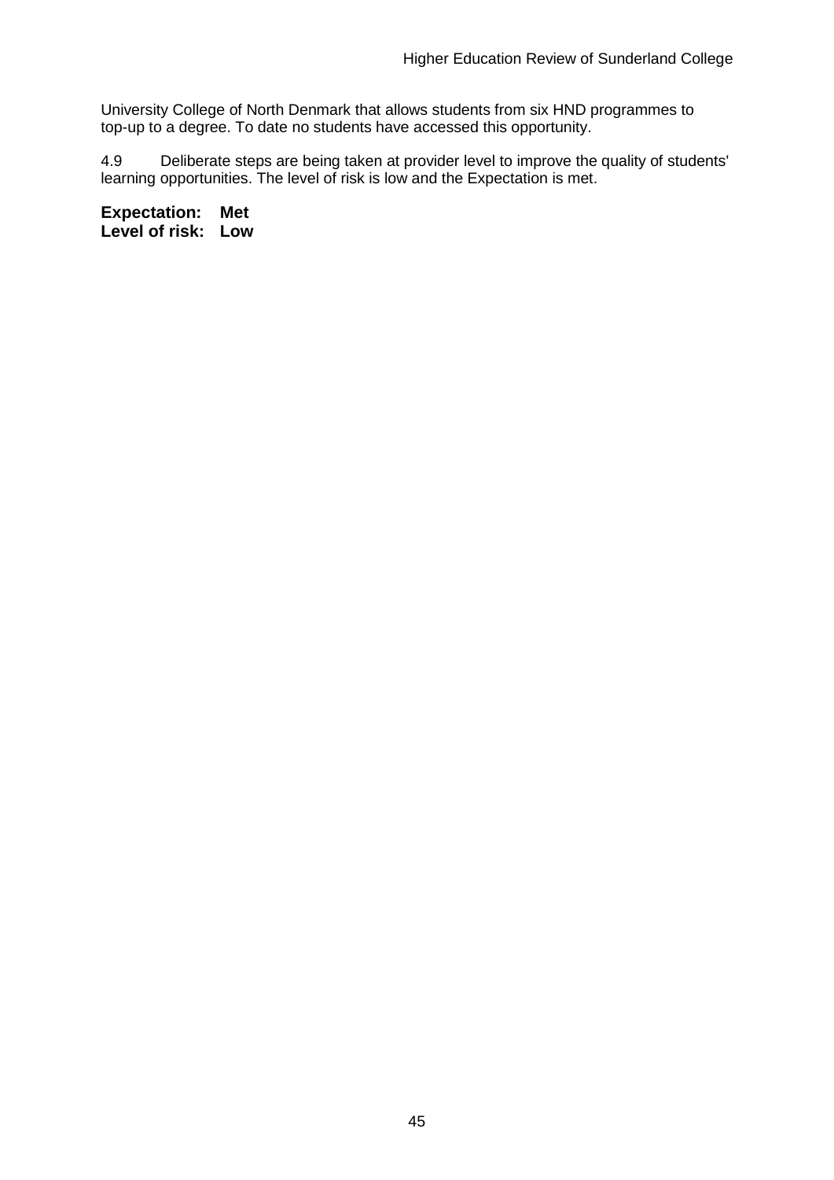University College of North Denmark that allows students from six HND programmes to top-up to a degree. To date no students have accessed this opportunity.

4.9 Deliberate steps are being taken at provider level to improve the quality of students' learning opportunities. The level of risk is low and the Expectation is met.

**Expectation: Met**
**Level of risk: Low**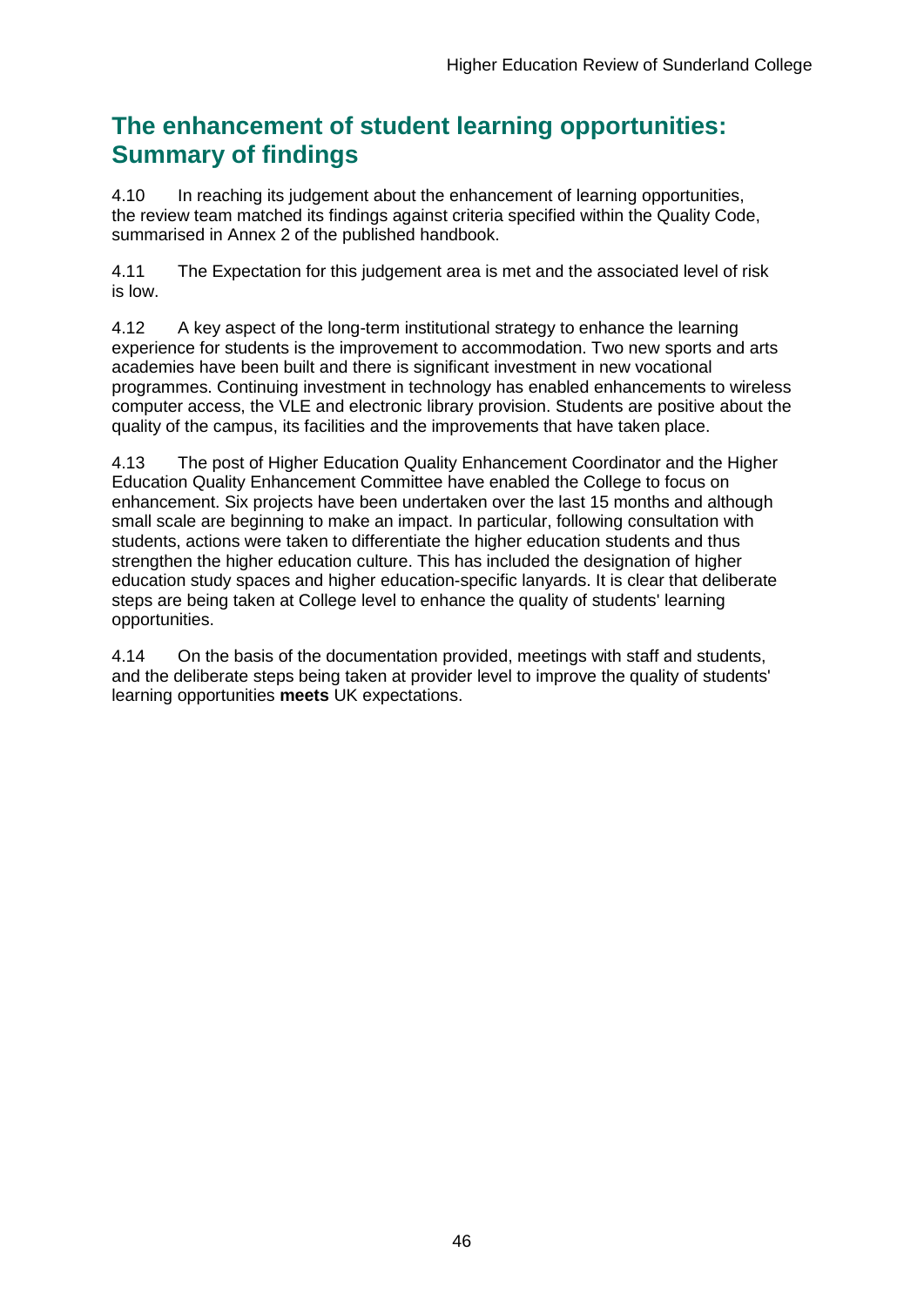## The enhancement of student learning opportunities: Summary of findings

4.10 In reaching its judgement about the enhancement of learning opportunities, the review team matched its findings against criteria specified within the Quality Code, summarised in Annex 2 of the published handbook.

4.11 The Expectation for this judgement area is met and the associated level of risk is low.

4.12 A key aspect of the long-term institutional strategy to enhance the learning experience for students is the improvement to accommodation. Two new sports and arts academies have been built and there is significant investment in new vocational programmes. Continuing investment in technology has enabled enhancements to wireless computer access, the VLE and electronic library provision. Students are positive about the quality of the campus, its facilities and the improvements that have taken place.

4.13 The post of Higher Education Quality Enhancement Coordinator and the Higher Education Quality Enhancement Committee have enabled the College to focus on enhancement. Six projects have been undertaken over the last 15 months and although small scale are beginning to make an impact. In particular, following consultation with students, actions were taken to differentiate the higher education students and thus strengthen the higher education culture. This has included the designation of higher education study spaces and higher education-specific lanyards. It is clear that deliberate steps are being taken at College level to enhance the quality of students' learning opportunities.

4.14 On the basis of the documentation provided, meetings with staff and students, and the deliberate steps being taken at provider level to improve the quality of students' learning opportunities **meets** UK expectations.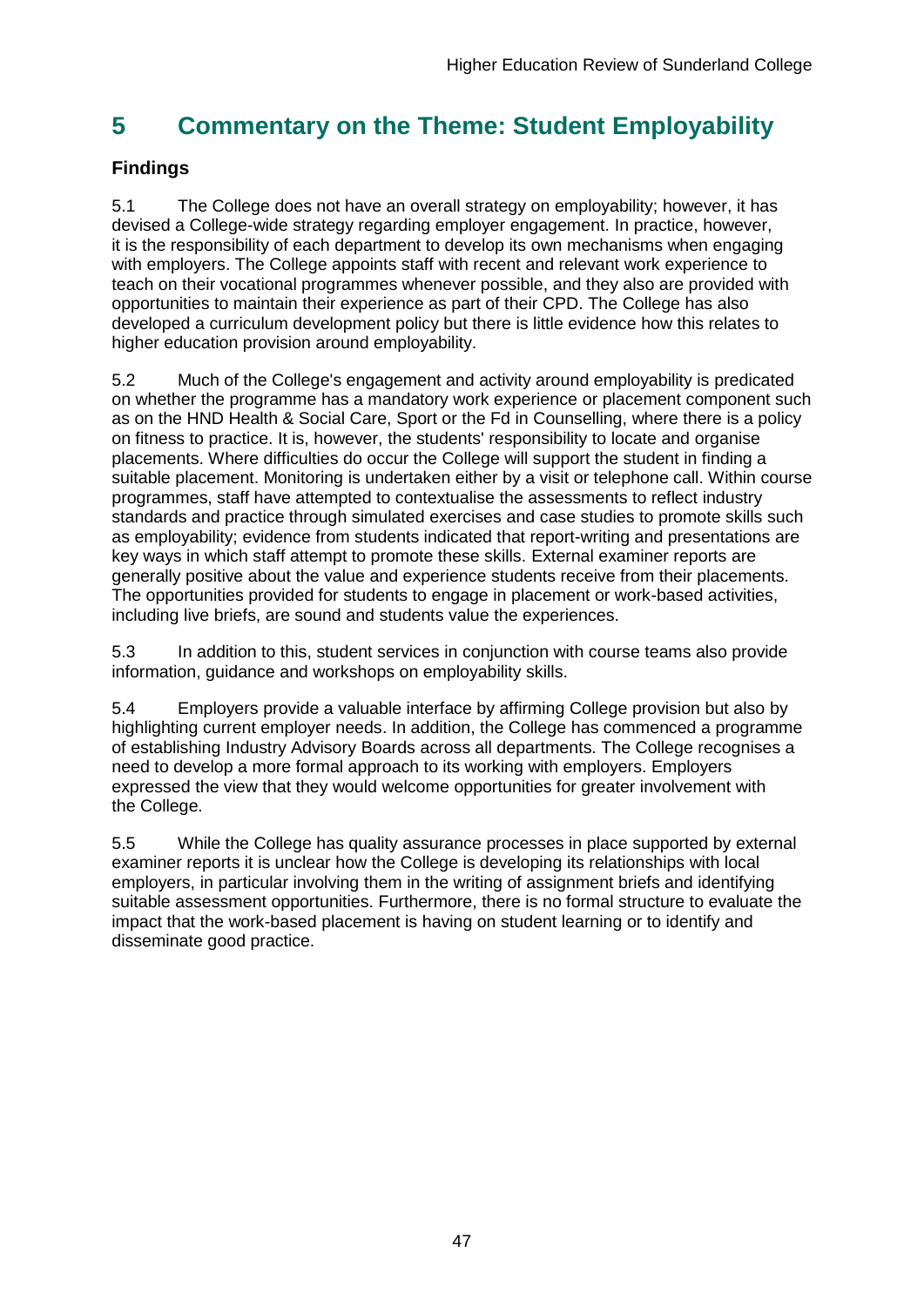# 5 Commentary on the Theme: Student Employability

### Findings

5.1 The College does not have an overall strategy on employability; however, it has devised a College-wide strategy regarding employer engagement. In practice, however, it is the responsibility of each department to develop its own mechanisms when engaging with employers. The College appoints staff with recent and relevant work experience to teach on their vocational programmes whenever possible, and they also are provided with opportunities to maintain their experience as part of their CPD. The College has also developed a curriculum development policy but there is little evidence how this relates to higher education provision around employability.

5.2 Much of the College's engagement and activity around employability is predicated on whether the programme has a mandatory work experience or placement component such as on the HND Health & Social Care, Sport or the Fd in Counselling, where there is a policy on fitness to practice. It is, however, the students' responsibility to locate and organise placements. Where difficulties do occur the College will support the student in finding a suitable placement. Monitoring is undertaken either by a visit or telephone call. Within course programmes, staff have attempted to contextualise the assessments to reflect industry standards and practice through simulated exercises and case studies to promote skills such as employability; evidence from students indicated that report-writing and presentations are key ways in which staff attempt to promote these skills. External examiner reports are generally positive about the value and experience students receive from their placements. The opportunities provided for students to engage in placement or work-based activities, including live briefs, are sound and students value the experiences.

5.3 In addition to this, student services in conjunction with course teams also provide information, guidance and workshops on employability skills.

5.4 Employers provide a valuable interface by affirming College provision but also by highlighting current employer needs. In addition, the College has commenced a programme of establishing Industry Advisory Boards across all departments. The College recognises a need to develop a more formal approach to its working with employers. Employers expressed the view that they would welcome opportunities for greater involvement with the College.

5.5 While the College has quality assurance processes in place supported by external examiner reports it is unclear how the College is developing its relationships with local employers, in particular involving them in the writing of assignment briefs and identifying suitable assessment opportunities. Furthermore, there is no formal structure to evaluate the impact that the work-based placement is having on student learning or to identify and disseminate good practice.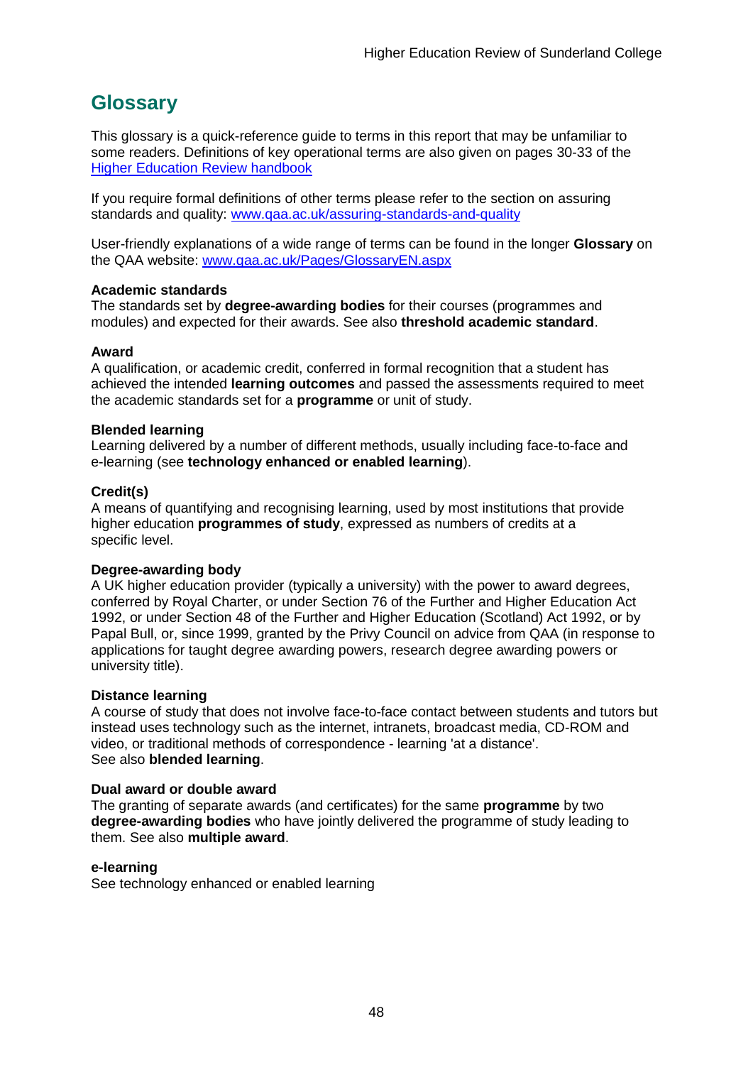## Glossary

This glossary is a quick-reference guide to terms in this report that may be unfamiliar to some readers. Definitions of key operational terms are also given on pages 30-33 of the [Higher Education Review handbook](Higher Education Review handbook)

If you require formal definitions of other terms please refer to the section on assuring standards and quality: [www.qaa.ac.uk/assuring-standards-and-quality](www.qaa.ac.uk/assuring-standards-and-quality)

User-friendly explanations of a wide range of terms can be found in the longer **Glossary** on the QAA website: [www.qaa.ac.uk/Pages/GlossaryEN.aspx](www.qaa.ac.uk/Pages/GlossaryEN.aspx)

**Academic standards**
The standards set by **degree-awarding bodies** for their courses (programmes and modules) and expected for their awards. See also **threshold academic standard**.

**Award**
A qualification, or academic credit, conferred in formal recognition that a student has achieved the intended **learning outcomes** and passed the assessments required to meet the academic standards set for a **programme** or unit of study.

**Blended learning**
Learning delivered by a number of different methods, usually including face-to-face and e-learning (see **technology enhanced or enabled learning**).

**Credit(s)**
A means of quantifying and recognising learning, used by most institutions that provide higher education **programmes of study**, expressed as numbers of credits at a specific level.

**Degree-awarding body**
A UK higher education provider (typically a university) with the power to award degrees, conferred by Royal Charter, or under Section 76 of the Further and Higher Education Act 1992, or under Section 48 of the Further and Higher Education (Scotland) Act 1992, or by Papal Bull, or, since 1999, granted by the Privy Council on advice from QAA (in response to applications for taught degree awarding powers, research degree awarding powers or university title).

**Distance learning**
A course of study that does not involve face-to-face contact between students and tutors but instead uses technology such as the internet, intranets, broadcast media, CD-ROM and video, or traditional methods of correspondence - learning 'at a distance'.
See also **blended learning**.

**Dual award or double award**
The granting of separate awards (and certificates) for the same **programme** by two **degree-awarding bodies** who have jointly delivered the programme of study leading to them. See also **multiple award**.

**e-learning**
See technology enhanced or enabled learning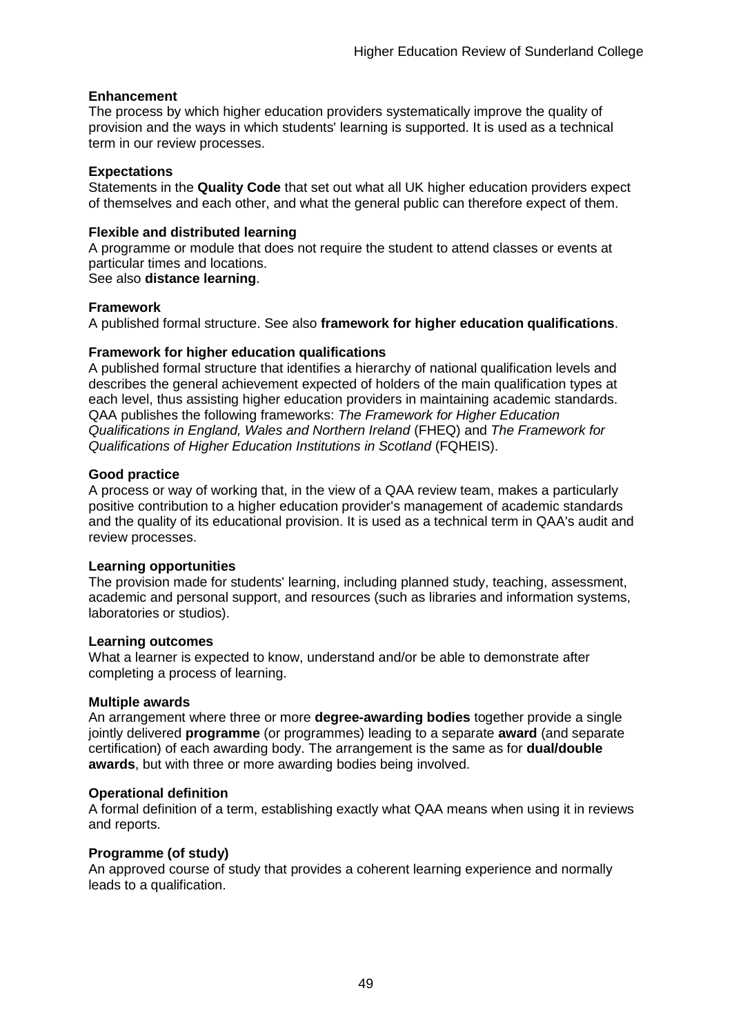**Enhancement**
The process by which higher education providers systematically improve the quality of provision and the ways in which students' learning is supported. It is used as a technical term in our review processes.

**Expectations**
Statements in the **Quality Code** that set out what all UK higher education providers expect of themselves and each other, and what the general public can therefore expect of them.

**Flexible and distributed learning**
A programme or module that does not require the student to attend classes or events at particular times and locations.
See also **distance learning**.

**Framework**
A published formal structure. See also **framework for higher education qualifications**.

**Framework for higher education qualifications**
A published formal structure that identifies a hierarchy of national qualification levels and describes the general achievement expected of holders of the main qualification types at each level, thus assisting higher education providers in maintaining academic standards. QAA publishes the following frameworks: *The Framework for Higher Education Qualifications in England, Wales and Northern Ireland* (FHEQ) and *The Framework for Qualifications of Higher Education Institutions in Scotland* (FQHEIS).

**Good practice**
A process or way of working that, in the view of a QAA review team, makes a particularly positive contribution to a higher education provider's management of academic standards and the quality of its educational provision. It is used as a technical term in QAA's audit and review processes.

**Learning opportunities**
The provision made for students' learning, including planned study, teaching, assessment, academic and personal support, and resources (such as libraries and information systems, laboratories or studios).

**Learning outcomes**
What a learner is expected to know, understand and/or be able to demonstrate after completing a process of learning.

**Multiple awards**
An arrangement where three or more **degree-awarding bodies** together provide a single jointly delivered **programme** (or programmes) leading to a separate **award** (and separate certification) of each awarding body. The arrangement is the same as for **dual/double awards**, but with three or more awarding bodies being involved.

**Operational definition**
A formal definition of a term, establishing exactly what QAA means when using it in reviews and reports.

**Programme (of study)**
An approved course of study that provides a coherent learning experience and normally leads to a qualification.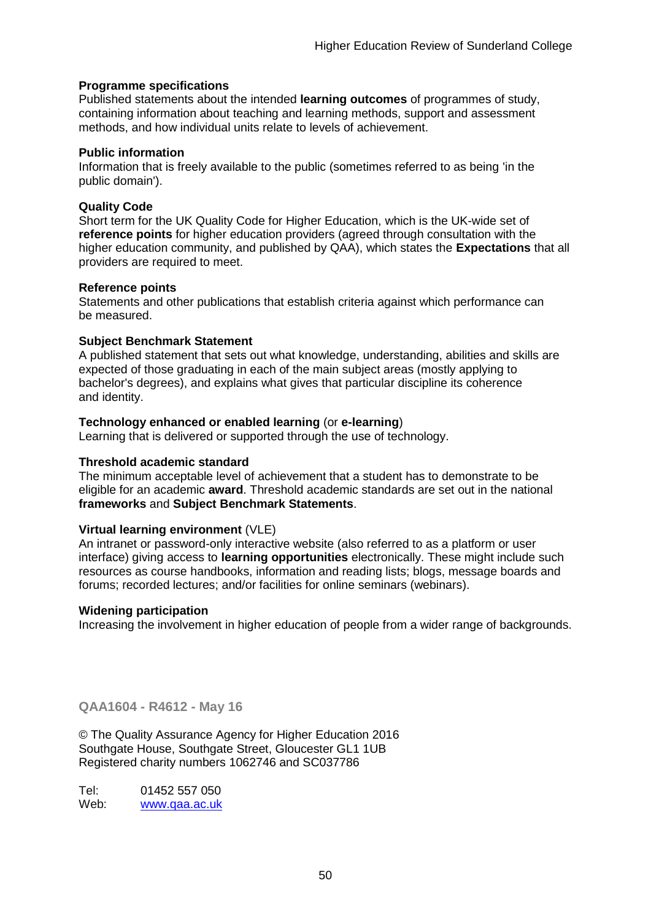**Programme specifications**
Published statements about the intended **learning outcomes** of programmes of study, containing information about teaching and learning methods, support and assessment methods, and how individual units relate to levels of achievement.

**Public information**
Information that is freely available to the public (sometimes referred to as being 'in the public domain').

**Quality Code**
Short term for the UK Quality Code for Higher Education, which is the UK-wide set of **reference points** for higher education providers (agreed through consultation with the higher education community, and published by QAA), which states the **Expectations** that all providers are required to meet.

**Reference points**
Statements and other publications that establish criteria against which performance can be measured.

**Subject Benchmark Statement**
A published statement that sets out what knowledge, understanding, abilities and skills are expected of those graduating in each of the main subject areas (mostly applying to bachelor's degrees), and explains what gives that particular discipline its coherence and identity.

**Technology enhanced or enabled learning** (or **e-learning**)
Learning that is delivered or supported through the use of technology.

**Threshold academic standard**
The minimum acceptable level of achievement that a student has to demonstrate to be eligible for an academic **award**. Threshold academic standards are set out in the national **frameworks** and **Subject Benchmark Statements**.

**Virtual learning environment** (VLE)
An intranet or password-only interactive website (also referred to as a platform or user interface) giving access to **learning opportunities** electronically. These might include such resources as course handbooks, information and reading lists; blogs, message boards and forums; recorded lectures; and/or facilities for online seminars (webinars).

**Widening participation**
Increasing the involvement in higher education of people from a wider range of backgrounds.

**QAA1604 - R4612 - May 16**

© The Quality Assurance Agency for Higher Education 2016
Southgate House, Southgate Street, Gloucester GL1 1UB
Registered charity numbers 1062746 and SC037786

Tel: 01452 557 050
Web: www.qaa.ac.uk